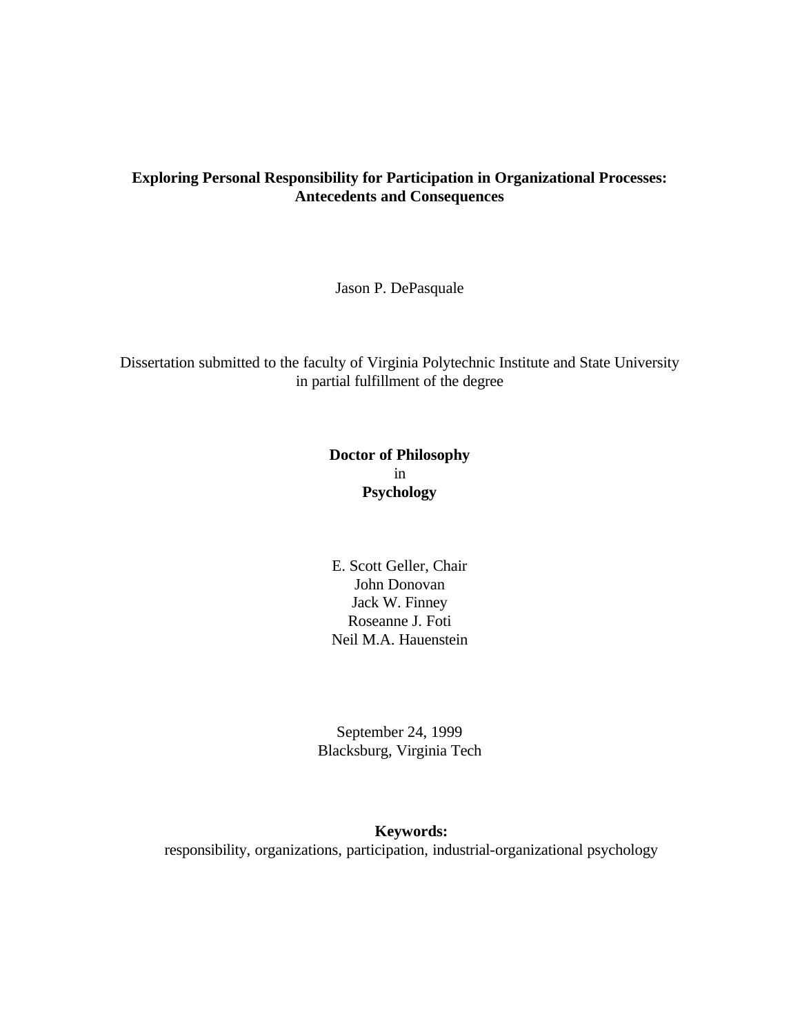# Exploring Personal Responsibility for Participation in Organizational Processes: Antecedents and Consequences

Jason P. DePasquale

Dissertation submitted to the faculty of Virginia Polytechnic Institute and State University in partial fulfillment of the degree

**Doctor of Philosophy**
in
**Psychology**

E. Scott Geller, Chair
John Donovan
Jack W. Finney
Roseanne J. Foti
Neil M.A. Hauenstein

September 24, 1999
Blacksburg, Virginia Tech

**Keywords:**
responsibility, organizations, participation, industrial-organizational psychology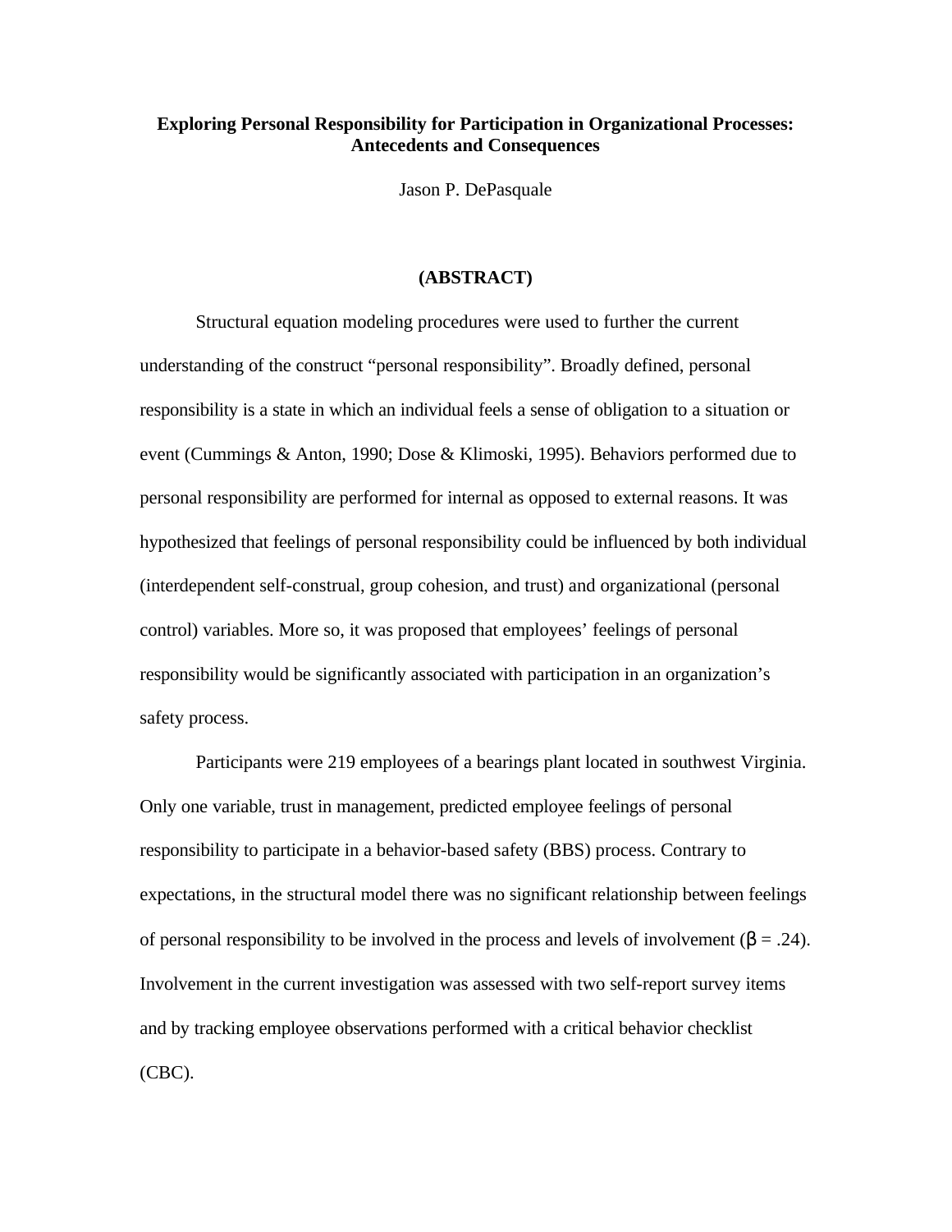**Exploring Personal Responsibility for Participation in Organizational Processes: Antecedents and Consequences**

Jason P. DePasquale

**(ABSTRACT)**

Structural equation modeling procedures were used to further the current understanding of the construct "personal responsibility". Broadly defined, personal responsibility is a state in which an individual feels a sense of obligation to a situation or event (Cummings & Anton, 1990; Dose & Klimoski, 1995). Behaviors performed due to personal responsibility are performed for internal as opposed to external reasons. It was hypothesized that feelings of personal responsibility could be influenced by both individual (interdependent self-construal, group cohesion, and trust) and organizational (personal control) variables. More so, it was proposed that employees' feelings of personal responsibility would be significantly associated with participation in an organization's safety process.

Participants were 219 employees of a bearings plant located in southwest Virginia. Only one variable, trust in management, predicted employee feelings of personal responsibility to participate in a behavior-based safety (BBS) process. Contrary to expectations, in the structural model there was no significant relationship between feelings of personal responsibility to be involved in the process and levels of involvement ($\beta = .24$). Involvement in the current investigation was assessed with two self-report survey items and by tracking employee observations performed with a critical behavior checklist (CBC).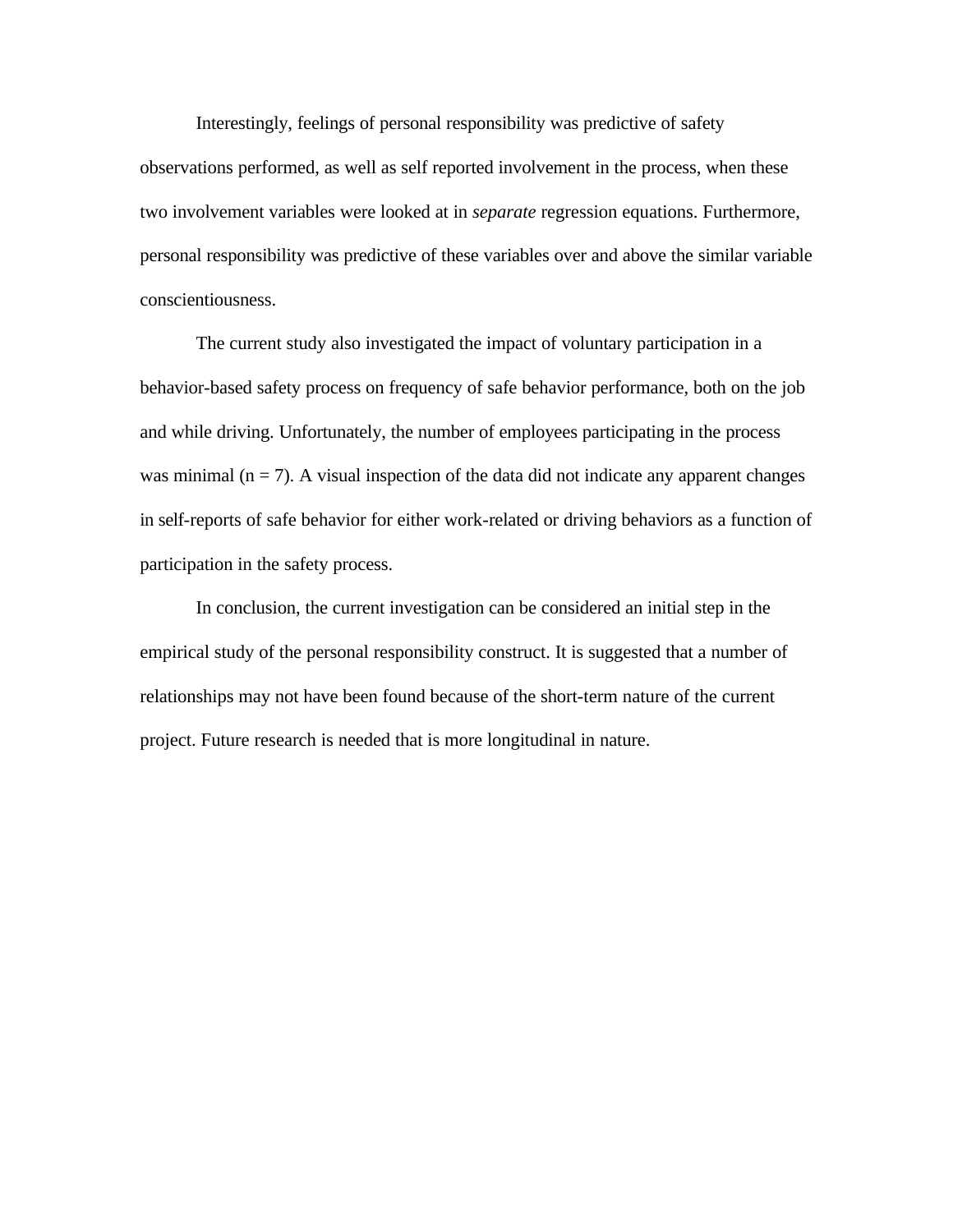Interestingly, feelings of personal responsibility was predictive of safety observations performed, as well as self reported involvement in the process, when these two involvement variables were looked at in *separate* regression equations. Furthermore, personal responsibility was predictive of these variables over and above the similar variable conscientiousness.

The current study also investigated the impact of voluntary participation in a behavior-based safety process on frequency of safe behavior performance, both on the job and while driving. Unfortunately, the number of employees participating in the process was minimal ($n = 7$). A visual inspection of the data did not indicate any apparent changes in self-reports of safe behavior for either work-related or driving behaviors as a function of participation in the safety process.

In conclusion, the current investigation can be considered an initial step in the empirical study of the personal responsibility construct. It is suggested that a number of relationships may not have been found because of the short-term nature of the current project. Future research is needed that is more longitudinal in nature.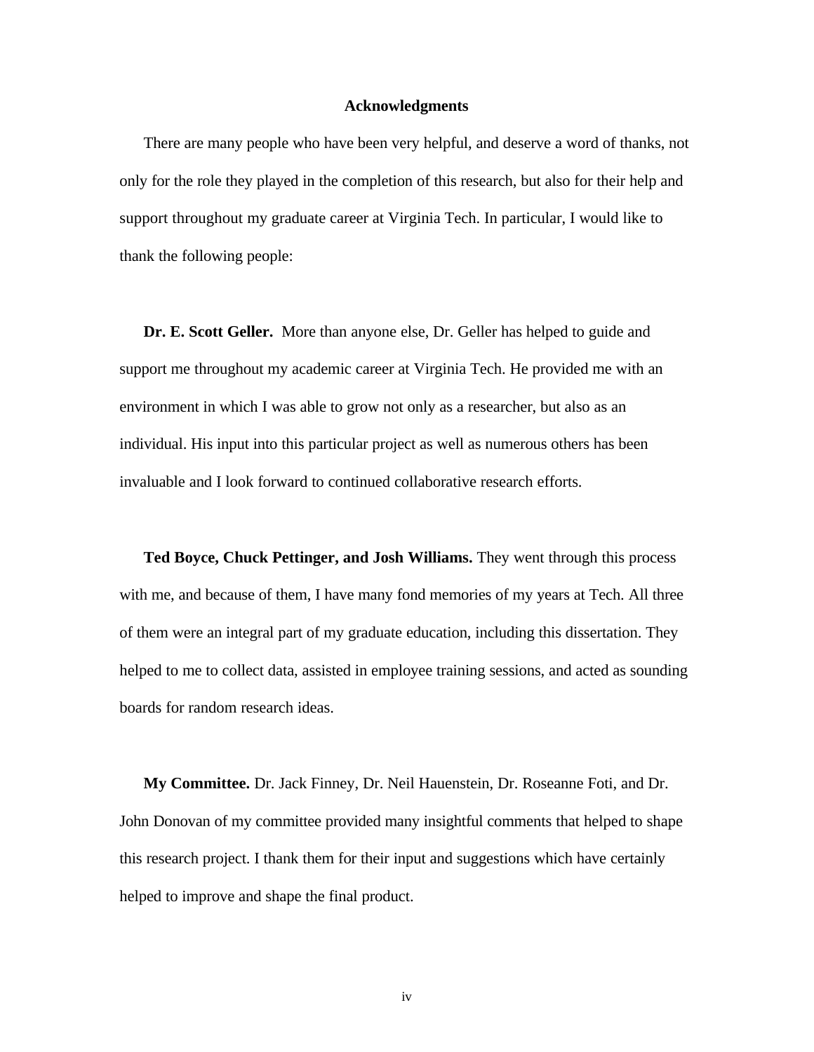## Acknowledgments

There are many people who have been very helpful, and deserve a word of thanks, not only for the role they played in the completion of this research, but also for their help and support throughout my graduate career at Virginia Tech. In particular, I would like to thank the following people:

**Dr. E. Scott Geller.** More than anyone else, Dr. Geller has helped to guide and support me throughout my academic career at Virginia Tech. He provided me with an environment in which I was able to grow not only as a researcher, but also as an individual. His input into this particular project as well as numerous others has been invaluable and I look forward to continued collaborative research efforts.

**Ted Boyce, Chuck Pettinger, and Josh Williams.** They went through this process with me, and because of them, I have many fond memories of my years at Tech. All three of them were an integral part of my graduate education, including this dissertation. They helped to me to collect data, assisted in employee training sessions, and acted as sounding boards for random research ideas.

**My Committee.** Dr. Jack Finney, Dr. Neil Hauenstein, Dr. Roseanne Foti, and Dr. John Donovan of my committee provided many insightful comments that helped to shape this research project. I thank them for their input and suggestions which have certainly helped to improve and shape the final product.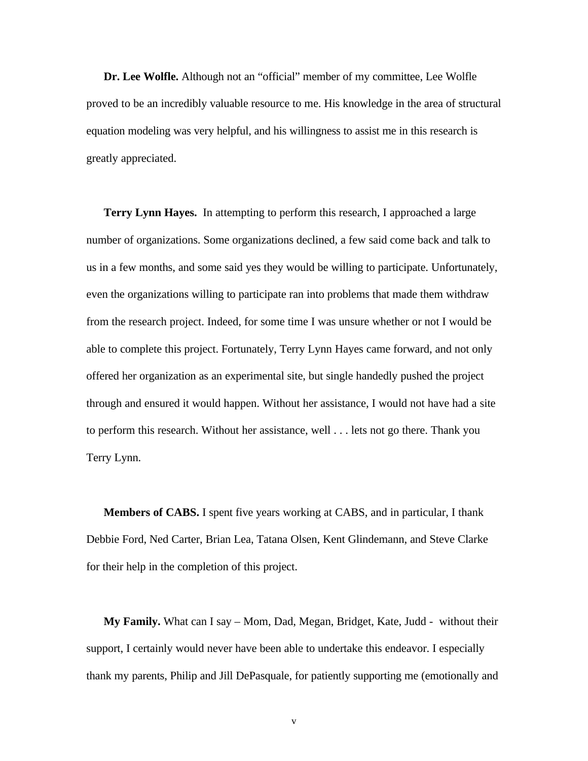**Dr. Lee Wolfle.** Although not an “official” member of my committee, Lee Wolfle proved to be an incredibly valuable resource to me. His knowledge in the area of structural equation modeling was very helpful, and his willingness to assist me in this research is greatly appreciated.

**Terry Lynn Hayes.** In attempting to perform this research, I approached a large number of organizations. Some organizations declined, a few said come back and talk to us in a few months, and some said yes they would be willing to participate. Unfortunately, even the organizations willing to participate ran into problems that made them withdraw from the research project. Indeed, for some time I was unsure whether or not I would be able to complete this project. Fortunately, Terry Lynn Hayes came forward, and not only offered her organization as an experimental site, but single handedly pushed the project through and ensured it would happen. Without her assistance, I would not have had a site to perform this research. Without her assistance, well . . . lets not go there. Thank you Terry Lynn.

**Members of CABS.** I spent five years working at CABS, and in particular, I thank Debbie Ford, Ned Carter, Brian Lea, Tatana Olsen, Kent Glindemann, and Steve Clarke for their help in the completion of this project.

**My Family.** What can I say – Mom, Dad, Megan, Bridget, Kate, Judd - without their support, I certainly would never have been able to undertake this endeavor. I especially thank my parents, Philip and Jill DePasquale, for patiently supporting me (emotionally and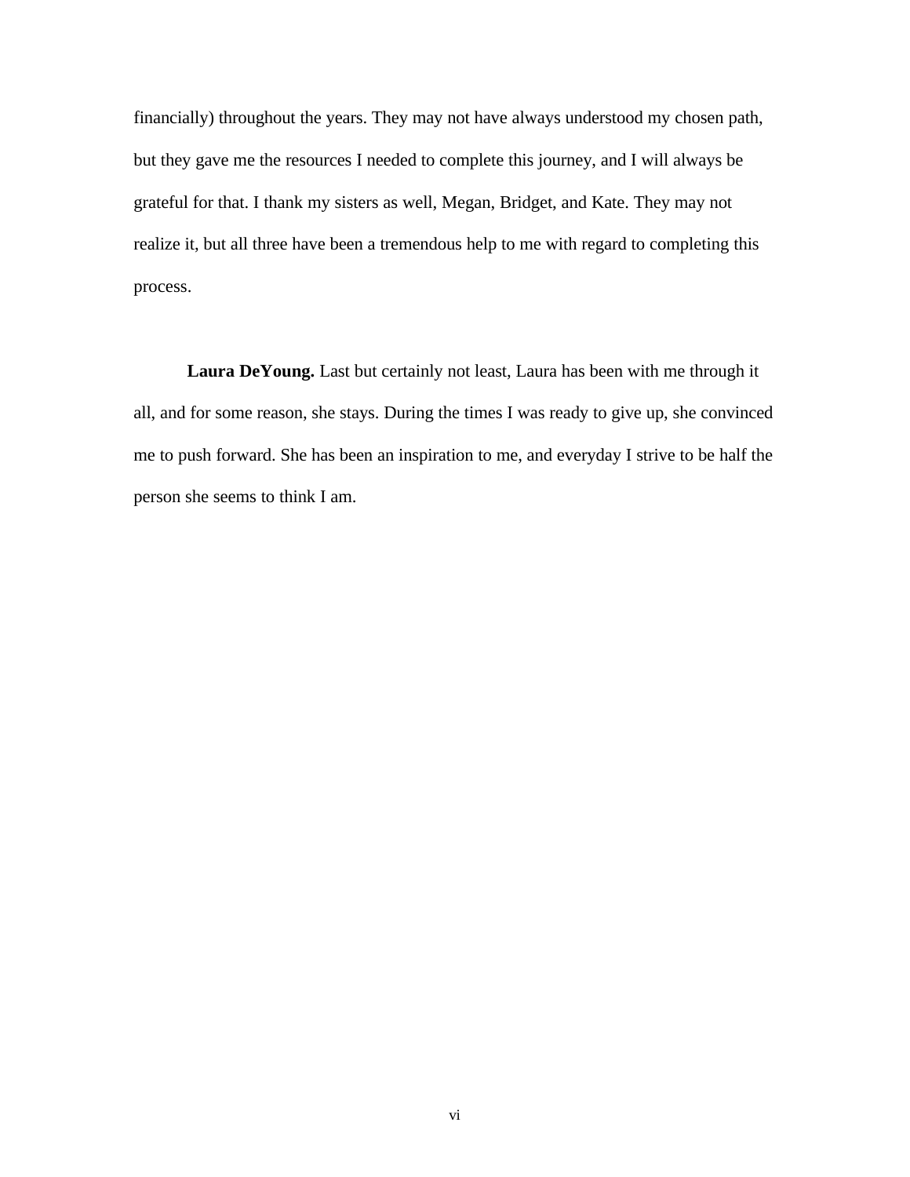financially) throughout the years. They may not have always understood my chosen path, but they gave me the resources I needed to complete this journey, and I will always be grateful for that. I thank my sisters as well, Megan, Bridget, and Kate. They may not realize it, but all three have been a tremendous help to me with regard to completing this process.

**Laura DeYoung.** Last but certainly not least, Laura has been with me through it all, and for some reason, she stays. During the times I was ready to give up, she convinced me to push forward. She has been an inspiration to me, and everyday I strive to be half the person she seems to think I am.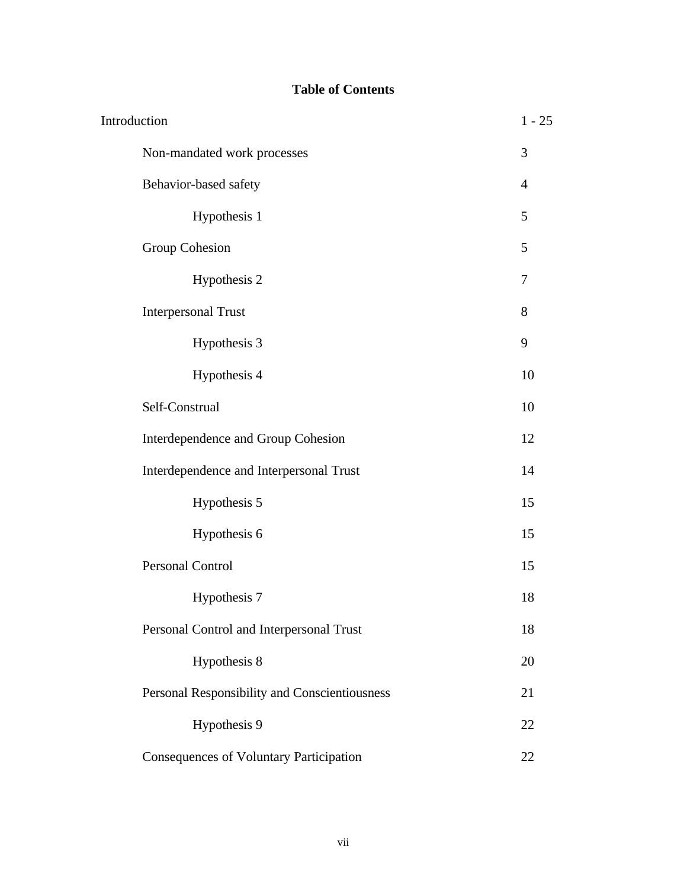# Table of Contents

| | |
|---|---|
| Introduction | 1 - 25 |
| Non-mandated work processes | 3 |
| Behavior-based safety | 4 |
| Hypothesis 1 | 5 |
| Group Cohesion | 5 |
| Hypothesis 2 | 7 |
| Interpersonal Trust | 8 |
| Hypothesis 3 | 9 |
| Hypothesis 4 | 10 |
| Self-Construal | 10 |
| Interdependence and Group Cohesion | 12 |
| Interdependence and Interpersonal Trust | 14 |
| Hypothesis 5 | 15 |
| Hypothesis 6 | 15 |
| Personal Control | 15 |
| Hypothesis 7 | 18 |
| Personal Control and Interpersonal Trust | 18 |
| Hypothesis 8 | 20 |
| Personal Responsibility and Conscientiousness | 21 |
| Hypothesis 9 | 22 |
| Consequences of Voluntary Participation | 22 |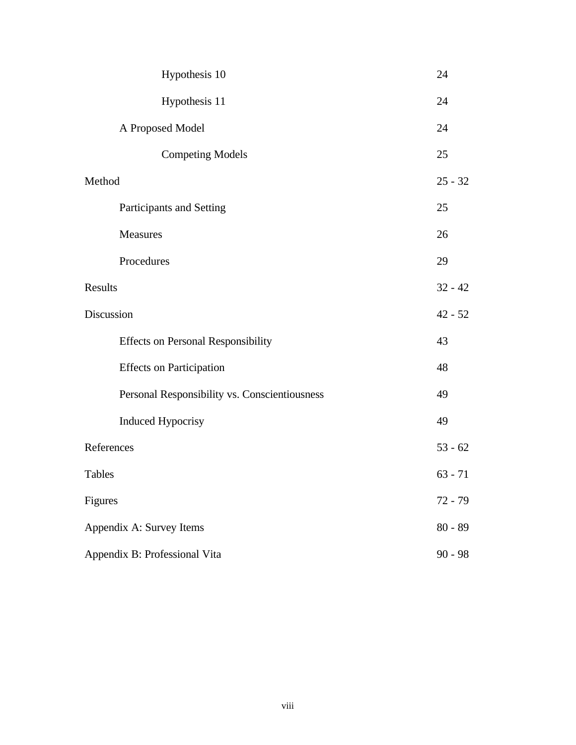| | |
|---|---|
| Hypothesis 10 | 24 |
| Hypothesis 11 | 24 |
| A Proposed Model | 24 |
| Competing Models | 25 |
| Method | 25 - 32 |
| Participants and Setting | 25 |
| Measures | 26 |
| Procedures | 29 |
| Results | 32 - 42 |
| Discussion | 42 - 52 |
| Effects on Personal Responsibility | 43 |
| Effects on Participation | 48 |
| Personal Responsibility vs. Conscientiousness | 49 |
| Induced Hypocrisy | 49 |
| References | 53 - 62 |
| Tables | 63 - 71 |
| Figures | 72 - 79 |
| Appendix A: Survey Items | 80 - 89 |
| Appendix B: Professional Vita | 90 - 98 |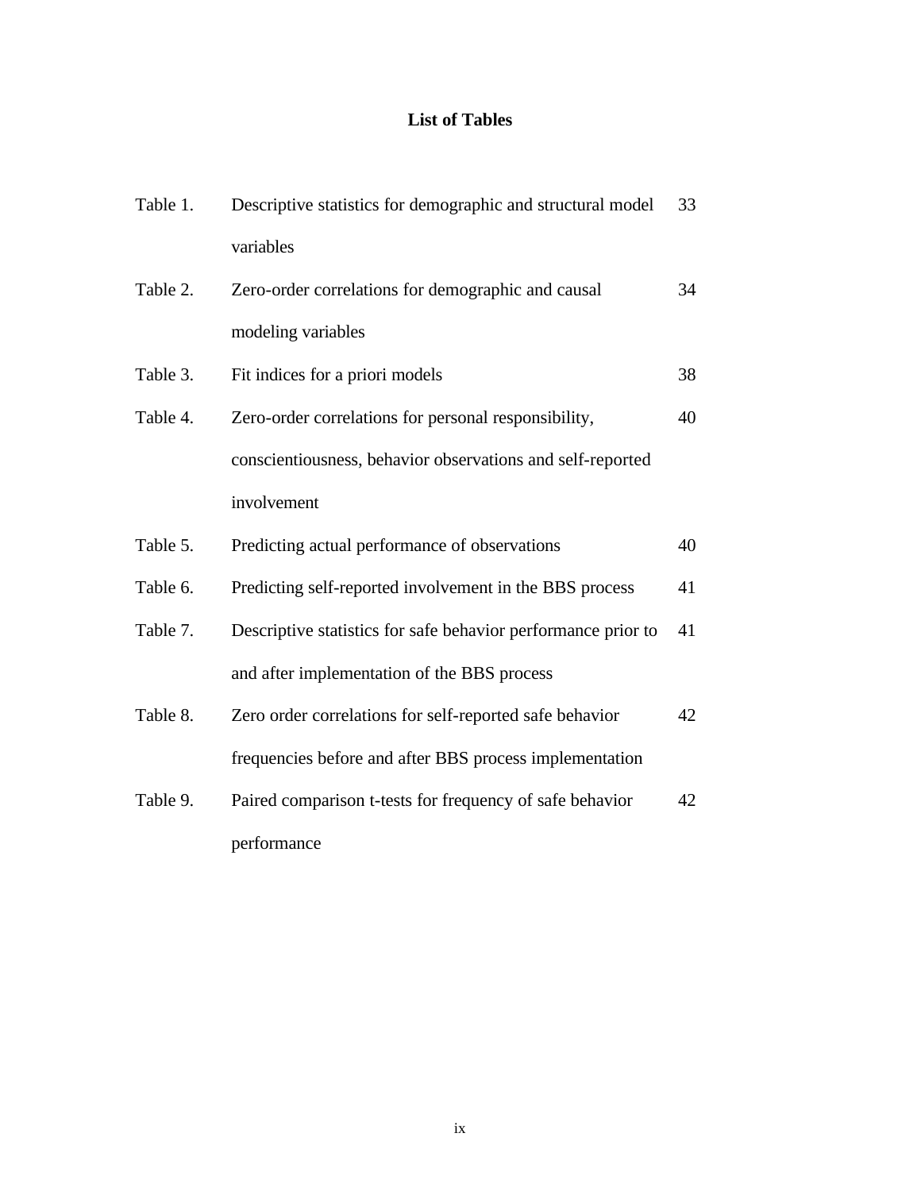# List of Tables

| | | |
|---|---|---|
| Table 1. | Descriptive statistics for demographic and structural model variables | 33 |
| Table 2. | Zero-order correlations for demographic and causal modeling variables | 34 |
| Table 3. | Fit indices for a priori models | 38 |
| Table 4. | Zero-order correlations for personal responsibility, conscientiousness, behavior observations and self-reported involvement | 40 |
| Table 5. | Predicting actual performance of observations | 40 |
| Table 6. | Predicting self-reported involvement in the BBS process | 41 |
| Table 7. | Descriptive statistics for safe behavior performance prior to and after implementation of the BBS process | 41 |
| Table 8. | Zero order correlations for self-reported safe behavior frequencies before and after BBS process implementation | 42 |
| Table 9. | Paired comparison t-tests for frequency of safe behavior performance | 42 |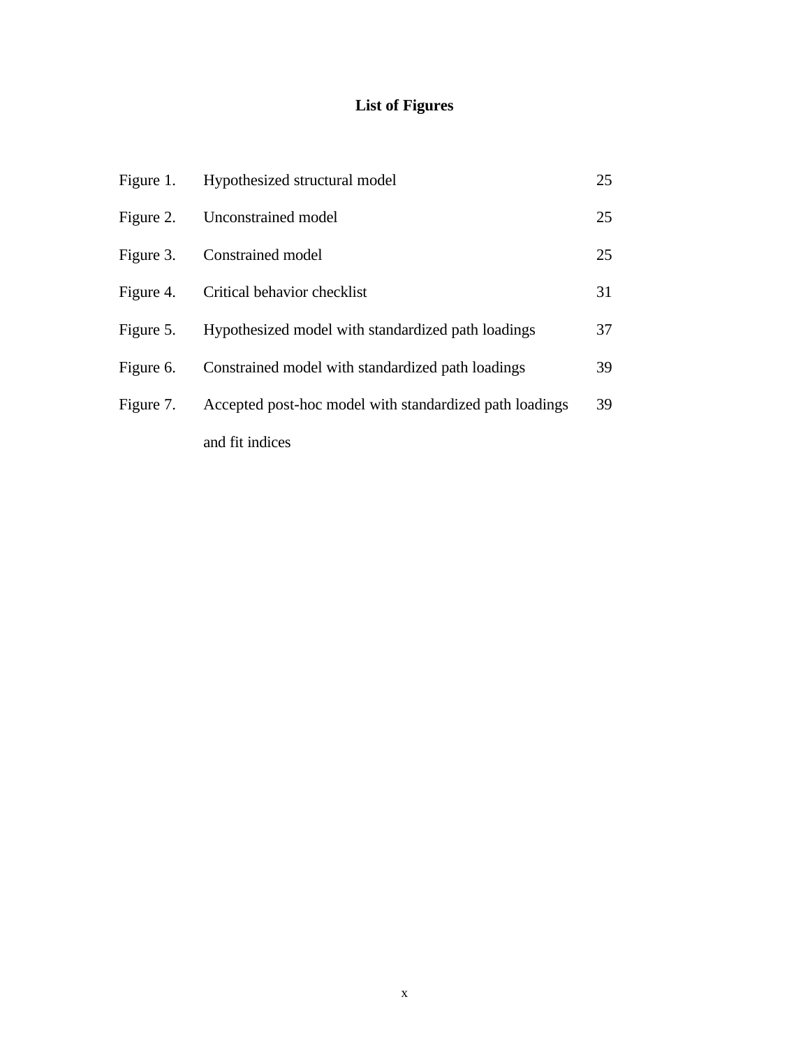# List of Figures

| | | |
|---|---|---|
| Figure 1. | Hypothesized structural model | 25 |
| Figure 2. | Unconstrained model | 25 |
| Figure 3. | Constrained model | 25 |
| Figure 4. | Critical behavior checklist | 31 |
| Figure 5. | Hypothesized model with standardized path loadings | 37 |
| Figure 6. | Constrained model with standardized path loadings | 39 |
| Figure 7. | Accepted post-hoc model with standardized path loadings and fit indices | 39 |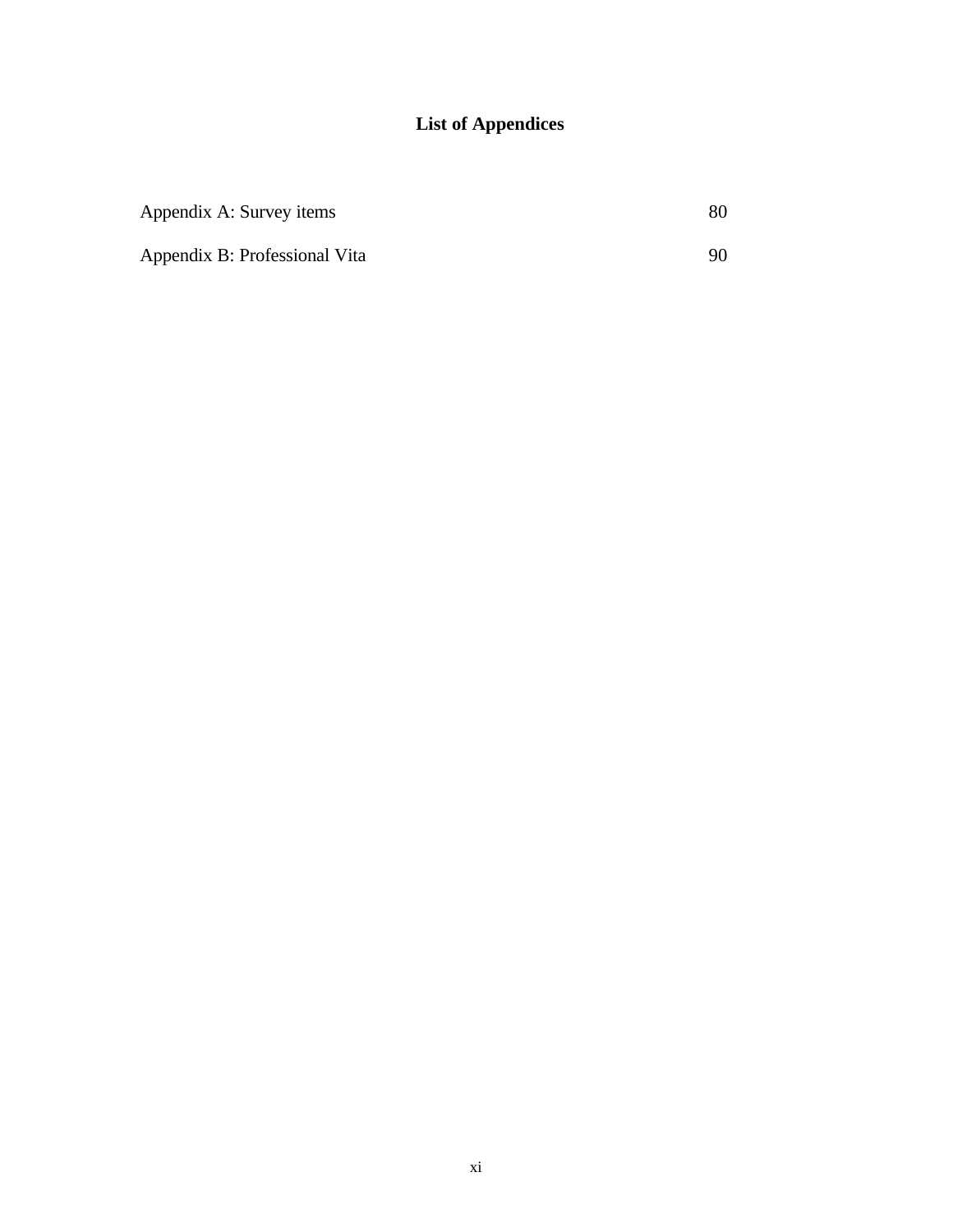# List of Appendices

| | |
|---|---|
| Appendix A: Survey items | 80 |
| Appendix B: Professional Vita | 90 |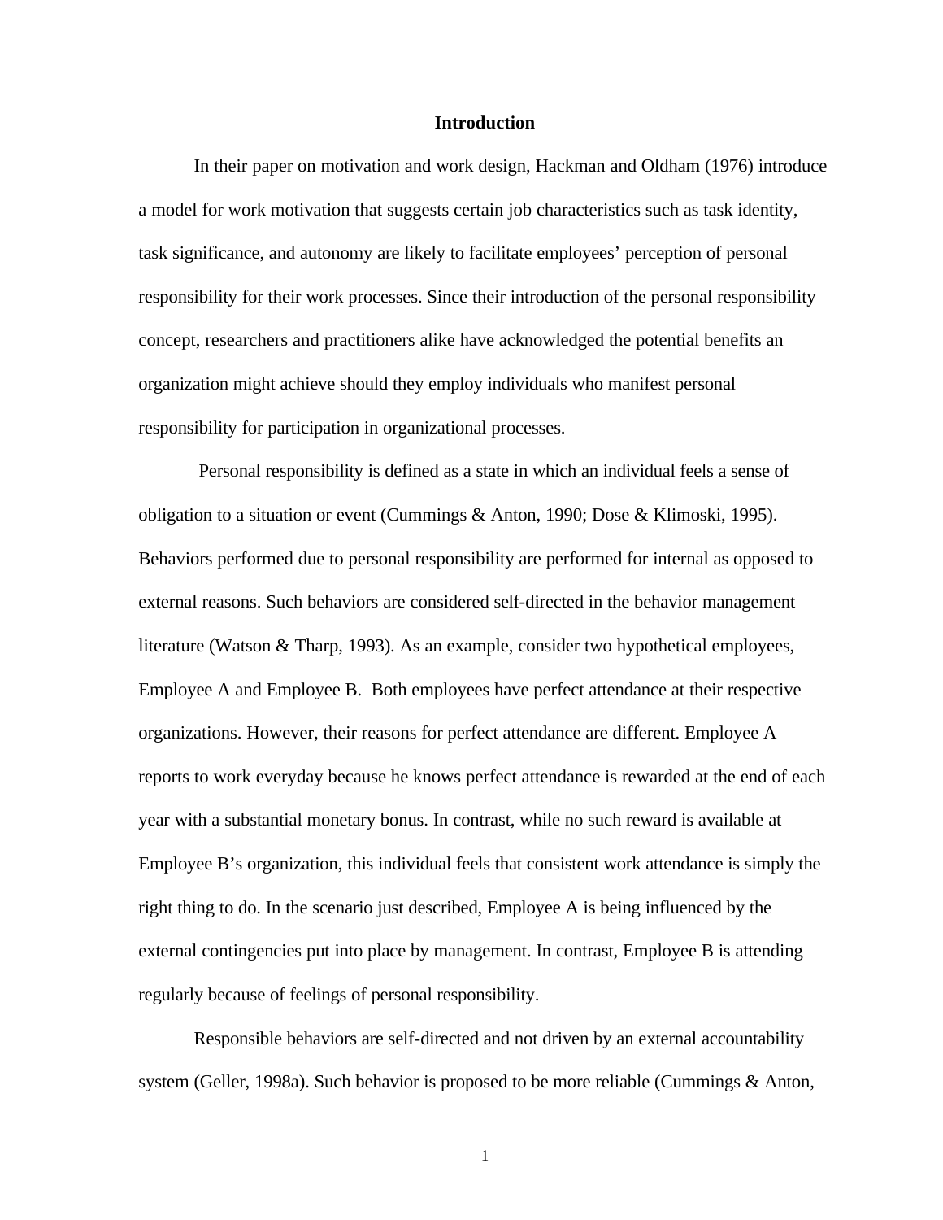# Introduction

In their paper on motivation and work design, Hackman and Oldham (1976) introduce a model for work motivation that suggests certain job characteristics such as task identity, task significance, and autonomy are likely to facilitate employees' perception of personal responsibility for their work processes. Since their introduction of the personal responsibility concept, researchers and practitioners alike have acknowledged the potential benefits an organization might achieve should they employ individuals who manifest personal responsibility for participation in organizational processes.

Personal responsibility is defined as a state in which an individual feels a sense of obligation to a situation or event (Cummings & Anton, 1990; Dose & Klimoski, 1995). Behaviors performed due to personal responsibility are performed for internal as opposed to external reasons. Such behaviors are considered self-directed in the behavior management literature (Watson & Tharp, 1993). As an example, consider two hypothetical employees, Employee A and Employee B. Both employees have perfect attendance at their respective organizations. However, their reasons for perfect attendance are different. Employee A reports to work everyday because he knows perfect attendance is rewarded at the end of each year with a substantial monetary bonus. In contrast, while no such reward is available at Employee B's organization, this individual feels that consistent work attendance is simply the right thing to do. In the scenario just described, Employee A is being influenced by the external contingencies put into place by management. In contrast, Employee B is attending regularly because of feelings of personal responsibility.

Responsible behaviors are self-directed and not driven by an external accountability system (Geller, 1998a). Such behavior is proposed to be more reliable (Cummings & Anton,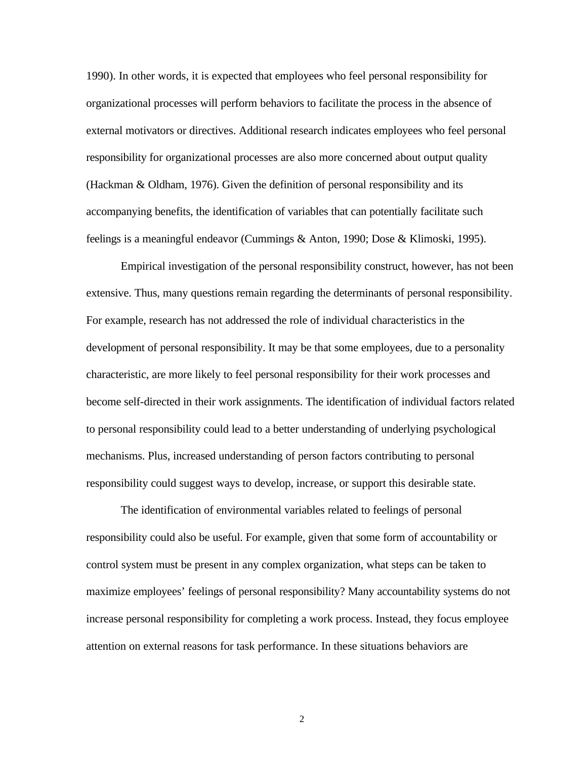1990). In other words, it is expected that employees who feel personal responsibility for organizational processes will perform behaviors to facilitate the process in the absence of external motivators or directives. Additional research indicates employees who feel personal responsibility for organizational processes are also more concerned about output quality (Hackman & Oldham, 1976). Given the definition of personal responsibility and its accompanying benefits, the identification of variables that can potentially facilitate such feelings is a meaningful endeavor (Cummings & Anton, 1990; Dose & Klimoski, 1995).

Empirical investigation of the personal responsibility construct, however, has not been extensive. Thus, many questions remain regarding the determinants of personal responsibility. For example, research has not addressed the role of individual characteristics in the development of personal responsibility. It may be that some employees, due to a personality characteristic, are more likely to feel personal responsibility for their work processes and become self-directed in their work assignments. The identification of individual factors related to personal responsibility could lead to a better understanding of underlying psychological mechanisms. Plus, increased understanding of person factors contributing to personal responsibility could suggest ways to develop, increase, or support this desirable state.

The identification of environmental variables related to feelings of personal responsibility could also be useful. For example, given that some form of accountability or control system must be present in any complex organization, what steps can be taken to maximize employees' feelings of personal responsibility? Many accountability systems do not increase personal responsibility for completing a work process. Instead, they focus employee attention on external reasons for task performance. In these situations behaviors are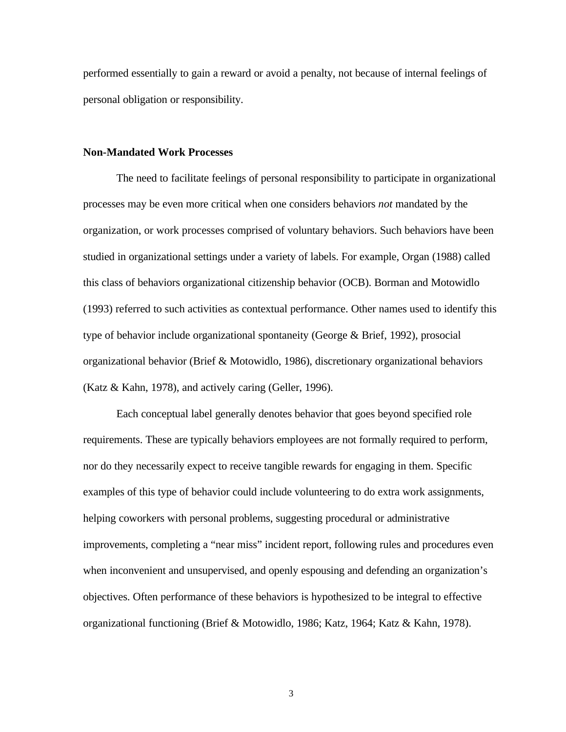performed essentially to gain a reward or avoid a penalty, not because of internal feelings of personal obligation or responsibility.

### Non-Mandated Work Processes

The need to facilitate feelings of personal responsibility to participate in organizational processes may be even more critical when one considers behaviors *not* mandated by the organization, or work processes comprised of voluntary behaviors. Such behaviors have been studied in organizational settings under a variety of labels. For example, Organ (1988) called this class of behaviors organizational citizenship behavior (OCB). Borman and Motowidlo (1993) referred to such activities as contextual performance. Other names used to identify this type of behavior include organizational spontaneity (George & Brief, 1992), prosocial organizational behavior (Brief & Motowidlo, 1986), discretionary organizational behaviors (Katz & Kahn, 1978), and actively caring (Geller, 1996).

Each conceptual label generally denotes behavior that goes beyond specified role requirements. These are typically behaviors employees are not formally required to perform, nor do they necessarily expect to receive tangible rewards for engaging in them. Specific examples of this type of behavior could include volunteering to do extra work assignments, helping coworkers with personal problems, suggesting procedural or administrative improvements, completing a "near miss" incident report, following rules and procedures even when inconvenient and unsupervised, and openly espousing and defending an organization's objectives. Often performance of these behaviors is hypothesized to be integral to effective organizational functioning (Brief & Motowidlo, 1986; Katz, 1964; Katz & Kahn, 1978).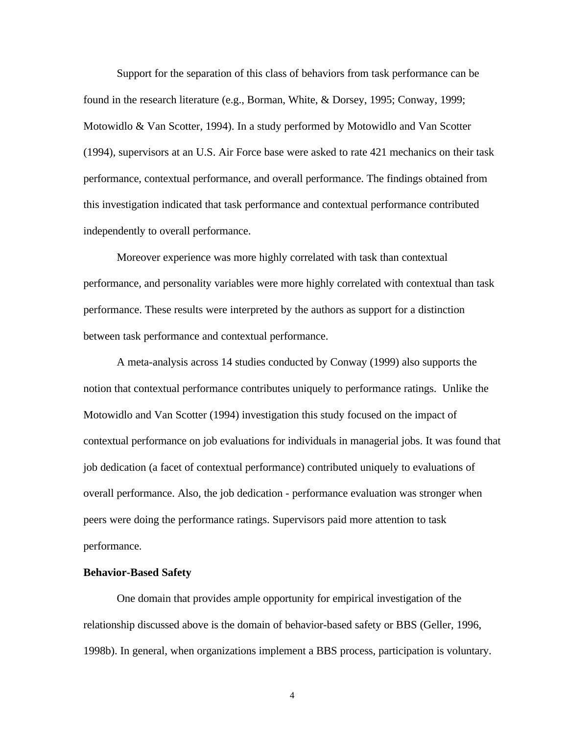Support for the separation of this class of behaviors from task performance can be found in the research literature (e.g., Borman, White, & Dorsey, 1995; Conway, 1999; Motowidlo & Van Scotter, 1994). In a study performed by Motowidlo and Van Scotter (1994), supervisors at an U.S. Air Force base were asked to rate 421 mechanics on their task performance, contextual performance, and overall performance. The findings obtained from this investigation indicated that task performance and contextual performance contributed independently to overall performance.

Moreover experience was more highly correlated with task than contextual performance, and personality variables were more highly correlated with contextual than task performance. These results were interpreted by the authors as support for a distinction between task performance and contextual performance.

A meta-analysis across 14 studies conducted by Conway (1999) also supports the notion that contextual performance contributes uniquely to performance ratings. Unlike the Motowidlo and Van Scotter (1994) investigation this study focused on the impact of contextual performance on job evaluations for individuals in managerial jobs. It was found that job dedication (a facet of contextual performance) contributed uniquely to evaluations of overall performance. Also, the job dedication - performance evaluation was stronger when peers were doing the performance ratings. Supervisors paid more attention to task performance.

**Behavior-Based Safety**

One domain that provides ample opportunity for empirical investigation of the relationship discussed above is the domain of behavior-based safety or BBS (Geller, 1996, 1998b). In general, when organizations implement a BBS process, participation is voluntary.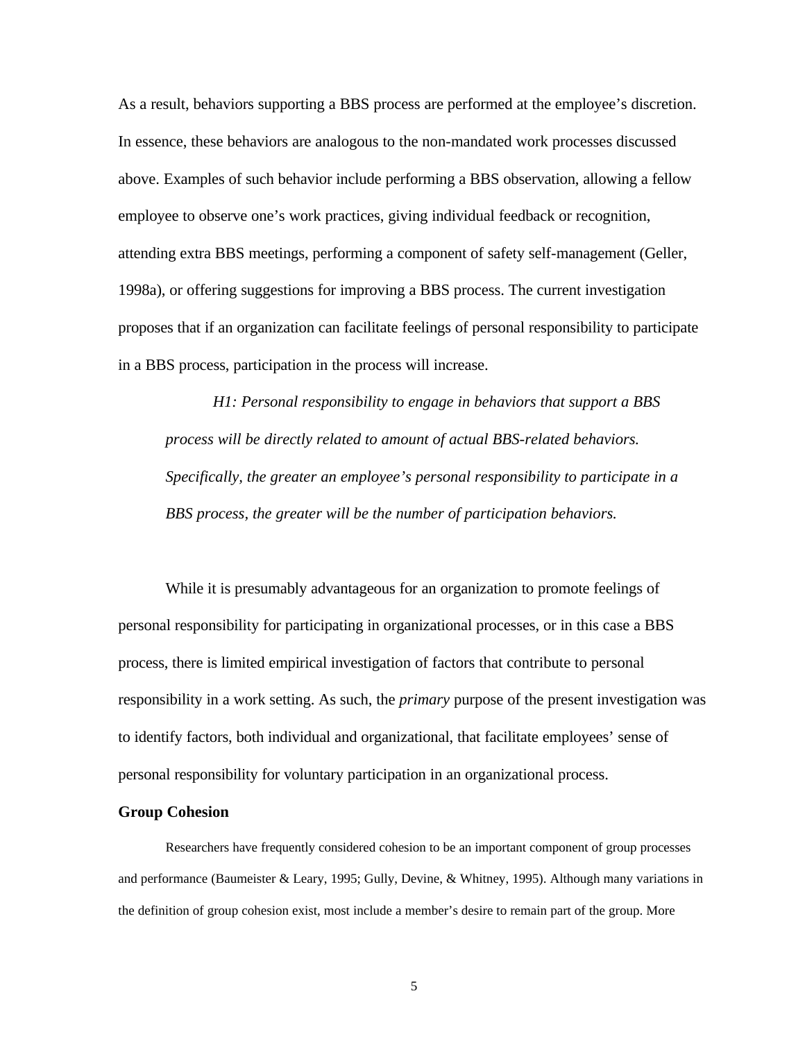As a result, behaviors supporting a BBS process are performed at the employee's discretion. In essence, these behaviors are analogous to the non-mandated work processes discussed above. Examples of such behavior include performing a BBS observation, allowing a fellow employee to observe one's work practices, giving individual feedback or recognition, attending extra BBS meetings, performing a component of safety self-management (Geller, 1998a), or offering suggestions for improving a BBS process. The current investigation proposes that if an organization can facilitate feelings of personal responsibility to participate in a BBS process, participation in the process will increase.

> *H1: Personal responsibility to engage in behaviors that support a BBS process will be directly related to amount of actual BBS-related behaviors. Specifically, the greater an employee's personal responsibility to participate in a BBS process, the greater will be the number of participation behaviors.*

While it is presumably advantageous for an organization to promote feelings of personal responsibility for participating in organizational processes, or in this case a BBS process, there is limited empirical investigation of factors that contribute to personal responsibility in a work setting. As such, the *primary* purpose of the present investigation was to identify factors, both individual and organizational, that facilitate employees' sense of personal responsibility for voluntary participation in an organizational process.

**Group Cohesion**

Researchers have frequently considered cohesion to be an important component of group processes and performance (Baumeister & Leary, 1995; Gully, Devine, & Whitney, 1995). Although many variations in the definition of group cohesion exist, most include a member's desire to remain part of the group. More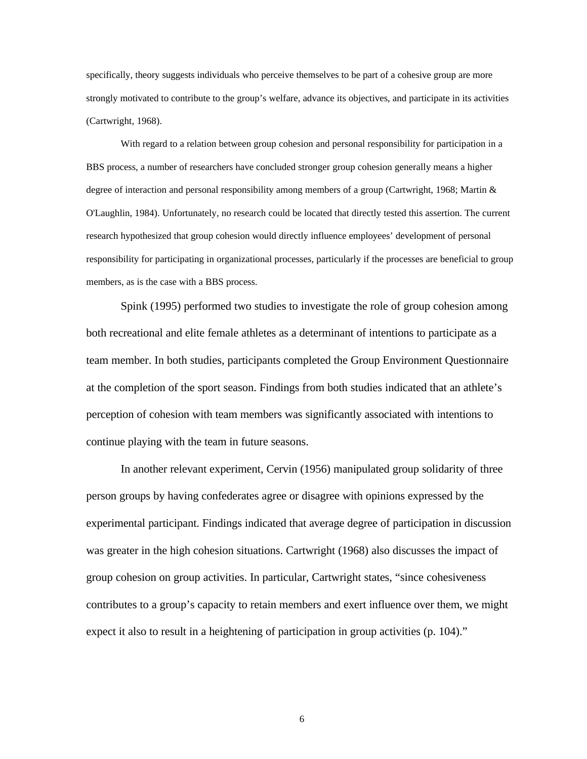specifically, theory suggests individuals who perceive themselves to be part of a cohesive group are more strongly motivated to contribute to the group's welfare, advance its objectives, and participate in its activities (Cartwright, 1968).

With regard to a relation between group cohesion and personal responsibility for participation in a BBS process, a number of researchers have concluded stronger group cohesion generally means a higher degree of interaction and personal responsibility among members of a group (Cartwright, 1968; Martin & O'Laughlin, 1984). Unfortunately, no research could be located that directly tested this assertion. The current research hypothesized that group cohesion would directly influence employees' development of personal responsibility for participating in organizational processes, particularly if the processes are beneficial to group members, as is the case with a BBS process.

Spink (1995) performed two studies to investigate the role of group cohesion among both recreational and elite female athletes as a determinant of intentions to participate as a team member. In both studies, participants completed the Group Environment Questionnaire at the completion of the sport season. Findings from both studies indicated that an athlete's perception of cohesion with team members was significantly associated with intentions to continue playing with the team in future seasons.

In another relevant experiment, Cervin (1956) manipulated group solidarity of three person groups by having confederates agree or disagree with opinions expressed by the experimental participant. Findings indicated that average degree of participation in discussion was greater in the high cohesion situations. Cartwright (1968) also discusses the impact of group cohesion on group activities. In particular, Cartwright states, "since cohesiveness contributes to a group's capacity to retain members and exert influence over them, we might expect it also to result in a heightening of participation in group activities (p. 104)."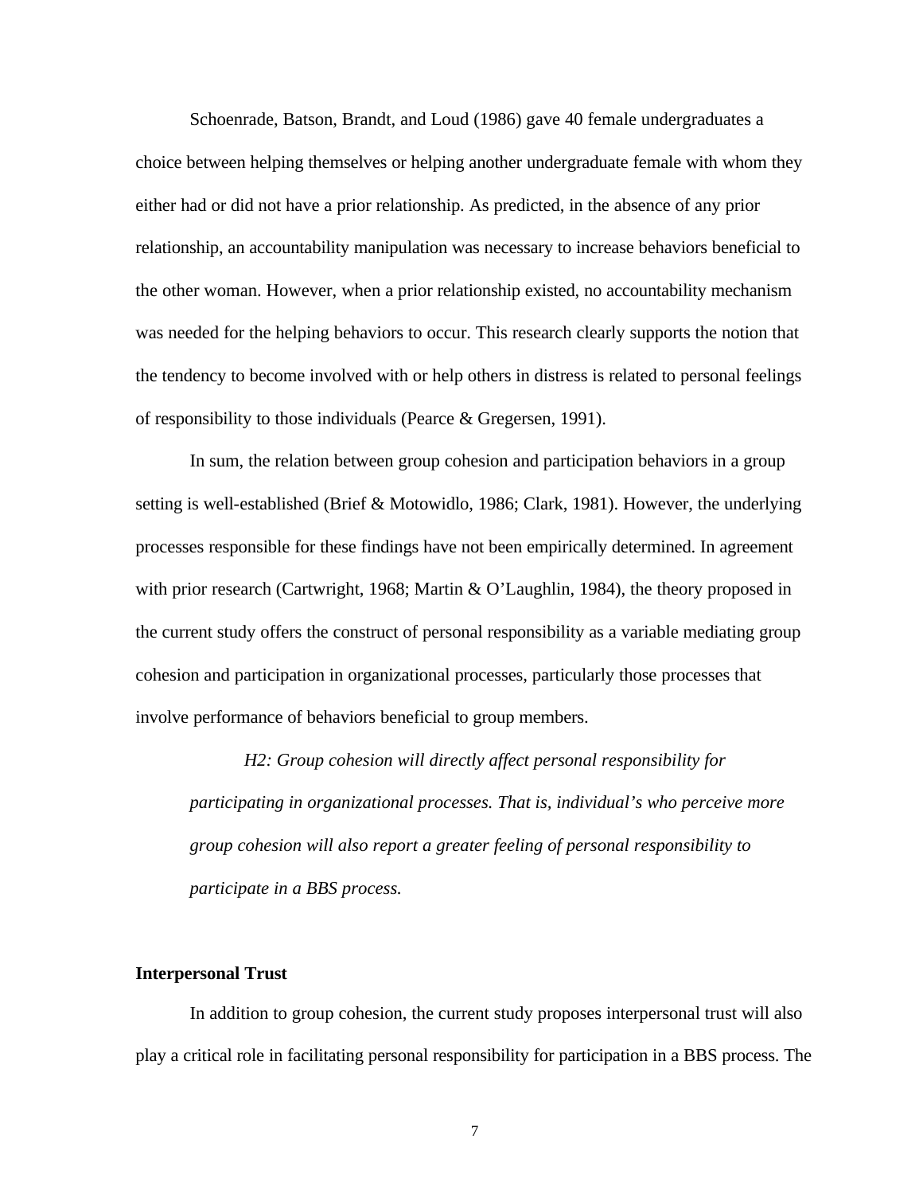Schoenrade, Batson, Brandt, and Loud (1986) gave 40 female undergraduates a choice between helping themselves or helping another undergraduate female with whom they either had or did not have a prior relationship. As predicted, in the absence of any prior relationship, an accountability manipulation was necessary to increase behaviors beneficial to the other woman. However, when a prior relationship existed, no accountability mechanism was needed for the helping behaviors to occur. This research clearly supports the notion that the tendency to become involved with or help others in distress is related to personal feelings of responsibility to those individuals (Pearce & Gregersen, 1991).

In sum, the relation between group cohesion and participation behaviors in a group setting is well-established (Brief & Motowidlo, 1986; Clark, 1981). However, the underlying processes responsible for these findings have not been empirically determined. In agreement with prior research (Cartwright, 1968; Martin & O'Laughlin, 1984), the theory proposed in the current study offers the construct of personal responsibility as a variable mediating group cohesion and participation in organizational processes, particularly those processes that involve performance of behaviors beneficial to group members.

> *H2: Group cohesion will directly affect personal responsibility for participating in organizational processes. That is, individual's who perceive more group cohesion will also report a greater feeling of personal responsibility to participate in a BBS process.*

**Interpersonal Trust**

In addition to group cohesion, the current study proposes interpersonal trust will also play a critical role in facilitating personal responsibility for participation in a BBS process. The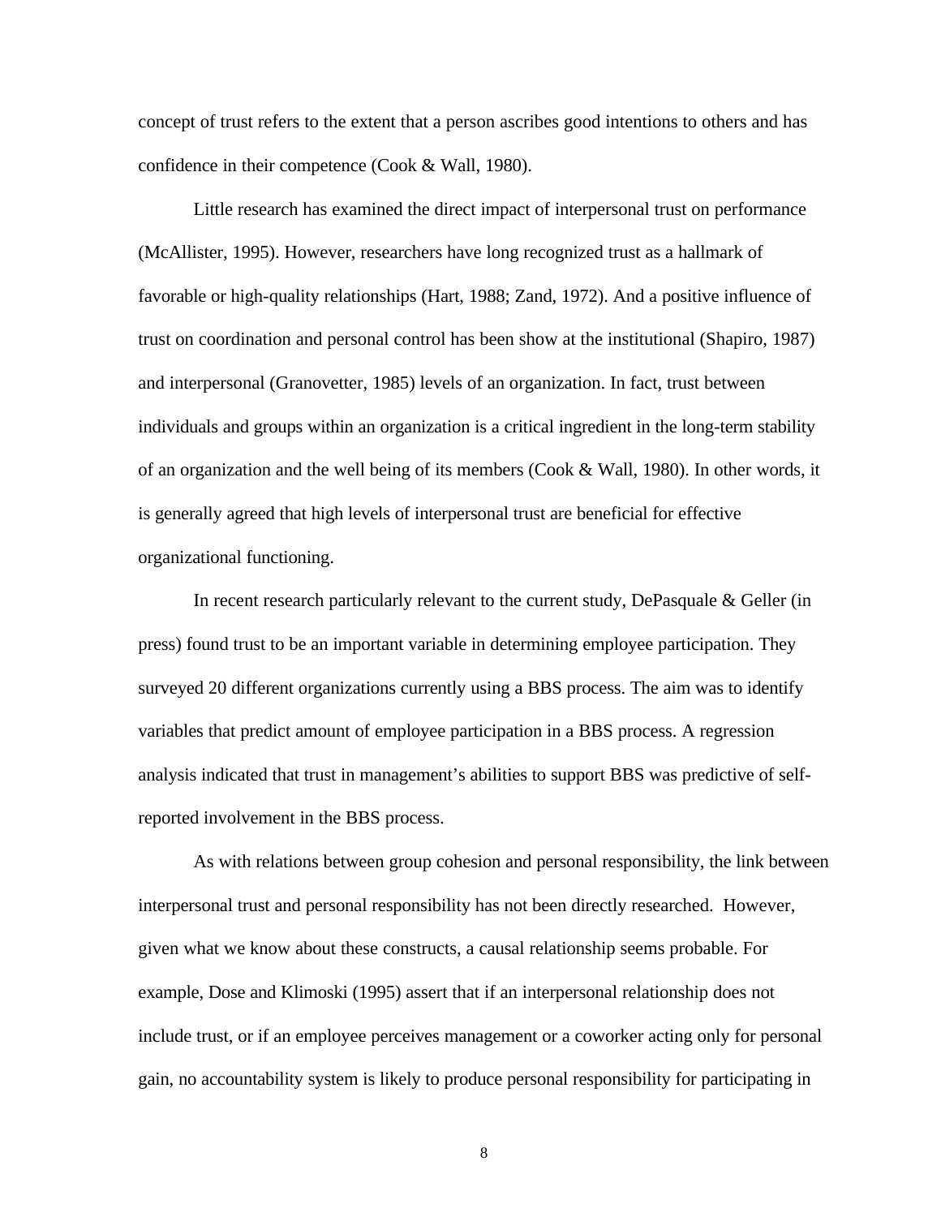concept of trust refers to the extent that a person ascribes good intentions to others and has confidence in their competence (Cook & Wall, 1980).

Little research has examined the direct impact of interpersonal trust on performance (McAllister, 1995). However, researchers have long recognized trust as a hallmark of favorable or high-quality relationships (Hart, 1988; Zand, 1972). And a positive influence of trust on coordination and personal control has been show at the institutional (Shapiro, 1987) and interpersonal (Granovetter, 1985) levels of an organization. In fact, trust between individuals and groups within an organization is a critical ingredient in the long-term stability of an organization and the well being of its members (Cook & Wall, 1980). In other words, it is generally agreed that high levels of interpersonal trust are beneficial for effective organizational functioning.

In recent research particularly relevant to the current study, DePasquale & Geller (in press) found trust to be an important variable in determining employee participation. They surveyed 20 different organizations currently using a BBS process. The aim was to identify variables that predict amount of employee participation in a BBS process. A regression analysis indicated that trust in management's abilities to support BBS was predictive of self-reported involvement in the BBS process.

As with relations between group cohesion and personal responsibility, the link between interpersonal trust and personal responsibility has not been directly researched. However, given what we know about these constructs, a causal relationship seems probable. For example, Dose and Klimoski (1995) assert that if an interpersonal relationship does not include trust, or if an employee perceives management or a coworker acting only for personal gain, no accountability system is likely to produce personal responsibility for participating in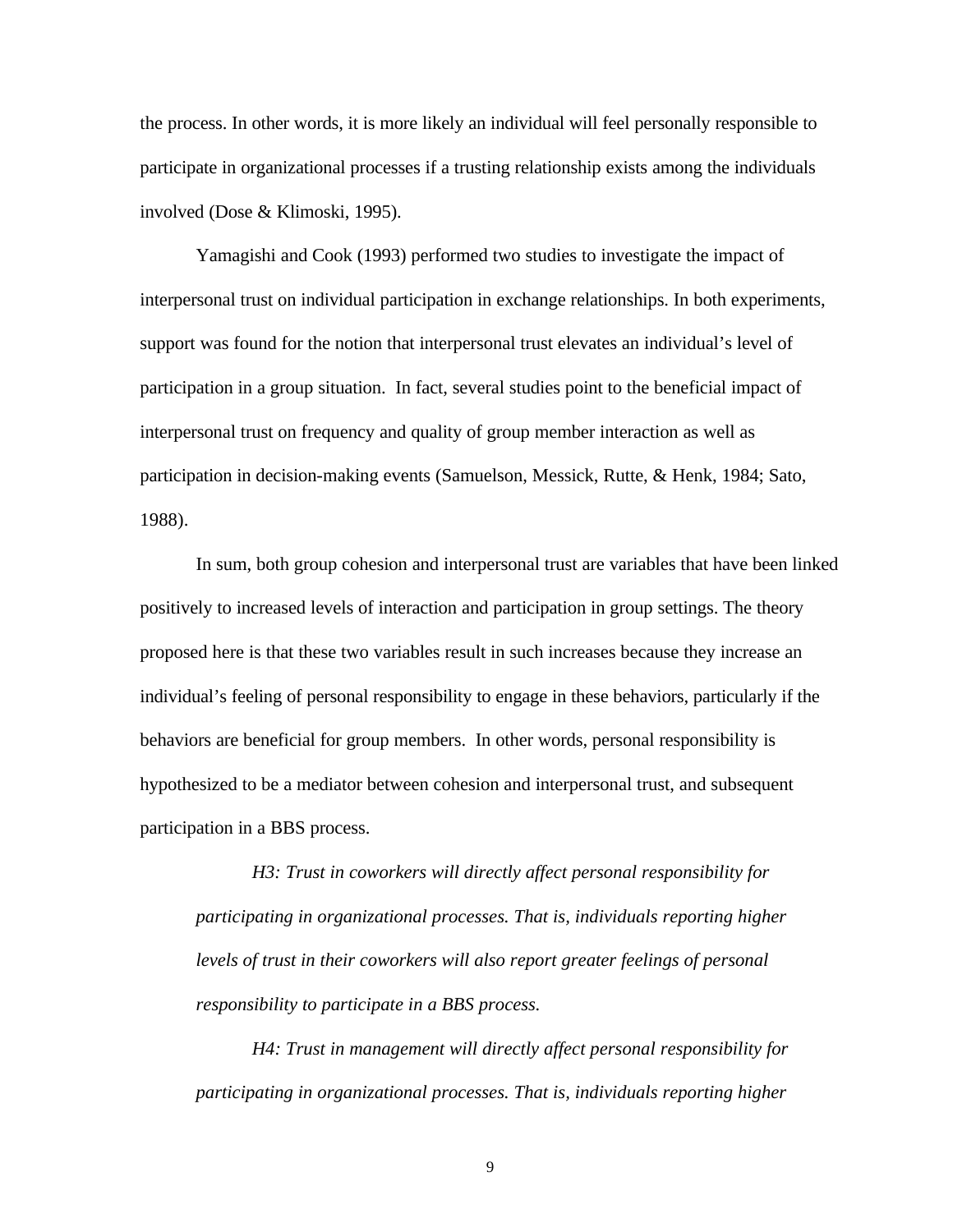the process. In other words, it is more likely an individual will feel personally responsible to participate in organizational processes if a trusting relationship exists among the individuals involved (Dose & Klimoski, 1995).

Yamagishi and Cook (1993) performed two studies to investigate the impact of interpersonal trust on individual participation in exchange relationships. In both experiments, support was found for the notion that interpersonal trust elevates an individual's level of participation in a group situation. In fact, several studies point to the beneficial impact of interpersonal trust on frequency and quality of group member interaction as well as participation in decision-making events (Samuelson, Messick, Rutte, & Henk, 1984; Sato, 1988).

In sum, both group cohesion and interpersonal trust are variables that have been linked positively to increased levels of interaction and participation in group settings. The theory proposed here is that these two variables result in such increases because they increase an individual's feeling of personal responsibility to engage in these behaviors, particularly if the behaviors are beneficial for group members. In other words, personal responsibility is hypothesized to be a mediator between cohesion and interpersonal trust, and subsequent participation in a BBS process.

> *H3: Trust in coworkers will directly affect personal responsibility for participating in organizational processes. That is, individuals reporting higher levels of trust in their coworkers will also report greater feelings of personal responsibility to participate in a BBS process.*
>
> *H4: Trust in management will directly affect personal responsibility for participating in organizational processes. That is, individuals reporting higher*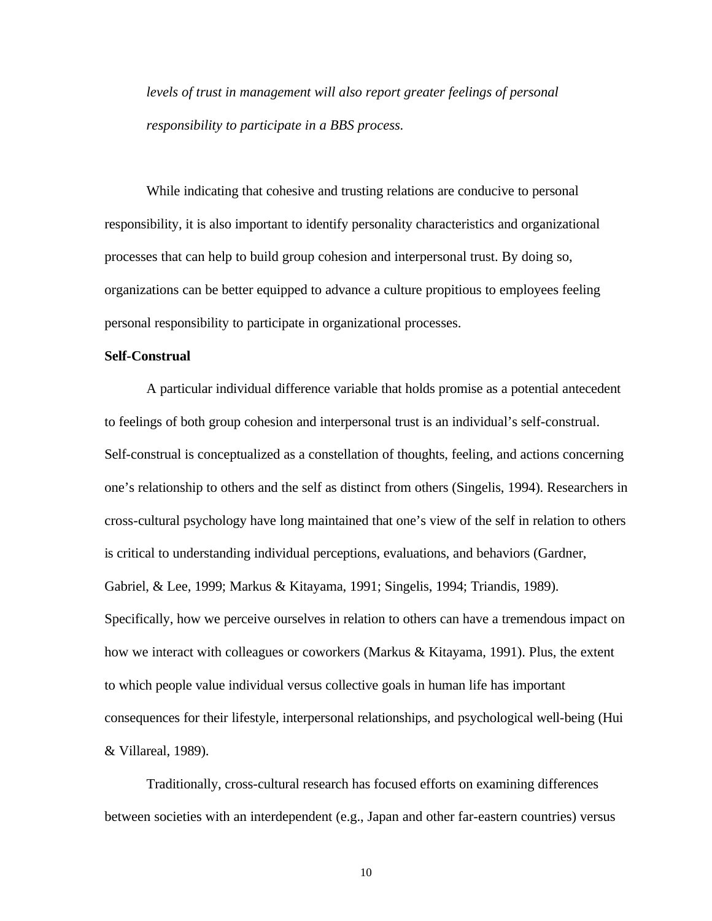*levels of trust in management will also report greater feelings of personal responsibility to participate in a BBS process.*

While indicating that cohesive and trusting relations are conducive to personal responsibility, it is also important to identify personality characteristics and organizational processes that can help to build group cohesion and interpersonal trust. By doing so, organizations can be better equipped to advance a culture propitious to employees feeling personal responsibility to participate in organizational processes.

**Self-Construal**

A particular individual difference variable that holds promise as a potential antecedent to feelings of both group cohesion and interpersonal trust is an individual's self-construal. Self-construal is conceptualized as a constellation of thoughts, feeling, and actions concerning one's relationship to others and the self as distinct from others (Singelis, 1994). Researchers in cross-cultural psychology have long maintained that one's view of the self in relation to others is critical to understanding individual perceptions, evaluations, and behaviors (Gardner, Gabriel, & Lee, 1999; Markus & Kitayama, 1991; Singelis, 1994; Triandis, 1989). Specifically, how we perceive ourselves in relation to others can have a tremendous impact on how we interact with colleagues or coworkers (Markus & Kitayama, 1991). Plus, the extent to which people value individual versus collective goals in human life has important consequences for their lifestyle, interpersonal relationships, and psychological well-being (Hui & Villareal, 1989).

Traditionally, cross-cultural research has focused efforts on examining differences between societies with an interdependent (e.g., Japan and other far-eastern countries) versus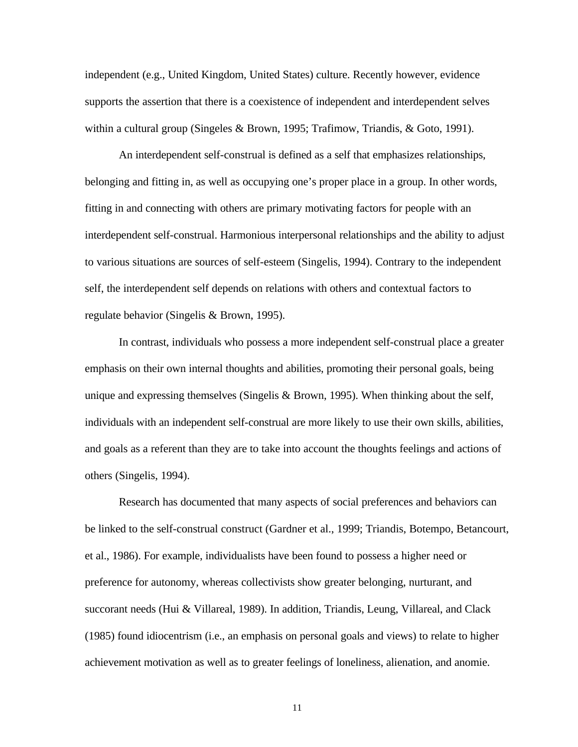independent (e.g., United Kingdom, United States) culture. Recently however, evidence supports the assertion that there is a coexistence of independent and interdependent selves within a cultural group (Singeles & Brown, 1995; Trafimow, Triandis, & Goto, 1991).

An interdependent self-construal is defined as a self that emphasizes relationships, belonging and fitting in, as well as occupying one's proper place in a group. In other words, fitting in and connecting with others are primary motivating factors for people with an interdependent self-construal. Harmonious interpersonal relationships and the ability to adjust to various situations are sources of self-esteem (Singelis, 1994). Contrary to the independent self, the interdependent self depends on relations with others and contextual factors to regulate behavior (Singelis & Brown, 1995).

In contrast, individuals who possess a more independent self-construal place a greater emphasis on their own internal thoughts and abilities, promoting their personal goals, being unique and expressing themselves (Singelis & Brown, 1995). When thinking about the self, individuals with an independent self-construal are more likely to use their own skills, abilities, and goals as a referent than they are to take into account the thoughts feelings and actions of others (Singelis, 1994).

Research has documented that many aspects of social preferences and behaviors can be linked to the self-construal construct (Gardner et al., 1999; Triandis, Botempo, Betancourt, et al., 1986). For example, individualists have been found to possess a higher need or preference for autonomy, whereas collectivists show greater belonging, nurturant, and succorant needs (Hui & Villareal, 1989). In addition, Triandis, Leung, Villareal, and Clack (1985) found idiocentrism (i.e., an emphasis on personal goals and views) to relate to higher achievement motivation as well as to greater feelings of loneliness, alienation, and anomie.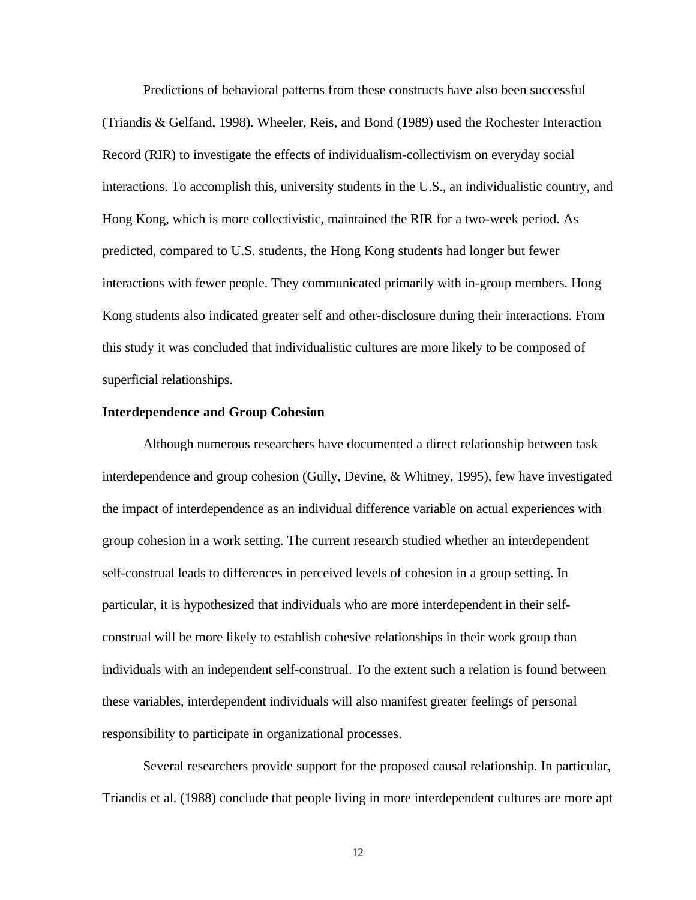Predictions of behavioral patterns from these constructs have also been successful (Triandis & Gelfand, 1998). Wheeler, Reis, and Bond (1989) used the Rochester Interaction Record (RIR) to investigate the effects of individualism-collectivism on everyday social interactions. To accomplish this, university students in the U.S., an individualistic country, and Hong Kong, which is more collectivistic, maintained the RIR for a two-week period. As predicted, compared to U.S. students, the Hong Kong students had longer but fewer interactions with fewer people. They communicated primarily with in-group members. Hong Kong students also indicated greater self and other-disclosure during their interactions. From this study it was concluded that individualistic cultures are more likely to be composed of superficial relationships.

**Interdependence and Group Cohesion**

Although numerous researchers have documented a direct relationship between task interdependence and group cohesion (Gully, Devine, & Whitney, 1995), few have investigated the impact of interdependence as an individual difference variable on actual experiences with group cohesion in a work setting. The current research studied whether an interdependent self-construal leads to differences in perceived levels of cohesion in a group setting. In particular, it is hypothesized that individuals who are more interdependent in their self-construal will be more likely to establish cohesive relationships in their work group than individuals with an independent self-construal. To the extent such a relation is found between these variables, interdependent individuals will also manifest greater feelings of personal responsibility to participate in organizational processes.

Several researchers provide support for the proposed causal relationship. In particular, Triandis et al. (1988) conclude that people living in more interdependent cultures are more apt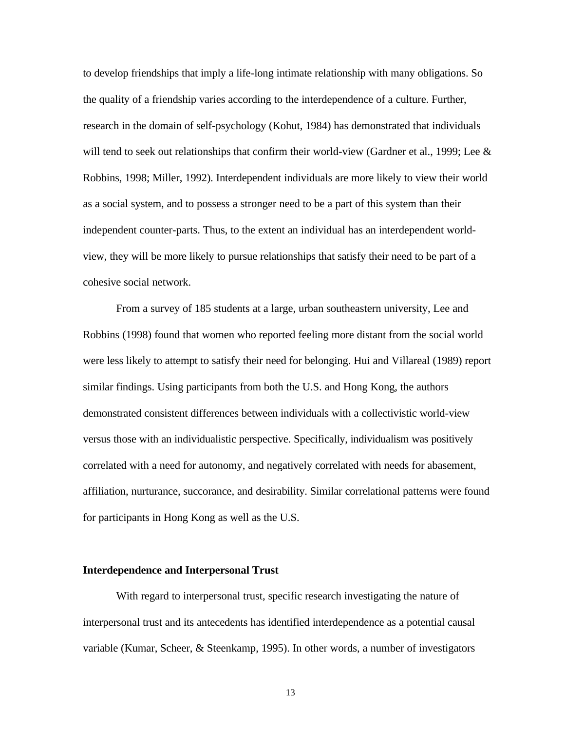to develop friendships that imply a life-long intimate relationship with many obligations. So the quality of a friendship varies according to the interdependence of a culture. Further, research in the domain of self-psychology (Kohut, 1984) has demonstrated that individuals will tend to seek out relationships that confirm their world-view (Gardner et al., 1999; Lee & Robbins, 1998; Miller, 1992). Interdependent individuals are more likely to view their world as a social system, and to possess a stronger need to be a part of this system than their independent counter-parts. Thus, to the extent an individual has an interdependent world-view, they will be more likely to pursue relationships that satisfy their need to be part of a cohesive social network.

From a survey of 185 students at a large, urban southeastern university, Lee and Robbins (1998) found that women who reported feeling more distant from the social world were less likely to attempt to satisfy their need for belonging. Hui and Villareal (1989) report similar findings. Using participants from both the U.S. and Hong Kong, the authors demonstrated consistent differences between individuals with a collectivistic world-view versus those with an individualistic perspective. Specifically, individualism was positively correlated with a need for autonomy, and negatively correlated with needs for abasement, affiliation, nurturance, succorance, and desirability. Similar correlational patterns were found for participants in Hong Kong as well as the U.S.

### Interdependence and Interpersonal Trust

With regard to interpersonal trust, specific research investigating the nature of interpersonal trust and its antecedents has identified interdependence as a potential causal variable (Kumar, Scheer, & Steenkamp, 1995). In other words, a number of investigators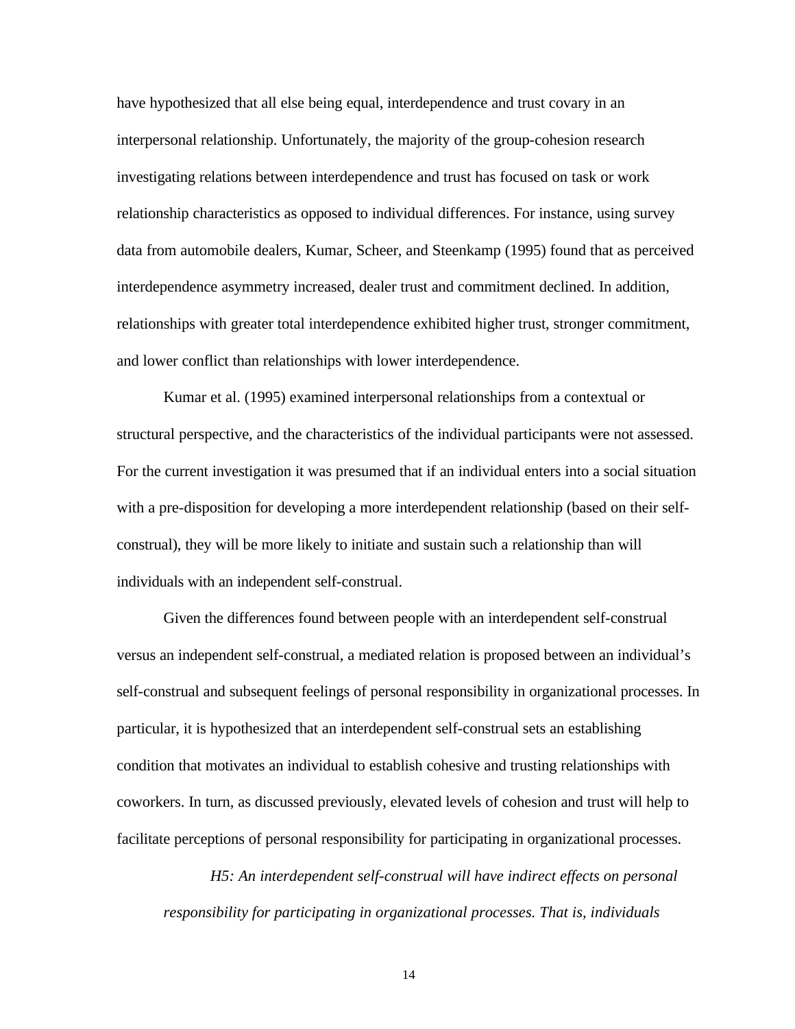have hypothesized that all else being equal, interdependence and trust covary in an interpersonal relationship. Unfortunately, the majority of the group-cohesion research investigating relations between interdependence and trust has focused on task or work relationship characteristics as opposed to individual differences. For instance, using survey data from automobile dealers, Kumar, Scheer, and Steenkamp (1995) found that as perceived interdependence asymmetry increased, dealer trust and commitment declined. In addition, relationships with greater total interdependence exhibited higher trust, stronger commitment, and lower conflict than relationships with lower interdependence.

Kumar et al. (1995) examined interpersonal relationships from a contextual or structural perspective, and the characteristics of the individual participants were not assessed. For the current investigation it was presumed that if an individual enters into a social situation with a pre-disposition for developing a more interdependent relationship (based on their self-construal), they will be more likely to initiate and sustain such a relationship than will individuals with an independent self-construal.

Given the differences found between people with an interdependent self-construal versus an independent self-construal, a mediated relation is proposed between an individual's self-construal and subsequent feelings of personal responsibility in organizational processes. In particular, it is hypothesized that an interdependent self-construal sets an establishing condition that motivates an individual to establish cohesive and trusting relationships with coworkers. In turn, as discussed previously, elevated levels of cohesion and trust will help to facilitate perceptions of personal responsibility for participating in organizational processes.

> *H5: An interdependent self-construal will have indirect effects on personal responsibility for participating in organizational processes. That is, individuals*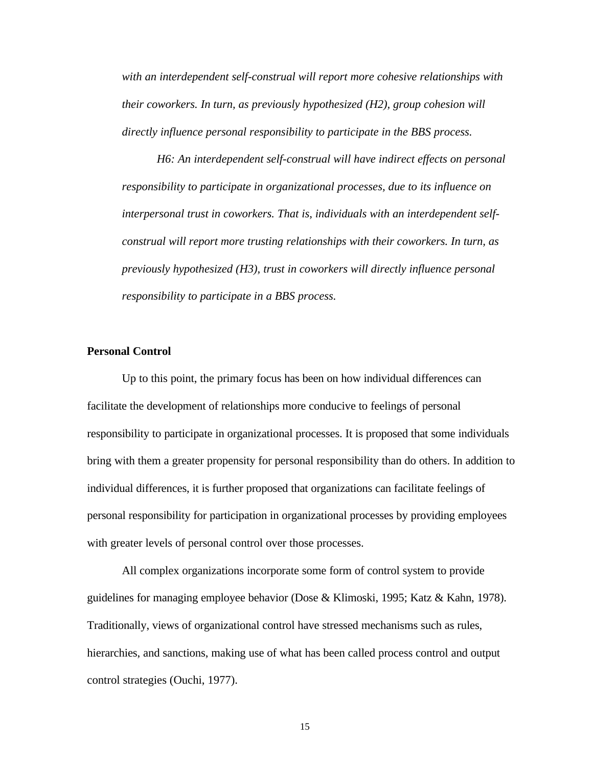*with an interdependent self-construal will report more cohesive relationships with their coworkers. In turn, as previously hypothesized (H2), group cohesion will directly influence personal responsibility to participate in the BBS process.*

*H6: An interdependent self-construal will have indirect effects on personal responsibility to participate in organizational processes, due to its influence on interpersonal trust in coworkers. That is, individuals with an interdependent self-construal will report more trusting relationships with their coworkers. In turn, as previously hypothesized (H3), trust in coworkers will directly influence personal responsibility to participate in a BBS process.*

**Personal Control**

Up to this point, the primary focus has been on how individual differences can facilitate the development of relationships more conducive to feelings of personal responsibility to participate in organizational processes. It is proposed that some individuals bring with them a greater propensity for personal responsibility than do others. In addition to individual differences, it is further proposed that organizations can facilitate feelings of personal responsibility for participation in organizational processes by providing employees with greater levels of personal control over those processes.

All complex organizations incorporate some form of control system to provide guidelines for managing employee behavior (Dose & Klimoski, 1995; Katz & Kahn, 1978). Traditionally, views of organizational control have stressed mechanisms such as rules, hierarchies, and sanctions, making use of what has been called process control and output control strategies (Ouchi, 1977).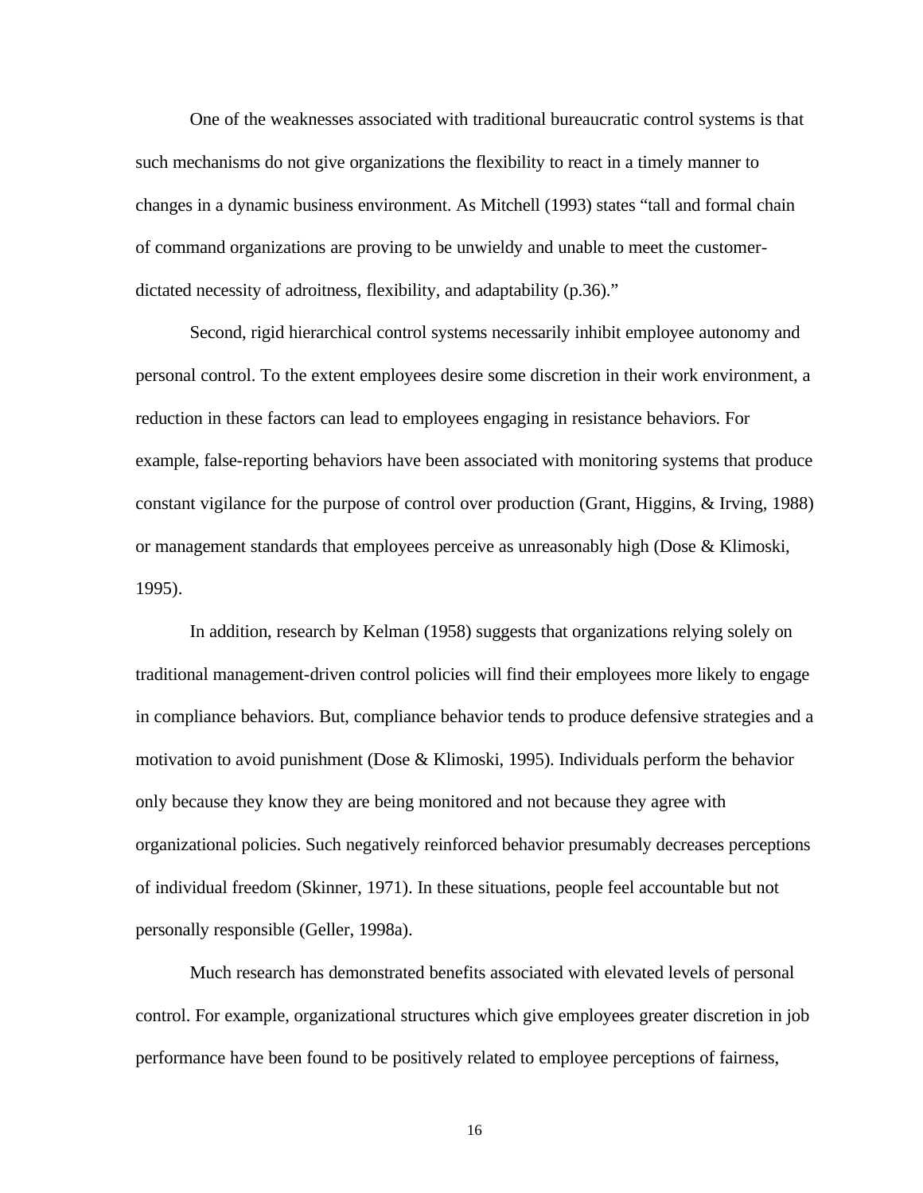One of the weaknesses associated with traditional bureaucratic control systems is that such mechanisms do not give organizations the flexibility to react in a timely manner to changes in a dynamic business environment. As Mitchell (1993) states "tall and formal chain of command organizations are proving to be unwieldy and unable to meet the customer-dictated necessity of adroitness, flexibility, and adaptability (p.36)."

Second, rigid hierarchical control systems necessarily inhibit employee autonomy and personal control. To the extent employees desire some discretion in their work environment, a reduction in these factors can lead to employees engaging in resistance behaviors. For example, false-reporting behaviors have been associated with monitoring systems that produce constant vigilance for the purpose of control over production (Grant, Higgins, & Irving, 1988) or management standards that employees perceive as unreasonably high (Dose & Klimoski, 1995).

In addition, research by Kelman (1958) suggests that organizations relying solely on traditional management-driven control policies will find their employees more likely to engage in compliance behaviors. But, compliance behavior tends to produce defensive strategies and a motivation to avoid punishment (Dose & Klimoski, 1995). Individuals perform the behavior only because they know they are being monitored and not because they agree with organizational policies. Such negatively reinforced behavior presumably decreases perceptions of individual freedom (Skinner, 1971). In these situations, people feel accountable but not personally responsible (Geller, 1998a).

Much research has demonstrated benefits associated with elevated levels of personal control. For example, organizational structures which give employees greater discretion in job performance have been found to be positively related to employee perceptions of fairness,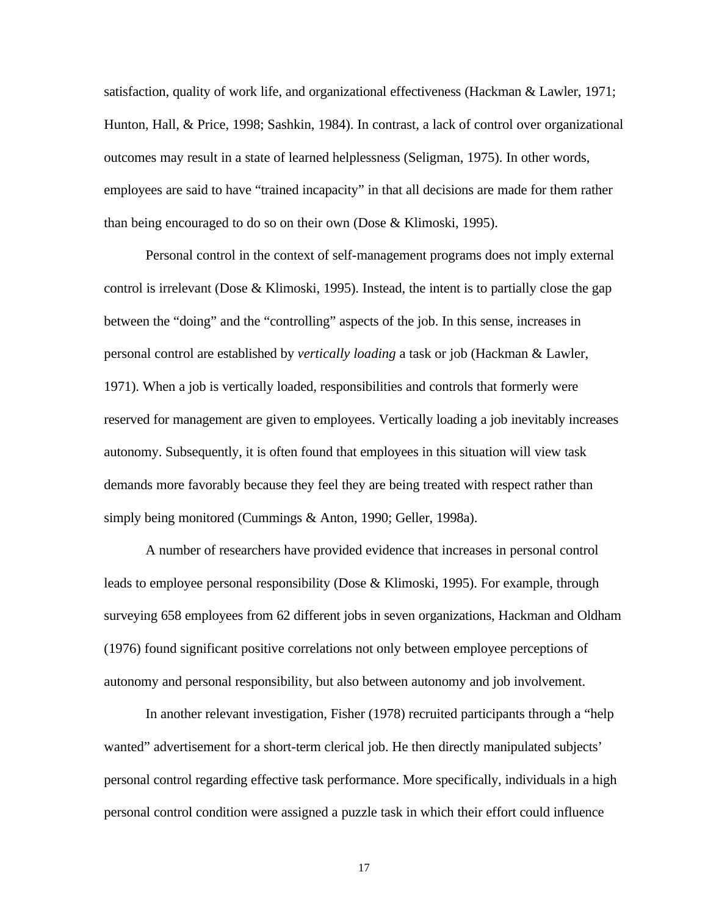satisfaction, quality of work life, and organizational effectiveness (Hackman & Lawler, 1971; Hunton, Hall, & Price, 1998; Sashkin, 1984). In contrast, a lack of control over organizational outcomes may result in a state of learned helplessness (Seligman, 1975). In other words, employees are said to have "trained incapacity" in that all decisions are made for them rather than being encouraged to do so on their own (Dose & Klimoski, 1995).

Personal control in the context of self-management programs does not imply external control is irrelevant (Dose & Klimoski, 1995). Instead, the intent is to partially close the gap between the "doing" and the "controlling" aspects of the job. In this sense, increases in personal control are established by *vertically loading* a task or job (Hackman & Lawler, 1971). When a job is vertically loaded, responsibilities and controls that formerly were reserved for management are given to employees. Vertically loading a job inevitably increases autonomy. Subsequently, it is often found that employees in this situation will view task demands more favorably because they feel they are being treated with respect rather than simply being monitored (Cummings & Anton, 1990; Geller, 1998a).

A number of researchers have provided evidence that increases in personal control leads to employee personal responsibility (Dose & Klimoski, 1995). For example, through surveying 658 employees from 62 different jobs in seven organizations, Hackman and Oldham (1976) found significant positive correlations not only between employee perceptions of autonomy and personal responsibility, but also between autonomy and job involvement.

In another relevant investigation, Fisher (1978) recruited participants through a "help wanted" advertisement for a short-term clerical job. He then directly manipulated subjects' personal control regarding effective task performance. More specifically, individuals in a high personal control condition were assigned a puzzle task in which their effort could influence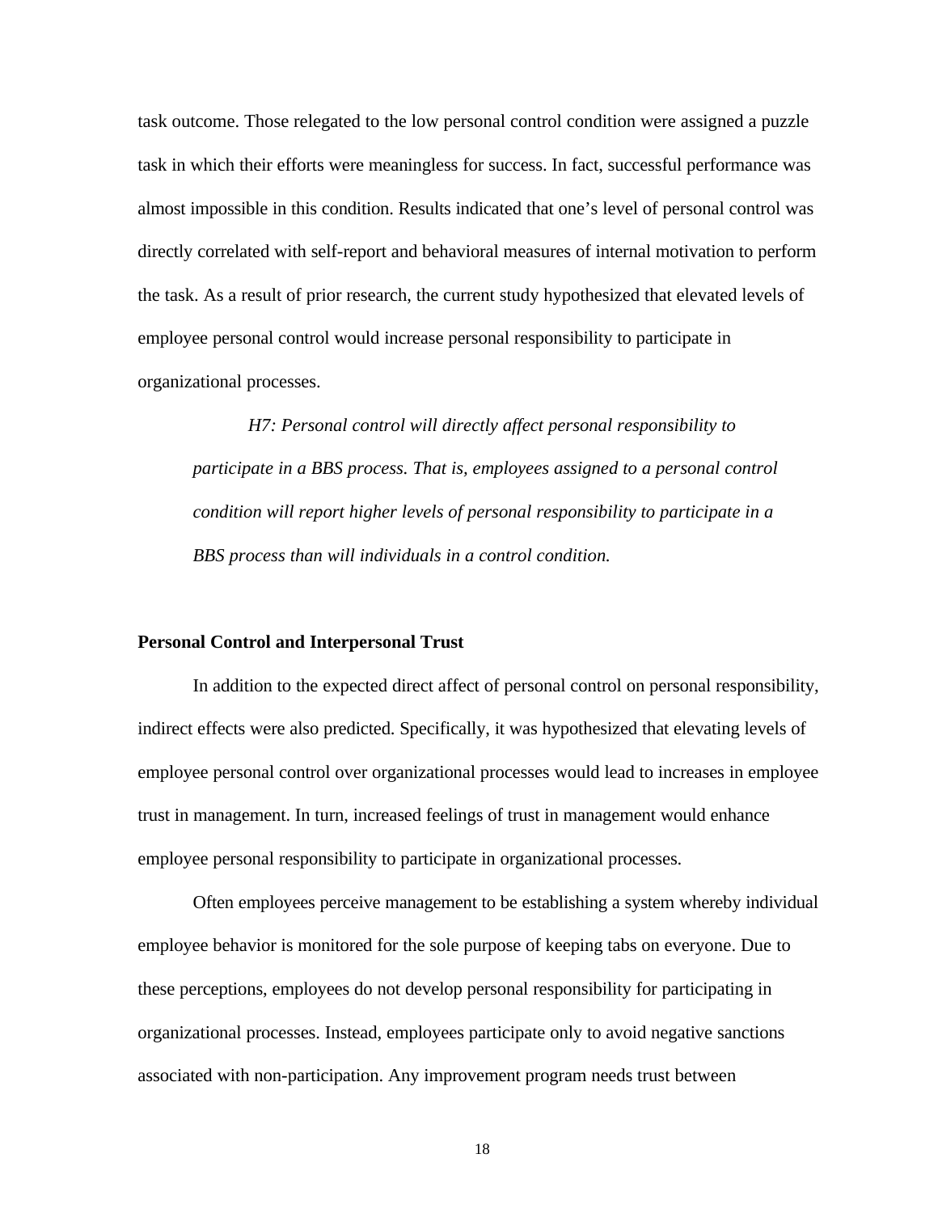task outcome. Those relegated to the low personal control condition were assigned a puzzle task in which their efforts were meaningless for success. In fact, successful performance was almost impossible in this condition. Results indicated that one's level of personal control was directly correlated with self-report and behavioral measures of internal motivation to perform the task. As a result of prior research, the current study hypothesized that elevated levels of employee personal control would increase personal responsibility to participate in organizational processes.

> *H7: Personal control will directly affect personal responsibility to participate in a BBS process. That is, employees assigned to a personal control condition will report higher levels of personal responsibility to participate in a BBS process than will individuals in a control condition.*

**Personal Control and Interpersonal Trust**

In addition to the expected direct affect of personal control on personal responsibility, indirect effects were also predicted. Specifically, it was hypothesized that elevating levels of employee personal control over organizational processes would lead to increases in employee trust in management. In turn, increased feelings of trust in management would enhance employee personal responsibility to participate in organizational processes.

Often employees perceive management to be establishing a system whereby individual employee behavior is monitored for the sole purpose of keeping tabs on everyone. Due to these perceptions, employees do not develop personal responsibility for participating in organizational processes. Instead, employees participate only to avoid negative sanctions associated with non-participation. Any improvement program needs trust between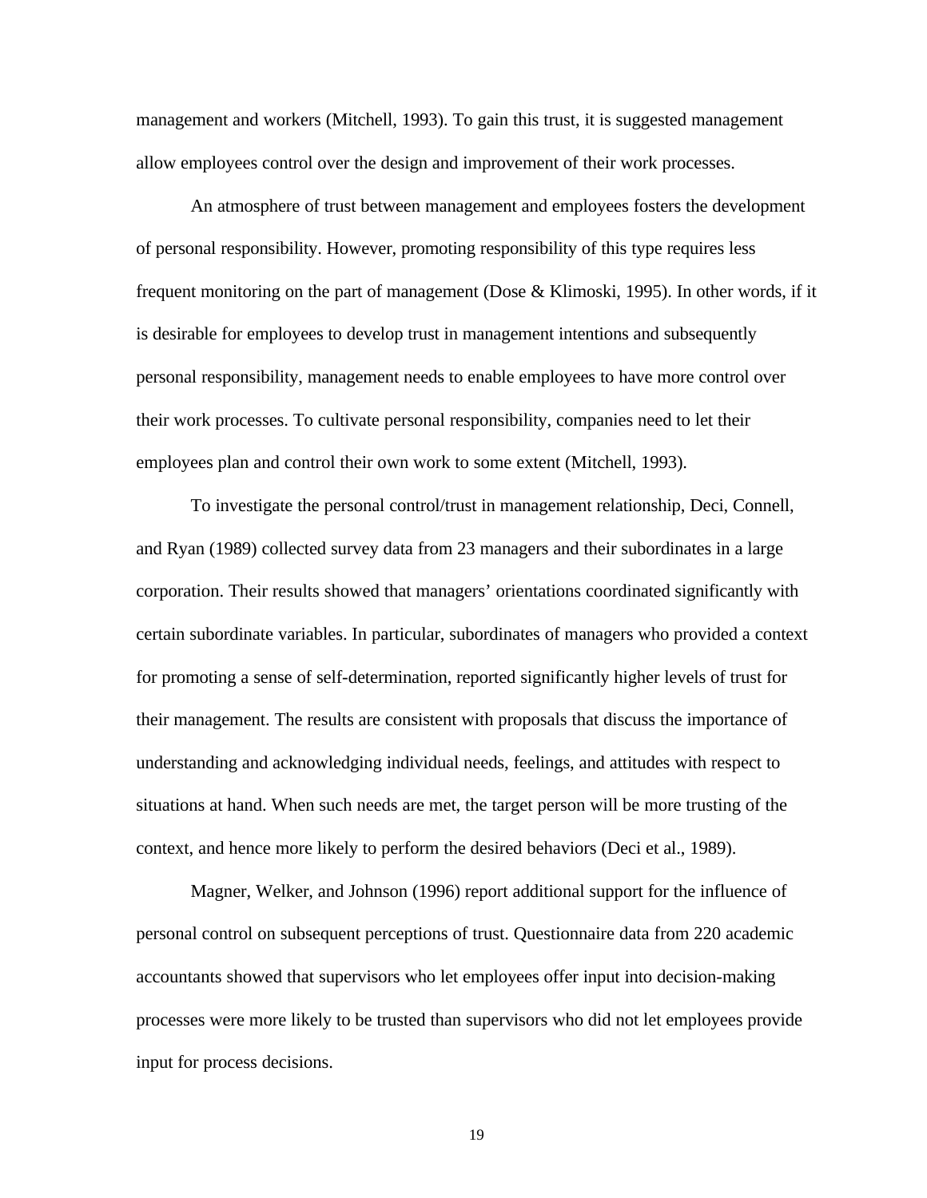management and workers (Mitchell, 1993). To gain this trust, it is suggested management allow employees control over the design and improvement of their work processes.

An atmosphere of trust between management and employees fosters the development of personal responsibility. However, promoting responsibility of this type requires less frequent monitoring on the part of management (Dose & Klimoski, 1995). In other words, if it is desirable for employees to develop trust in management intentions and subsequently personal responsibility, management needs to enable employees to have more control over their work processes. To cultivate personal responsibility, companies need to let their employees plan and control their own work to some extent (Mitchell, 1993).

To investigate the personal control/trust in management relationship, Deci, Connell, and Ryan (1989) collected survey data from 23 managers and their subordinates in a large corporation. Their results showed that managers' orientations coordinated significantly with certain subordinate variables. In particular, subordinates of managers who provided a context for promoting a sense of self-determination, reported significantly higher levels of trust for their management. The results are consistent with proposals that discuss the importance of understanding and acknowledging individual needs, feelings, and attitudes with respect to situations at hand. When such needs are met, the target person will be more trusting of the context, and hence more likely to perform the desired behaviors (Deci et al., 1989).

Magner, Welker, and Johnson (1996) report additional support for the influence of personal control on subsequent perceptions of trust. Questionnaire data from 220 academic accountants showed that supervisors who let employees offer input into decision-making processes were more likely to be trusted than supervisors who did not let employees provide input for process decisions.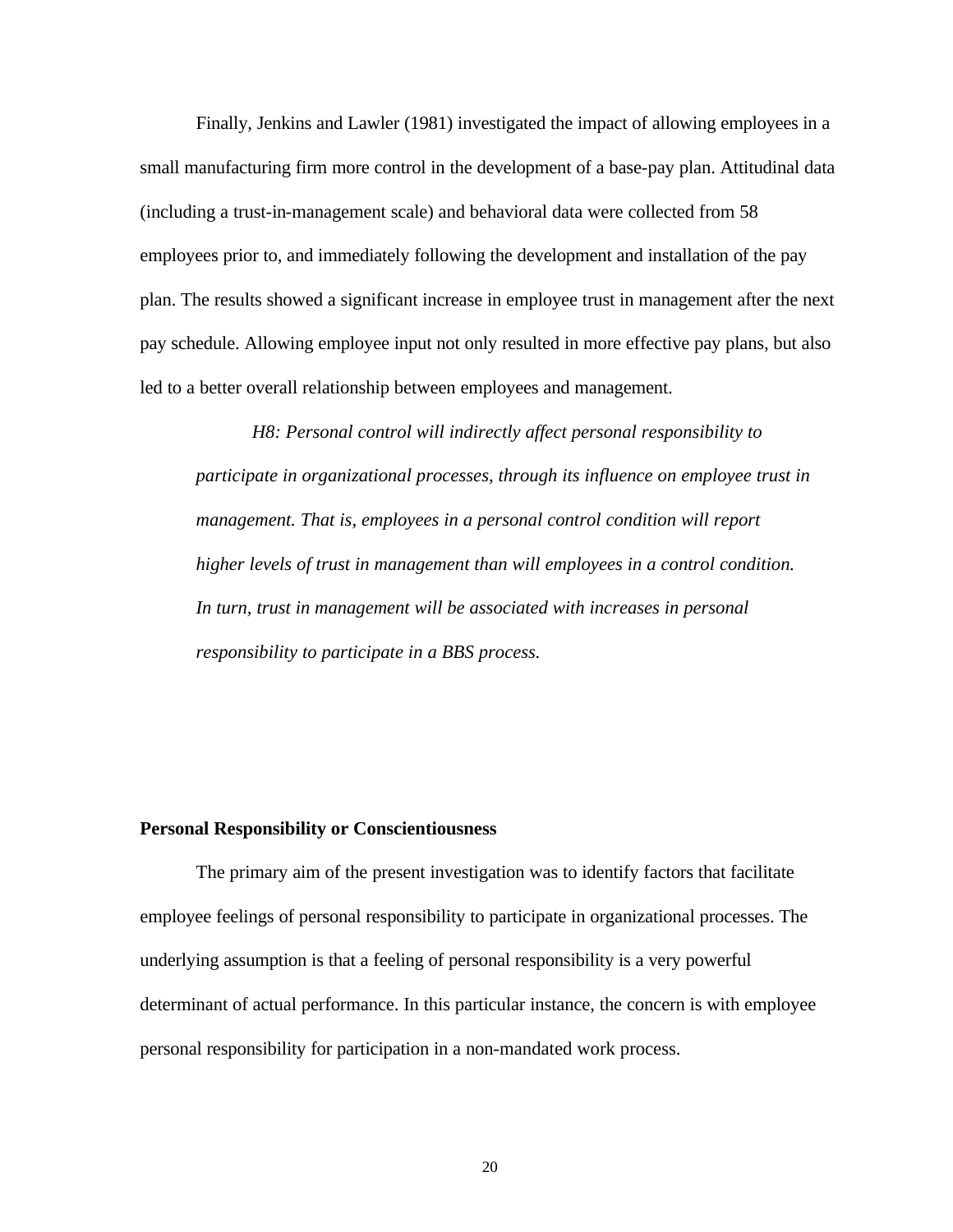Finally, Jenkins and Lawler (1981) investigated the impact of allowing employees in a small manufacturing firm more control in the development of a base-pay plan. Attitudinal data (including a trust-in-management scale) and behavioral data were collected from 58 employees prior to, and immediately following the development and installation of the pay plan. The results showed a significant increase in employee trust in management after the next pay schedule. Allowing employee input not only resulted in more effective pay plans, but also led to a better overall relationship between employees and management.

> *H8: Personal control will indirectly affect personal responsibility to participate in organizational processes, through its influence on employee trust in management. That is, employees in a personal control condition will report higher levels of trust in management than will employees in a control condition. In turn, trust in management will be associated with increases in personal responsibility to participate in a BBS process.*

**Personal Responsibility or Conscientiousness**

The primary aim of the present investigation was to identify factors that facilitate employee feelings of personal responsibility to participate in organizational processes. The underlying assumption is that a feeling of personal responsibility is a very powerful determinant of actual performance. In this particular instance, the concern is with employee personal responsibility for participation in a non-mandated work process.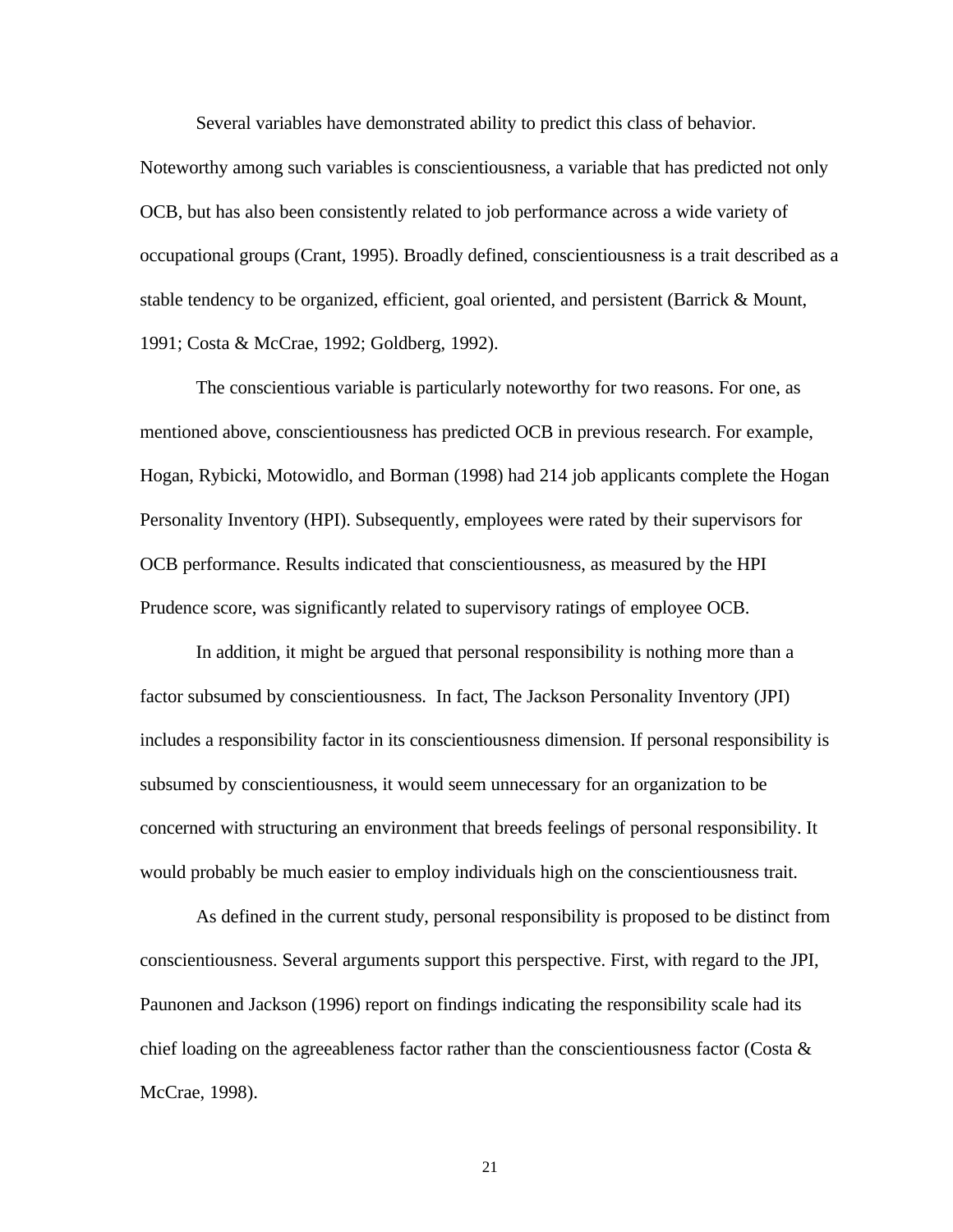Several variables have demonstrated ability to predict this class of behavior. Noteworthy among such variables is conscientiousness, a variable that has predicted not only OCB, but has also been consistently related to job performance across a wide variety of occupational groups (Crant, 1995). Broadly defined, conscientiousness is a trait described as a stable tendency to be organized, efficient, goal oriented, and persistent (Barrick & Mount, 1991; Costa & McCrae, 1992; Goldberg, 1992).

The conscientious variable is particularly noteworthy for two reasons. For one, as mentioned above, conscientiousness has predicted OCB in previous research. For example, Hogan, Rybicki, Motowidlo, and Borman (1998) had 214 job applicants complete the Hogan Personality Inventory (HPI). Subsequently, employees were rated by their supervisors for OCB performance. Results indicated that conscientiousness, as measured by the HPI Prudence score, was significantly related to supervisory ratings of employee OCB.

In addition, it might be argued that personal responsibility is nothing more than a factor subsumed by conscientiousness. In fact, The Jackson Personality Inventory (JPI) includes a responsibility factor in its conscientiousness dimension. If personal responsibility is subsumed by conscientiousness, it would seem unnecessary for an organization to be concerned with structuring an environment that breeds feelings of personal responsibility. It would probably be much easier to employ individuals high on the conscientiousness trait.

As defined in the current study, personal responsibility is proposed to be distinct from conscientiousness. Several arguments support this perspective. First, with regard to the JPI, Paunonen and Jackson (1996) report on findings indicating the responsibility scale had its chief loading on the agreeableness factor rather than the conscientiousness factor (Costa & McCrae, 1998).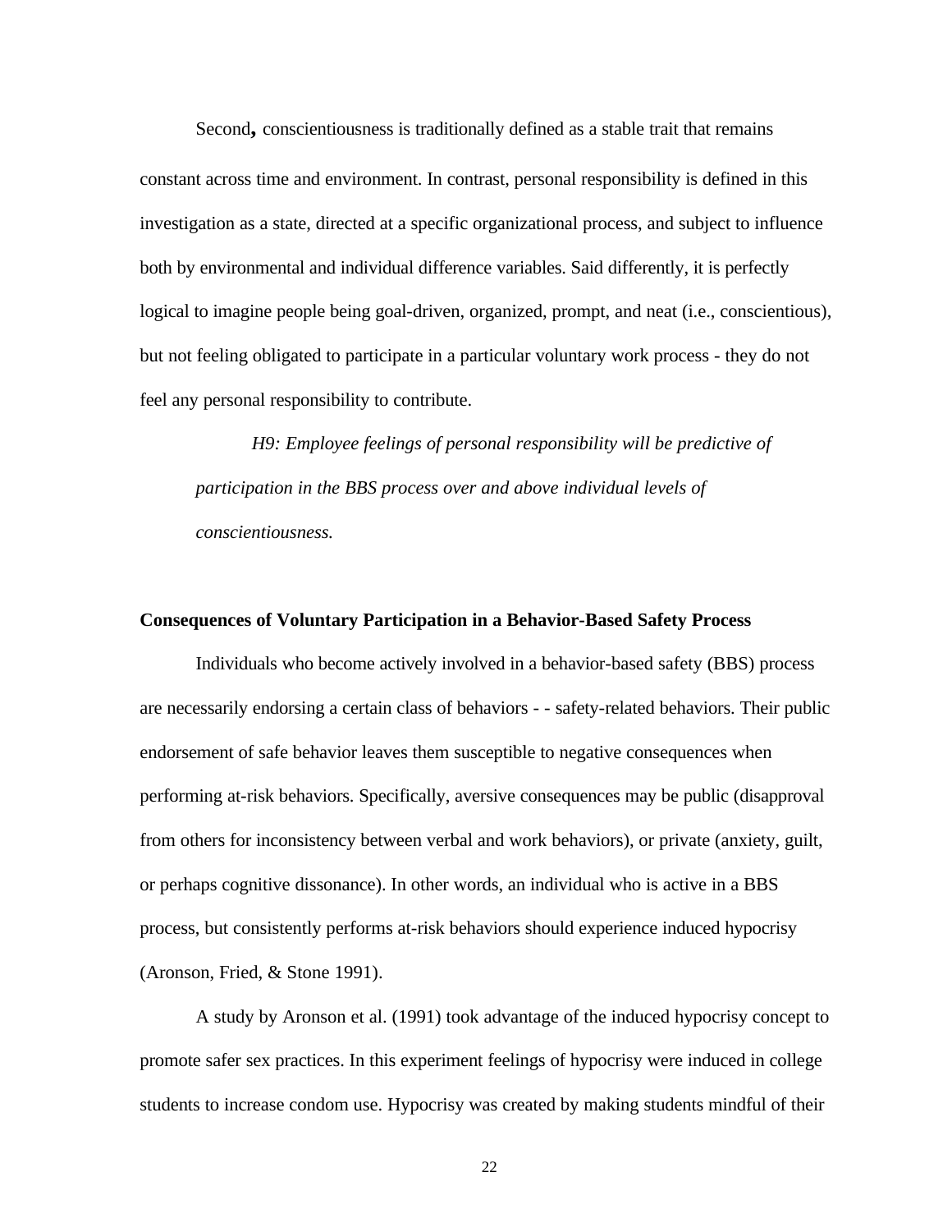Second**,** conscientiousness is traditionally defined as a stable trait that remains constant across time and environment. In contrast, personal responsibility is defined in this investigation as a state, directed at a specific organizational process, and subject to influence both by environmental and individual difference variables. Said differently, it is perfectly logical to imagine people being goal-driven, organized, prompt, and neat (i.e., conscientious), but not feeling obligated to participate in a particular voluntary work process - they do not feel any personal responsibility to contribute.

> *H9: Employee feelings of personal responsibility will be predictive of participation in the BBS process over and above individual levels of conscientiousness.*

**Consequences of Voluntary Participation in a Behavior-Based Safety Process**

Individuals who become actively involved in a behavior-based safety (BBS) process are necessarily endorsing a certain class of behaviors - - safety-related behaviors. Their public endorsement of safe behavior leaves them susceptible to negative consequences when performing at-risk behaviors. Specifically, aversive consequences may be public (disapproval from others for inconsistency between verbal and work behaviors), or private (anxiety, guilt, or perhaps cognitive dissonance). In other words, an individual who is active in a BBS process, but consistently performs at-risk behaviors should experience induced hypocrisy (Aronson, Fried, & Stone 1991).

A study by Aronson et al. (1991) took advantage of the induced hypocrisy concept to promote safer sex practices. In this experiment feelings of hypocrisy were induced in college students to increase condom use. Hypocrisy was created by making students mindful of their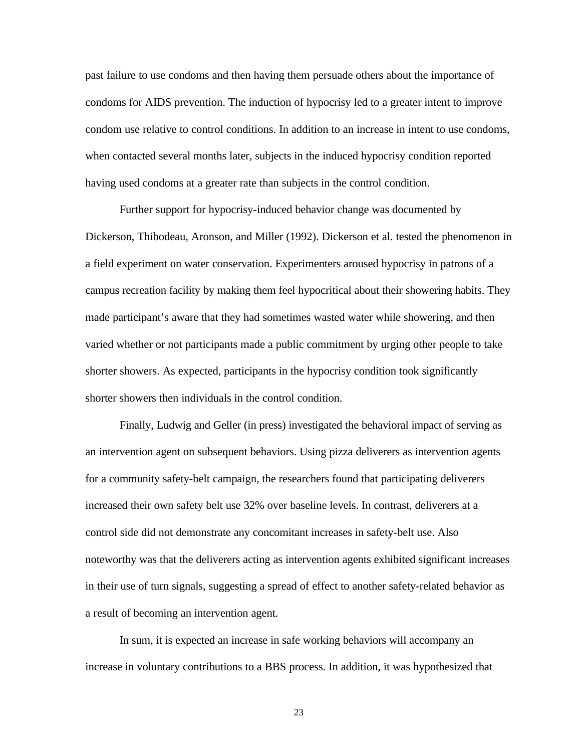past failure to use condoms and then having them persuade others about the importance of condoms for AIDS prevention. The induction of hypocrisy led to a greater intent to improve condom use relative to control conditions. In addition to an increase in intent to use condoms, when contacted several months later, subjects in the induced hypocrisy condition reported having used condoms at a greater rate than subjects in the control condition.

Further support for hypocrisy-induced behavior change was documented by Dickerson, Thibodeau, Aronson, and Miller (1992). Dickerson et al. tested the phenomenon in a field experiment on water conservation. Experimenters aroused hypocrisy in patrons of a campus recreation facility by making them feel hypocritical about their showering habits. They made participant's aware that they had sometimes wasted water while showering, and then varied whether or not participants made a public commitment by urging other people to take shorter showers. As expected, participants in the hypocrisy condition took significantly shorter showers then individuals in the control condition.

Finally, Ludwig and Geller (in press) investigated the behavioral impact of serving as an intervention agent on subsequent behaviors. Using pizza deliverers as intervention agents for a community safety-belt campaign, the researchers found that participating deliverers increased their own safety belt use 32% over baseline levels. In contrast, deliverers at a control side did not demonstrate any concomitant increases in safety-belt use. Also noteworthy was that the deliverers acting as intervention agents exhibited significant increases in their use of turn signals, suggesting a spread of effect to another safety-related behavior as a result of becoming an intervention agent.

In sum, it is expected an increase in safe working behaviors will accompany an increase in voluntary contributions to a BBS process. In addition, it was hypothesized that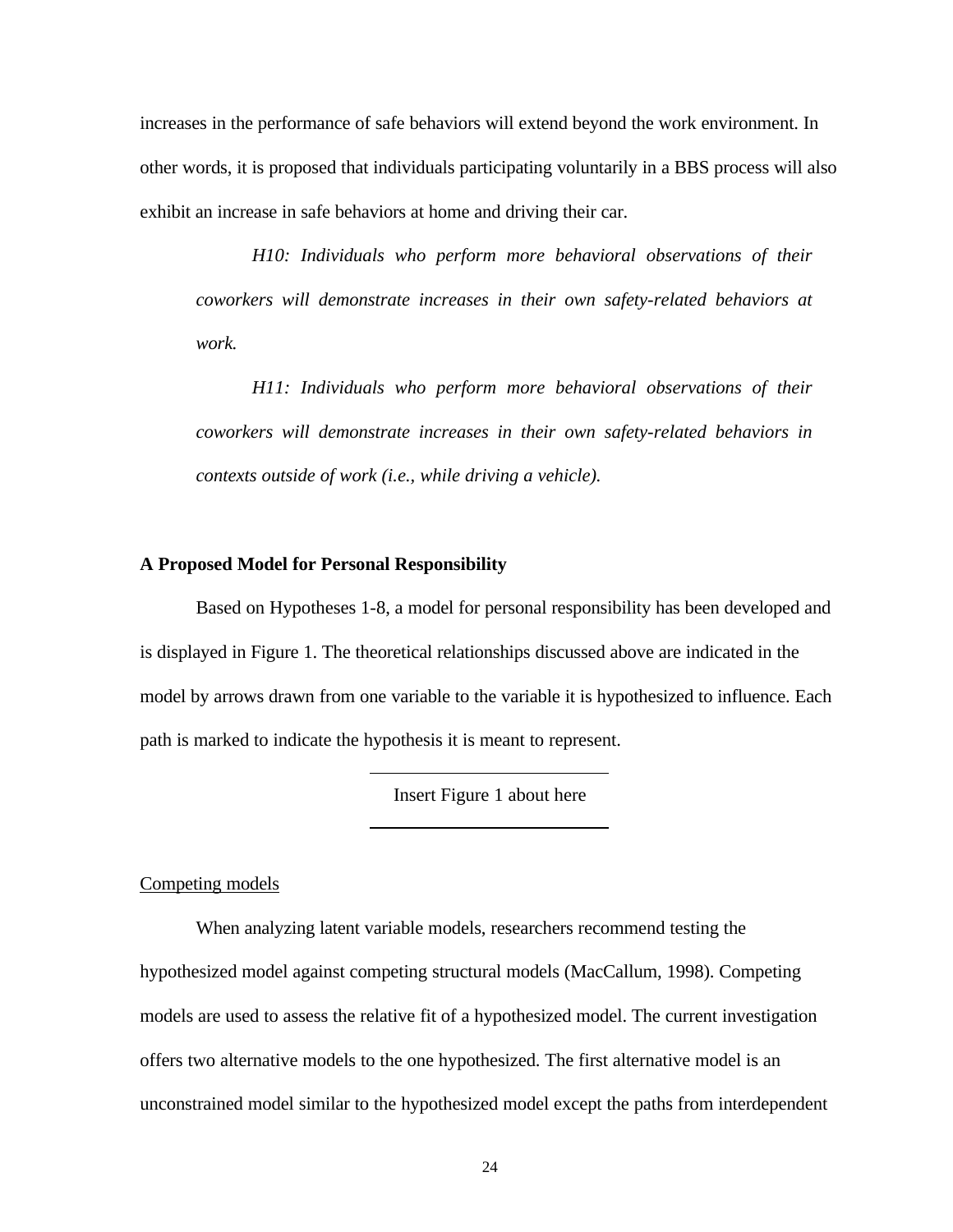increases in the performance of safe behaviors will extend beyond the work environment. In other words, it is proposed that individuals participating voluntarily in a BBS process will also exhibit an increase in safe behaviors at home and driving their car.

> *H10: Individuals who perform more behavioral observations of their coworkers will demonstrate increases in their own safety-related behaviors at work.*
>
> *H11: Individuals who perform more behavioral observations of their coworkers will demonstrate increases in their own safety-related behaviors in contexts outside of work (i.e., while driving a vehicle).*

**A Proposed Model for Personal Responsibility**

Based on Hypotheses 1-8, a model for personal responsibility has been developed and is displayed in Figure 1. The theoretical relationships discussed above are indicated in the model by arrows drawn from one variable to the variable it is hypothesized to influence. Each path is marked to indicate the hypothesis it is meant to represent.

---

Insert Figure 1 about here

---

Competing models

When analyzing latent variable models, researchers recommend testing the hypothesized model against competing structural models (MacCallum, 1998). Competing models are used to assess the relative fit of a hypothesized model. The current investigation offers two alternative models to the one hypothesized. The first alternative model is an unconstrained model similar to the hypothesized model except the paths from interdependent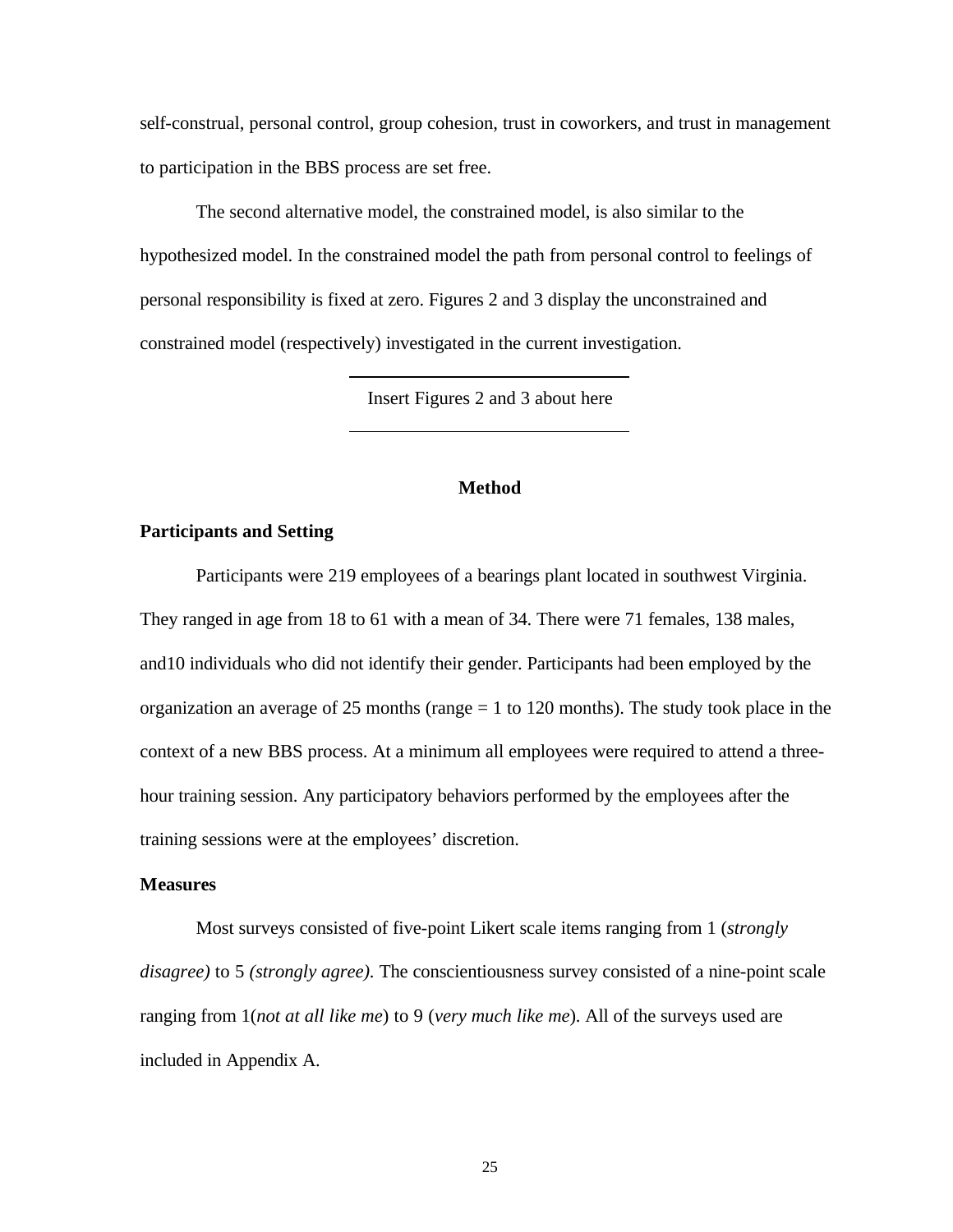self-construal, personal control, group cohesion, trust in coworkers, and trust in management to participation in the BBS process are set free.

The second alternative model, the constrained model, is also similar to the hypothesized model. In the constrained model the path from personal control to feelings of personal responsibility is fixed at zero. Figures 2 and 3 display the unconstrained and constrained model (respectively) investigated in the current investigation.

---

Insert Figures 2 and 3 about here

---

# Method

## Participants and Setting

Participants were 219 employees of a bearings plant located in southwest Virginia. They ranged in age from 18 to 61 with a mean of 34. There were 71 females, 138 males, and10 individuals who did not identify their gender. Participants had been employed by the organization an average of 25 months (range = 1 to 120 months). The study took place in the context of a new BBS process. At a minimum all employees were required to attend a three-hour training session. Any participatory behaviors performed by the employees after the training sessions were at the employees' discretion.

## Measures

Most surveys consisted of five-point Likert scale items ranging from 1 (*strongly disagree)* to 5 *(strongly agree).* The conscientiousness survey consisted of a nine-point scale ranging from 1(*not at all like me*) to 9 (*very much like me*). All of the surveys used are included in Appendix A.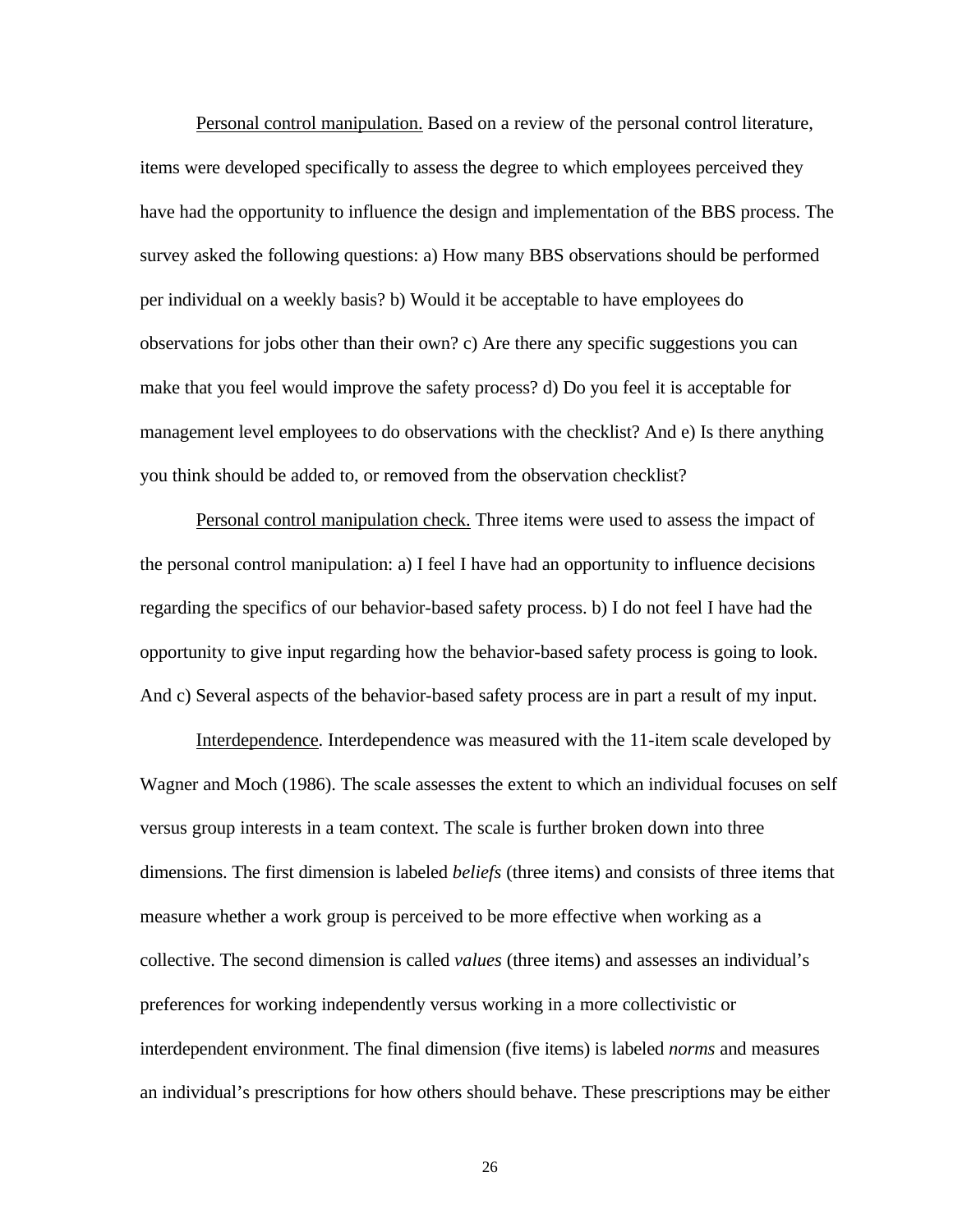Personal control manipulation. Based on a review of the personal control literature, items were developed specifically to assess the degree to which employees perceived they have had the opportunity to influence the design and implementation of the BBS process. The survey asked the following questions: a) How many BBS observations should be performed per individual on a weekly basis? b) Would it be acceptable to have employees do observations for jobs other than their own? c) Are there any specific suggestions you can make that you feel would improve the safety process? d) Do you feel it is acceptable for management level employees to do observations with the checklist? And e) Is there anything you think should be added to, or removed from the observation checklist?

Personal control manipulation check. Three items were used to assess the impact of the personal control manipulation: a) I feel I have had an opportunity to influence decisions regarding the specifics of our behavior-based safety process. b) I do not feel I have had the opportunity to give input regarding how the behavior-based safety process is going to look. And c) Several aspects of the behavior-based safety process are in part a result of my input.

Interdependence. Interdependence was measured with the 11-item scale developed by Wagner and Moch (1986). The scale assesses the extent to which an individual focuses on self versus group interests in a team context. The scale is further broken down into three dimensions. The first dimension is labeled *beliefs* (three items) and consists of three items that measure whether a work group is perceived to be more effective when working as a collective. The second dimension is called *values* (three items) and assesses an individual's preferences for working independently versus working in a more collectivistic or interdependent environment. The final dimension (five items) is labeled *norms* and measures an individual's prescriptions for how others should behave. These prescriptions may be either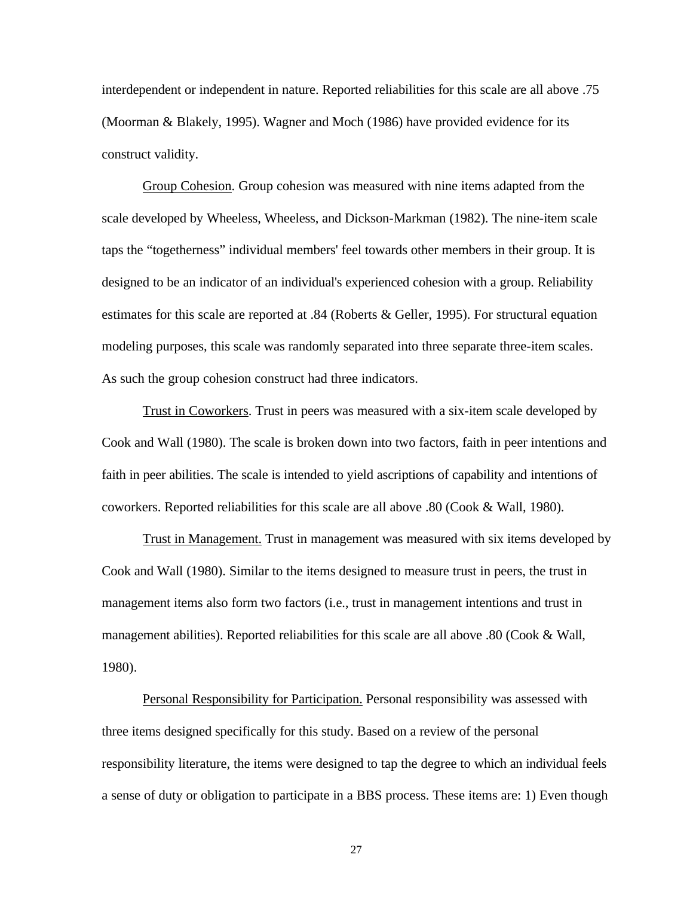interdependent or independent in nature. Reported reliabilities for this scale are all above .75 (Moorman & Blakely, 1995). Wagner and Moch (1986) have provided evidence for its construct validity.

Group Cohesion. Group cohesion was measured with nine items adapted from the scale developed by Wheeless, Wheeless, and Dickson-Markman (1982). The nine-item scale taps the "togetherness" individual members' feel towards other members in their group. It is designed to be an indicator of an individual's experienced cohesion with a group. Reliability estimates for this scale are reported at .84 (Roberts & Geller, 1995). For structural equation modeling purposes, this scale was randomly separated into three separate three-item scales. As such the group cohesion construct had three indicators.

Trust in Coworkers. Trust in peers was measured with a six-item scale developed by Cook and Wall (1980). The scale is broken down into two factors, faith in peer intentions and faith in peer abilities. The scale is intended to yield ascriptions of capability and intentions of coworkers. Reported reliabilities for this scale are all above .80 (Cook & Wall, 1980).

Trust in Management. Trust in management was measured with six items developed by Cook and Wall (1980). Similar to the items designed to measure trust in peers, the trust in management items also form two factors (i.e., trust in management intentions and trust in management abilities). Reported reliabilities for this scale are all above .80 (Cook & Wall, 1980).

Personal Responsibility for Participation. Personal responsibility was assessed with three items designed specifically for this study. Based on a review of the personal responsibility literature, the items were designed to tap the degree to which an individual feels a sense of duty or obligation to participate in a BBS process. These items are: 1) Even though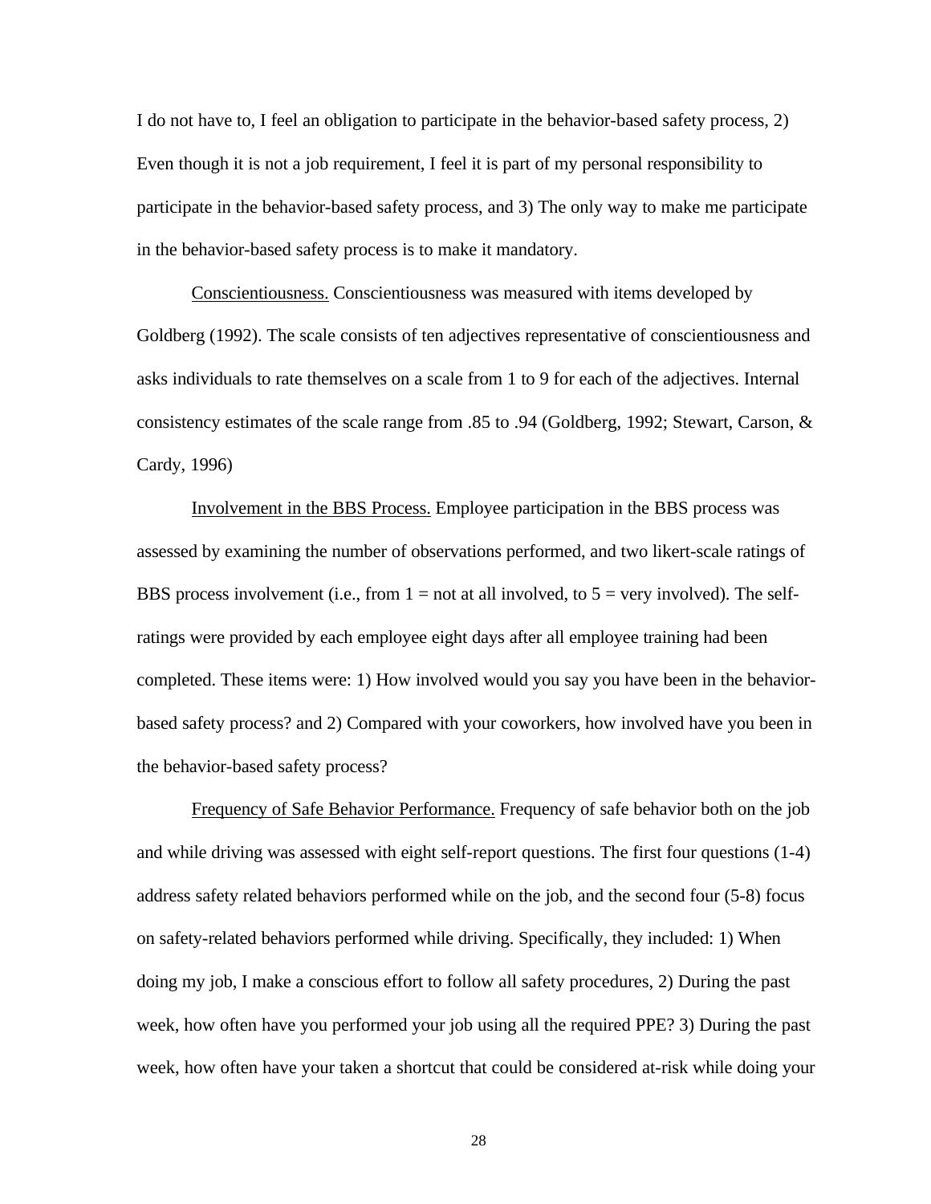I do not have to, I feel an obligation to participate in the behavior-based safety process, 2) Even though it is not a job requirement, I feel it is part of my personal responsibility to participate in the behavior-based safety process, and 3) The only way to make me participate in the behavior-based safety process is to make it mandatory.

Conscientiousness. Conscientiousness was measured with items developed by Goldberg (1992). The scale consists of ten adjectives representative of conscientiousness and asks individuals to rate themselves on a scale from 1 to 9 for each of the adjectives. Internal consistency estimates of the scale range from .85 to .94 (Goldberg, 1992; Stewart, Carson, & Cardy, 1996)

Involvement in the BBS Process. Employee participation in the BBS process was assessed by examining the number of observations performed, and two likert-scale ratings of BBS process involvement (i.e., from 1 = not at all involved, to 5 = very involved). The self-ratings were provided by each employee eight days after all employee training had been completed. These items were: 1) How involved would you say you have been in the behavior-based safety process? and 2) Compared with your coworkers, how involved have you been in the behavior-based safety process?

Frequency of Safe Behavior Performance. Frequency of safe behavior both on the job and while driving was assessed with eight self-report questions. The first four questions (1-4) address safety related behaviors performed while on the job, and the second four (5-8) focus on safety-related behaviors performed while driving. Specifically, they included: 1) When doing my job, I make a conscious effort to follow all safety procedures, 2) During the past week, how often have you performed your job using all the required PPE? 3) During the past week, how often have your taken a shortcut that could be considered at-risk while doing your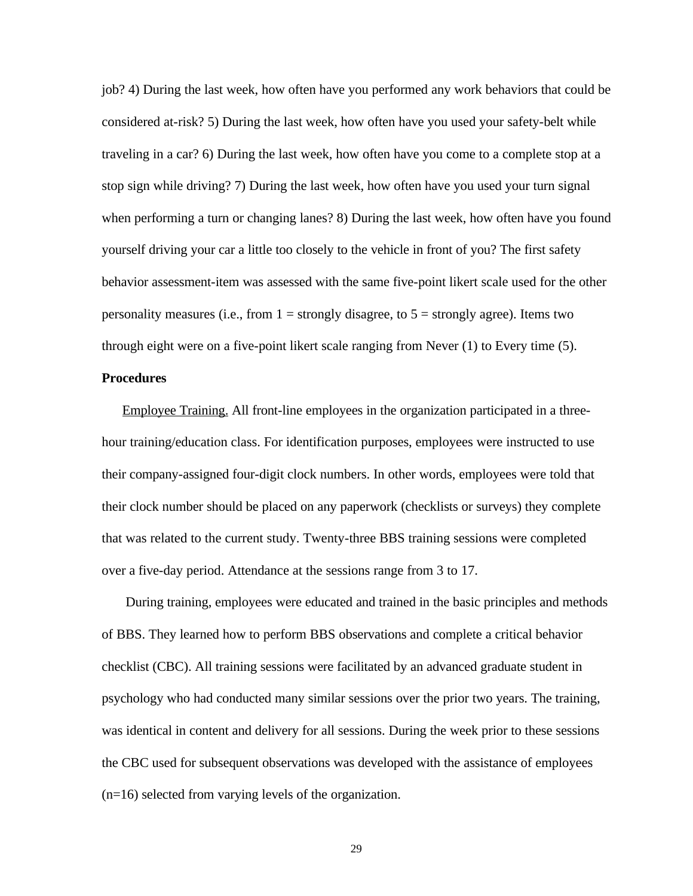job? 4) During the last week, how often have you performed any work behaviors that could be considered at-risk? 5) During the last week, how often have you used your safety-belt while traveling in a car? 6) During the last week, how often have you come to a complete stop at a stop sign while driving? 7) During the last week, how often have you used your turn signal when performing a turn or changing lanes? 8) During the last week, how often have you found yourself driving your car a little too closely to the vehicle in front of you? The first safety behavior assessment-item was assessed with the same five-point likert scale used for the other personality measures (i.e., from 1 = strongly disagree, to 5 = strongly agree). Items two through eight were on a five-point likert scale ranging from Never (1) to Every time (5).

**Procedures**

Employee Training. All front-line employees in the organization participated in a three-hour training/education class. For identification purposes, employees were instructed to use their company-assigned four-digit clock numbers. In other words, employees were told that their clock number should be placed on any paperwork (checklists or surveys) they complete that was related to the current study. Twenty-three BBS training sessions were completed over a five-day period. Attendance at the sessions range from 3 to 17.

During training, employees were educated and trained in the basic principles and methods of BBS. They learned how to perform BBS observations and complete a critical behavior checklist (CBC). All training sessions were facilitated by an advanced graduate student in psychology who had conducted many similar sessions over the prior two years. The training, was identical in content and delivery for all sessions. During the week prior to these sessions the CBC used for subsequent observations was developed with the assistance of employees (n=16) selected from varying levels of the organization.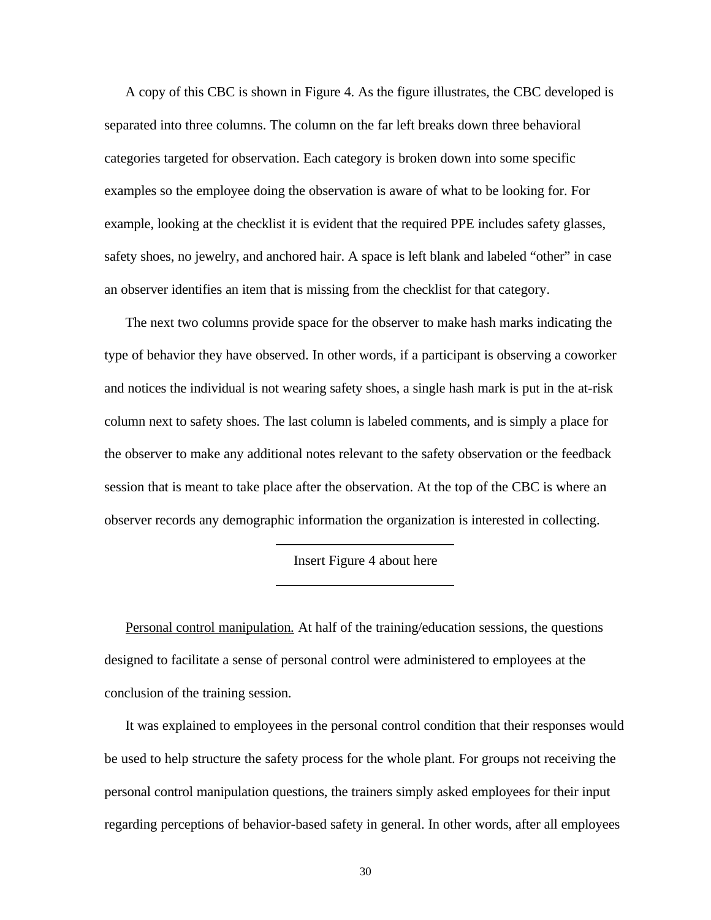A copy of this CBC is shown in Figure 4. As the figure illustrates, the CBC developed is separated into three columns. The column on the far left breaks down three behavioral categories targeted for observation. Each category is broken down into some specific examples so the employee doing the observation is aware of what to be looking for. For example, looking at the checklist it is evident that the required PPE includes safety glasses, safety shoes, no jewelry, and anchored hair. A space is left blank and labeled "other" in case an observer identifies an item that is missing from the checklist for that category.

The next two columns provide space for the observer to make hash marks indicating the type of behavior they have observed. In other words, if a participant is observing a coworker and notices the individual is not wearing safety shoes, a single hash mark is put in the at-risk column next to safety shoes. The last column is labeled comments, and is simply a place for the observer to make any additional notes relevant to the safety observation or the feedback session that is meant to take place after the observation. At the top of the CBC is where an observer records any demographic information the organization is interested in collecting.

---

Insert Figure 4 about here

---

<u>Personal control manipulation.</u> At half of the training/education sessions, the questions designed to facilitate a sense of personal control were administered to employees at the conclusion of the training session.

It was explained to employees in the personal control condition that their responses would be used to help structure the safety process for the whole plant. For groups not receiving the personal control manipulation questions, the trainers simply asked employees for their input regarding perceptions of behavior-based safety in general. In other words, after all employees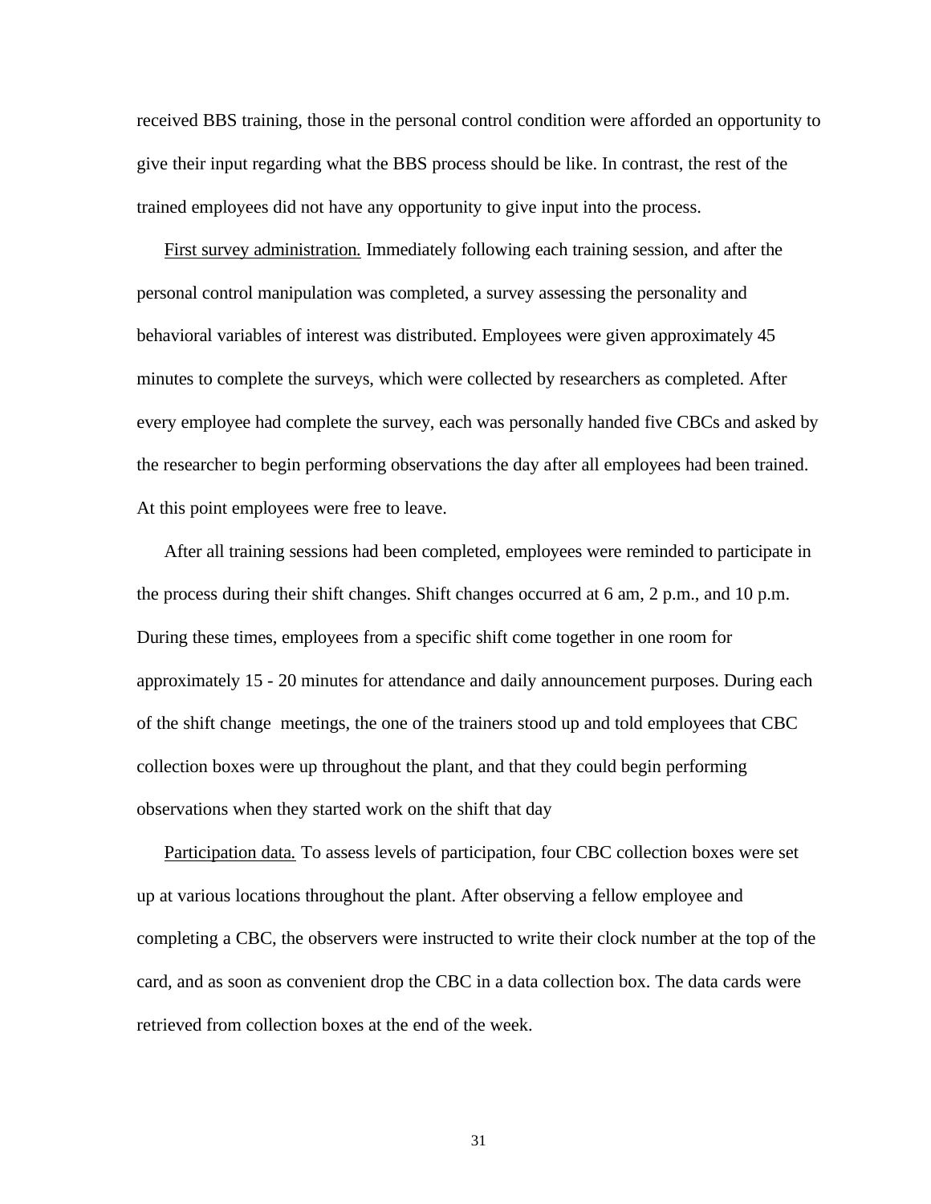received BBS training, those in the personal control condition were afforded an opportunity to give their input regarding what the BBS process should be like. In contrast, the rest of the trained employees did not have any opportunity to give input into the process.

First survey administration. Immediately following each training session, and after the personal control manipulation was completed, a survey assessing the personality and behavioral variables of interest was distributed. Employees were given approximately 45 minutes to complete the surveys, which were collected by researchers as completed. After every employee had complete the survey, each was personally handed five CBCs and asked by the researcher to begin performing observations the day after all employees had been trained. At this point employees were free to leave.

After all training sessions had been completed, employees were reminded to participate in the process during their shift changes. Shift changes occurred at 6 am, 2 p.m., and 10 p.m. During these times, employees from a specific shift come together in one room for approximately 15 - 20 minutes for attendance and daily announcement purposes. During each of the shift change meetings, the one of the trainers stood up and told employees that CBC collection boxes were up throughout the plant, and that they could begin performing observations when they started work on the shift that day

Participation data. To assess levels of participation, four CBC collection boxes were set up at various locations throughout the plant. After observing a fellow employee and completing a CBC, the observers were instructed to write their clock number at the top of the card, and as soon as convenient drop the CBC in a data collection box. The data cards were retrieved from collection boxes at the end of the week.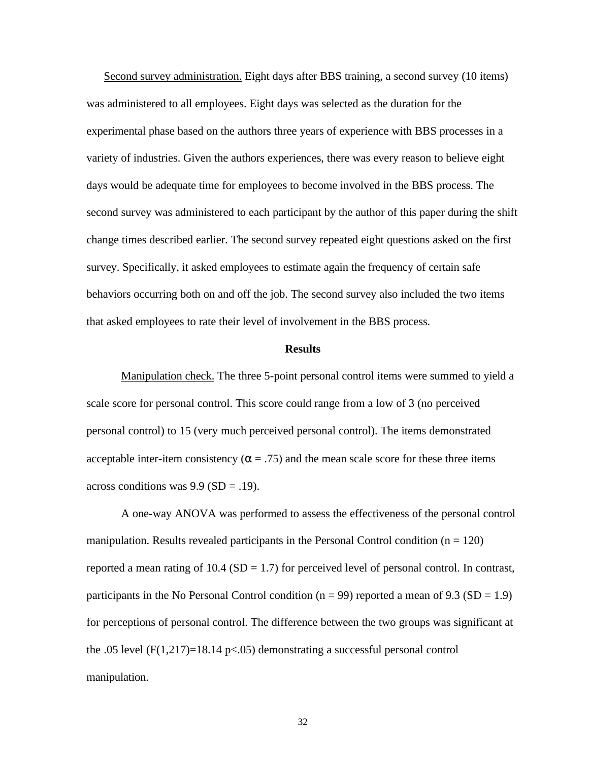Second survey administration. Eight days after BBS training, a second survey (10 items) was administered to all employees. Eight days was selected as the duration for the experimental phase based on the authors three years of experience with BBS processes in a variety of industries. Given the authors experiences, there was every reason to believe eight days would be adequate time for employees to become involved in the BBS process. The second survey was administered to each participant by the author of this paper during the shift change times described earlier. The second survey repeated eight questions asked on the first survey. Specifically, it asked employees to estimate again the frequency of certain safe behaviors occurring both on and off the job. The second survey also included the two items that asked employees to rate their level of involvement in the BBS process.

## Results

Manipulation check. The three 5-point personal control items were summed to yield a scale score for personal control. This score could range from a low of 3 (no perceived personal control) to 15 (very much perceived personal control). The items demonstrated acceptable inter-item consistency ($\alpha$ = .75) and the mean scale score for these three items across conditions was 9.9 (SD = .19).

A one-way ANOVA was performed to assess the effectiveness of the personal control manipulation. Results revealed participants in the Personal Control condition (n = 120) reported a mean rating of 10.4 (SD = 1.7) for perceived level of personal control. In contrast, participants in the No Personal Control condition (n = 99) reported a mean of 9.3 (SD = 1.9) for perceptions of personal control. The difference between the two groups was significant at the .05 level ($F(1,217)=18.14$ $p<.05$) demonstrating a successful personal control manipulation.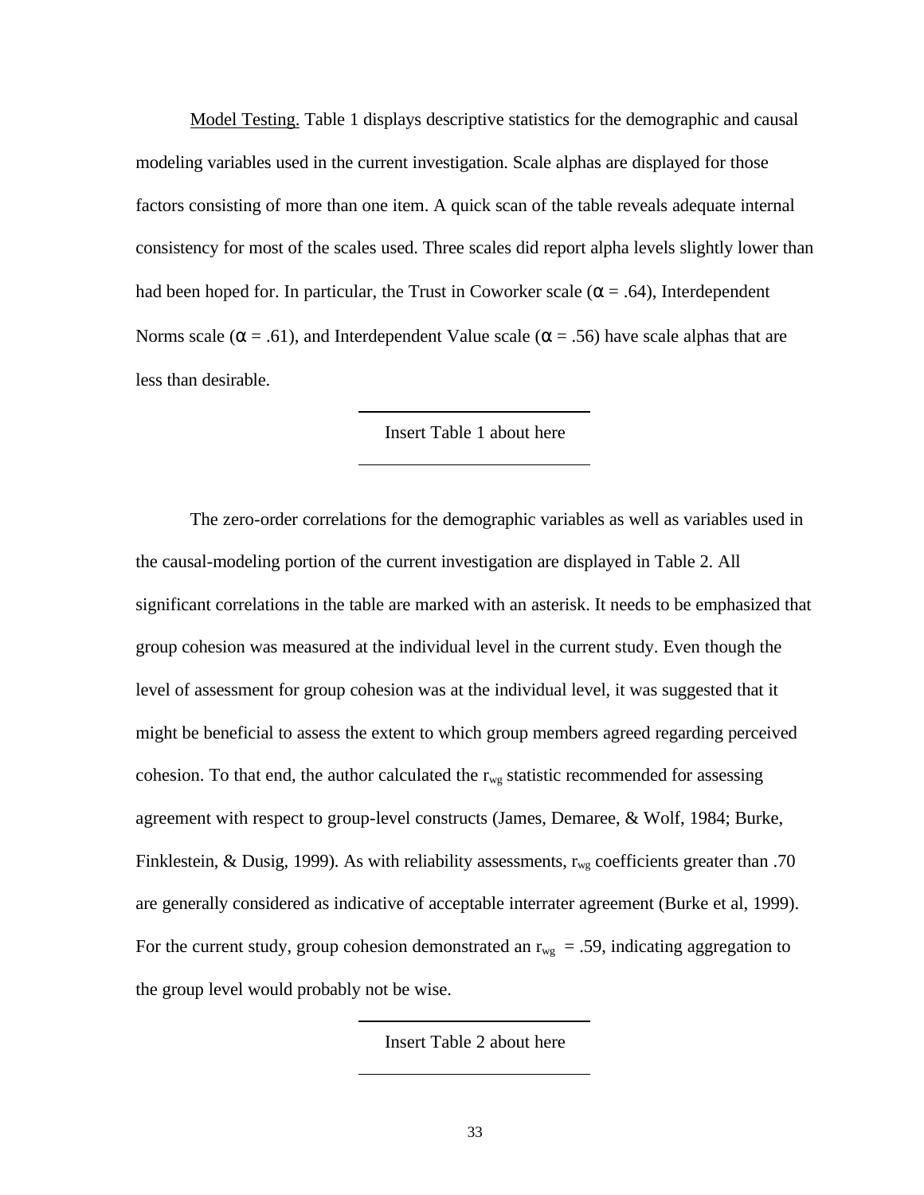Model Testing. Table 1 displays descriptive statistics for the demographic and causal modeling variables used in the current investigation. Scale alphas are displayed for those factors consisting of more than one item. A quick scan of the table reveals adequate internal consistency for most of the scales used. Three scales did report alpha levels slightly lower than had been hoped for. In particular, the Trust in Coworker scale ($\alpha$ = .64), Interdependent Norms scale ($\alpha$ = .61), and Interdependent Value scale ($\alpha$ = .56) have scale alphas that are less than desirable.

---

Insert Table 1 about here

---

The zero-order correlations for the demographic variables as well as variables used in the causal-modeling portion of the current investigation are displayed in Table 2. All significant correlations in the table are marked with an asterisk. It needs to be emphasized that group cohesion was measured at the individual level in the current study. Even though the level of assessment for group cohesion was at the individual level, it was suggested that it might be beneficial to assess the extent to which group members agreed regarding perceived cohesion. To that end, the author calculated the $r_{wg}$ statistic recommended for assessing agreement with respect to group-level constructs (James, Demaree, & Wolf, 1984; Burke, Finklestein, & Dusig, 1999). As with reliability assessments, $r_{wg}$ coefficients greater than .70 are generally considered as indicative of acceptable interrater agreement (Burke et al, 1999). For the current study, group cohesion demonstrated an $r_{wg}$ = .59, indicating aggregation to the group level would probably not be wise.

---

Insert Table 2 about here

---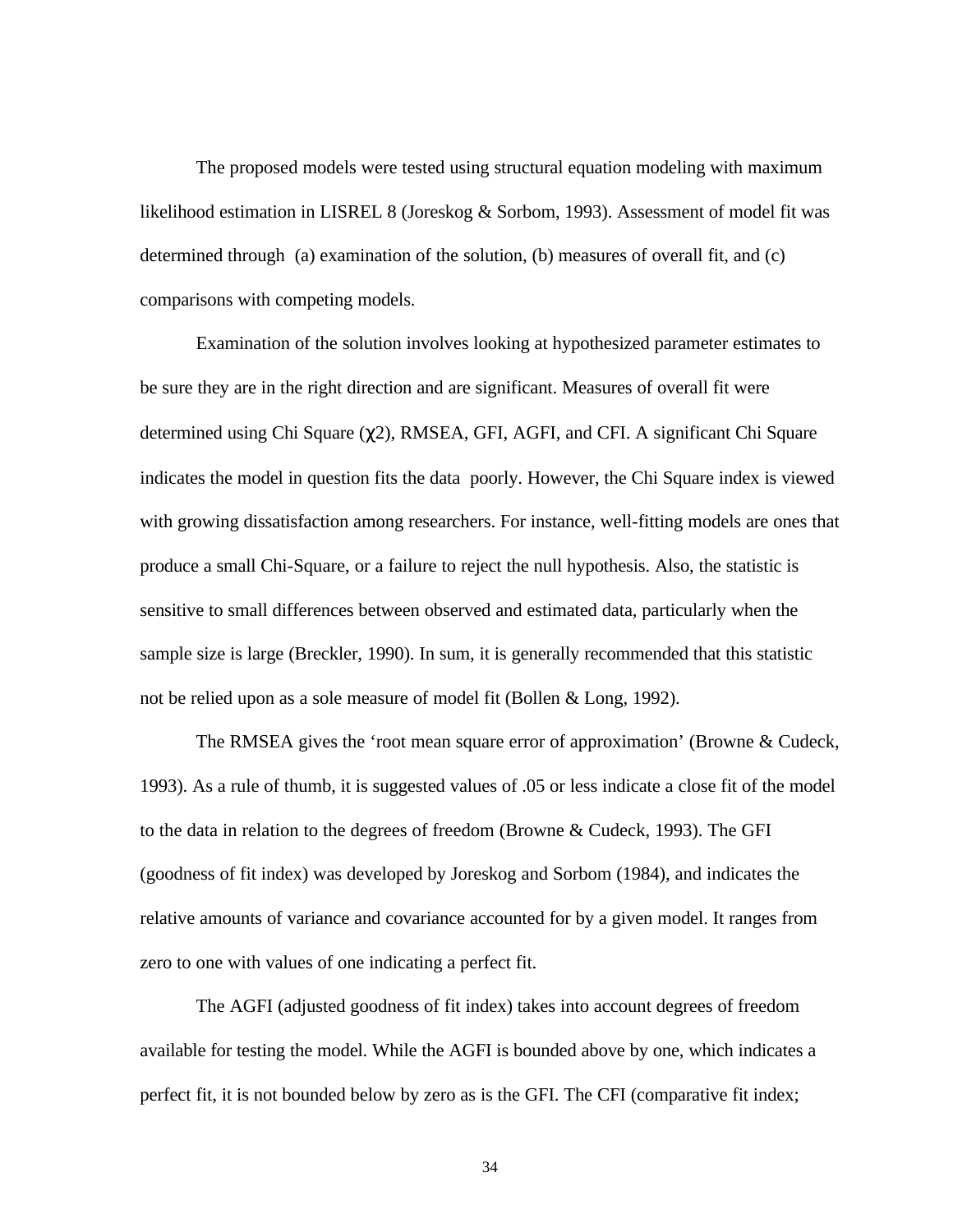The proposed models were tested using structural equation modeling with maximum likelihood estimation in LISREL 8 (Joreskog & Sorbom, 1993). Assessment of model fit was determined through (a) examination of the solution, (b) measures of overall fit, and (c) comparisons with competing models.

Examination of the solution involves looking at hypothesized parameter estimates to be sure they are in the right direction and are significant. Measures of overall fit were determined using Chi Square ($\chi 2$), RMSEA, GFI, AGFI, and CFI. A significant Chi Square indicates the model in question fits the data poorly. However, the Chi Square index is viewed with growing dissatisfaction among researchers. For instance, well-fitting models are ones that produce a small Chi-Square, or a failure to reject the null hypothesis. Also, the statistic is sensitive to small differences between observed and estimated data, particularly when the sample size is large (Breckler, 1990). In sum, it is generally recommended that this statistic not be relied upon as a sole measure of model fit (Bollen & Long, 1992).

The RMSEA gives the 'root mean square error of approximation' (Browne & Cudeck, 1993). As a rule of thumb, it is suggested values of .05 or less indicate a close fit of the model to the data in relation to the degrees of freedom (Browne & Cudeck, 1993). The GFI (goodness of fit index) was developed by Joreskog and Sorbom (1984), and indicates the relative amounts of variance and covariance accounted for by a given model. It ranges from zero to one with values of one indicating a perfect fit.

The AGFI (adjusted goodness of fit index) takes into account degrees of freedom available for testing the model. While the AGFI is bounded above by one, which indicates a perfect fit, it is not bounded below by zero as is the GFI. The CFI (comparative fit index;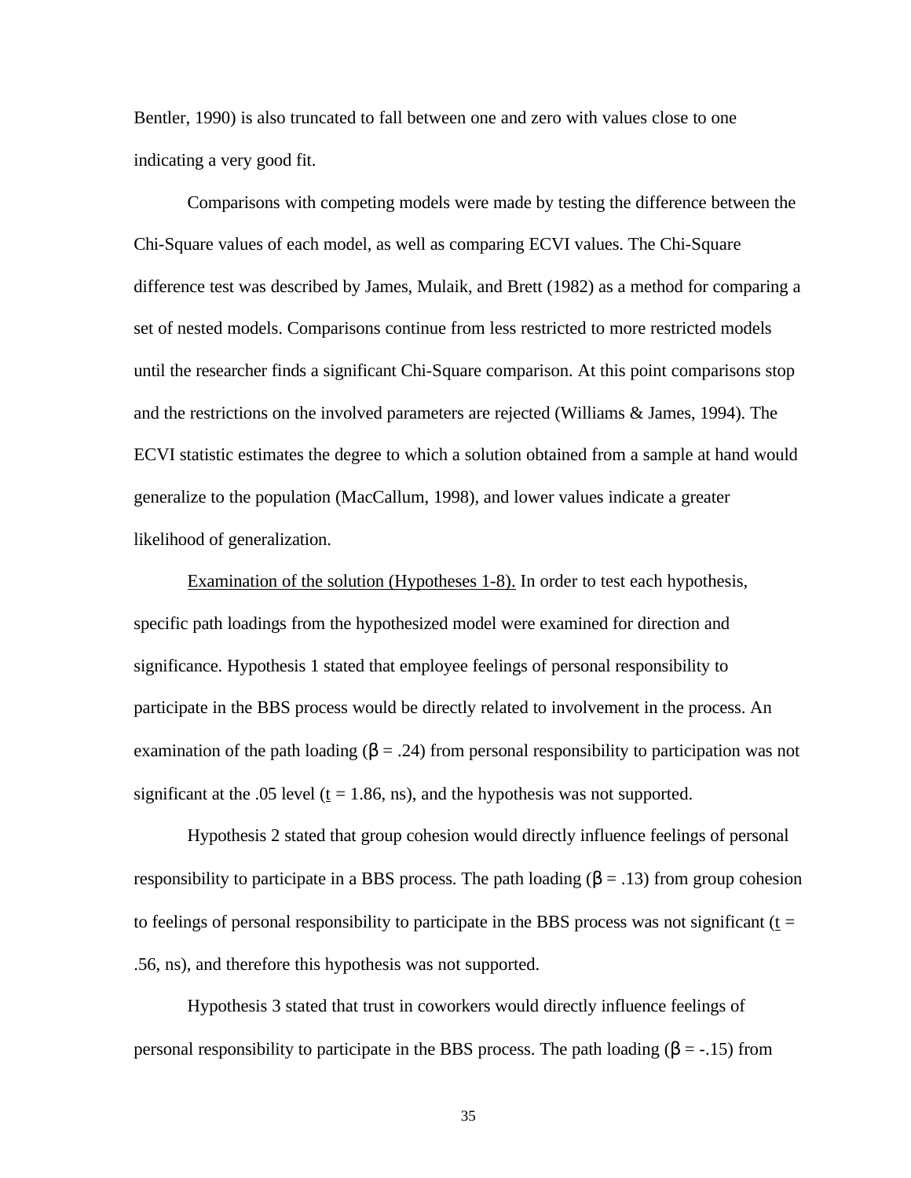Bentler, 1990) is also truncated to fall between one and zero with values close to one indicating a very good fit.

Comparisons with competing models were made by testing the difference between the Chi-Square values of each model, as well as comparing ECVI values. The Chi-Square difference test was described by James, Mulaik, and Brett (1982) as a method for comparing a set of nested models. Comparisons continue from less restricted to more restricted models until the researcher finds a significant Chi-Square comparison. At this point comparisons stop and the restrictions on the involved parameters are rejected (Williams & James, 1994). The ECVI statistic estimates the degree to which a solution obtained from a sample at hand would generalize to the population (MacCallum, 1998), and lower values indicate a greater likelihood of generalization.

Examination of the solution (Hypotheses 1-8). In order to test each hypothesis, specific path loadings from the hypothesized model were examined for direction and significance. Hypothesis 1 stated that employee feelings of personal responsibility to participate in the BBS process would be directly related to involvement in the process. An examination of the path loading ($\beta = .24$) from personal responsibility to participation was not significant at the .05 level ($t = 1.86$, ns), and the hypothesis was not supported.

Hypothesis 2 stated that group cohesion would directly influence feelings of personal responsibility to participate in a BBS process. The path loading ($\beta = .13$) from group cohesion to feelings of personal responsibility to participate in the BBS process was not significant ($t = .56$, ns), and therefore this hypothesis was not supported.

Hypothesis 3 stated that trust in coworkers would directly influence feelings of personal responsibility to participate in the BBS process. The path loading ($\beta = -.15$) from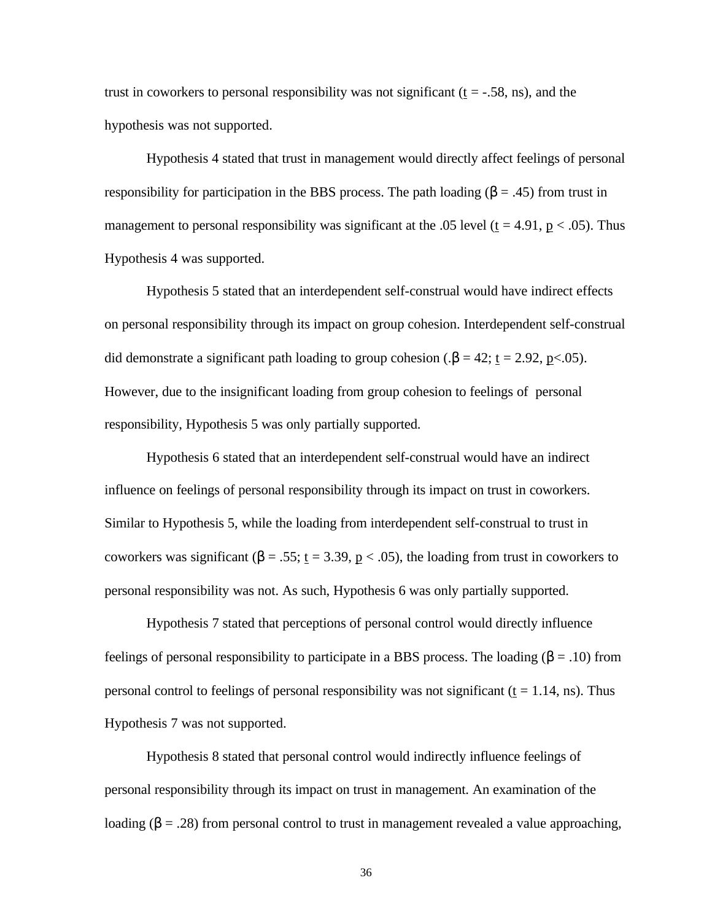trust in coworkers to personal responsibility was not significant ($t$ = -.58, ns), and the hypothesis was not supported.

Hypothesis 4 stated that trust in management would directly affect feelings of personal responsibility for participation in the BBS process. The path loading ($\beta$ = .45) from trust in management to personal responsibility was significant at the .05 level ($t$ = 4.91, $p$ < .05). Thus Hypothesis 4 was supported.

Hypothesis 5 stated that an interdependent self-construal would have indirect effects on personal responsibility through its impact on group cohesion. Interdependent self-construal did demonstrate a significant path loading to group cohesion (.$\beta$ = 42; $t$ = 2.92, $p$<.05). However, due to the insignificant loading from group cohesion to feelings of personal responsibility, Hypothesis 5 was only partially supported.

Hypothesis 6 stated that an interdependent self-construal would have an indirect influence on feelings of personal responsibility through its impact on trust in coworkers. Similar to Hypothesis 5, while the loading from interdependent self-construal to trust in coworkers was significant ($\beta$ = .55; $t$ = 3.39, $p$ < .05), the loading from trust in coworkers to personal responsibility was not. As such, Hypothesis 6 was only partially supported.

Hypothesis 7 stated that perceptions of personal control would directly influence feelings of personal responsibility to participate in a BBS process. The loading ($\beta$ = .10) from personal control to feelings of personal responsibility was not significant ($t$ = 1.14, ns). Thus Hypothesis 7 was not supported.

Hypothesis 8 stated that personal control would indirectly influence feelings of personal responsibility through its impact on trust in management. An examination of the loading ($\beta$ = .28) from personal control to trust in management revealed a value approaching,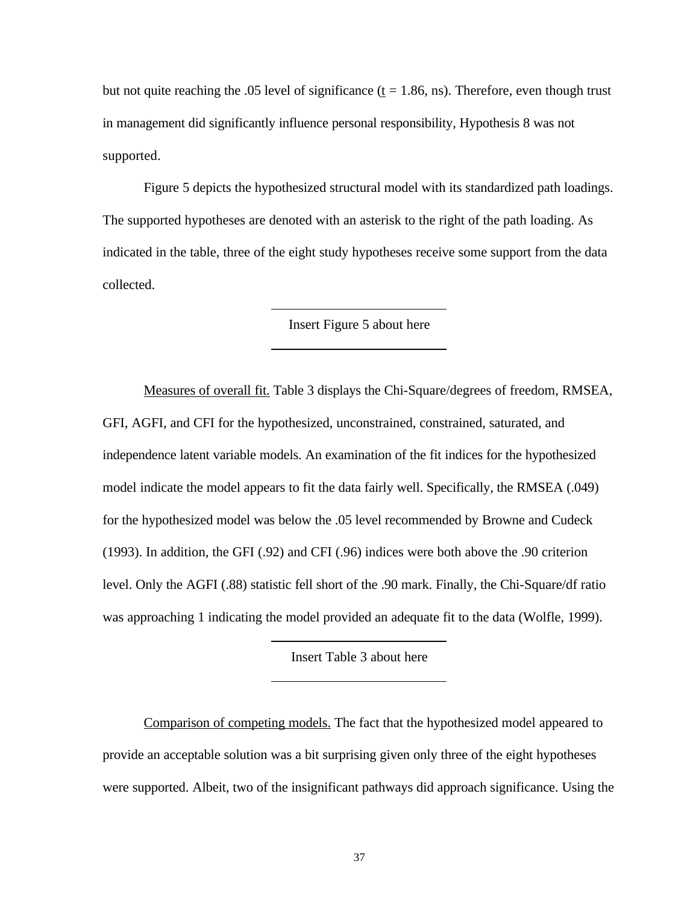but not quite reaching the .05 level of significance ($\underline{t}$ = 1.86, ns). Therefore, even though trust in management did significantly influence personal responsibility, Hypothesis 8 was not supported.

Figure 5 depicts the hypothesized structural model with its standardized path loadings. The supported hypotheses are denoted with an asterisk to the right of the path loading. As indicated in the table, three of the eight study hypotheses receive some support from the data collected.

---

Insert Figure 5 about here

---

Measures of overall fit. Table 3 displays the Chi-Square/degrees of freedom, RMSEA, GFI, AGFI, and CFI for the hypothesized, unconstrained, constrained, saturated, and independence latent variable models. An examination of the fit indices for the hypothesized model indicate the model appears to fit the data fairly well. Specifically, the RMSEA (.049) for the hypothesized model was below the .05 level recommended by Browne and Cudeck (1993). In addition, the GFI (.92) and CFI (.96) indices were both above the .90 criterion level. Only the AGFI (.88) statistic fell short of the .90 mark. Finally, the Chi-Square/df ratio was approaching 1 indicating the model provided an adequate fit to the data (Wolfle, 1999).

---

Insert Table 3 about here

---

Comparison of competing models. The fact that the hypothesized model appeared to provide an acceptable solution was a bit surprising given only three of the eight hypotheses were supported. Albeit, two of the insignificant pathways did approach significance. Using the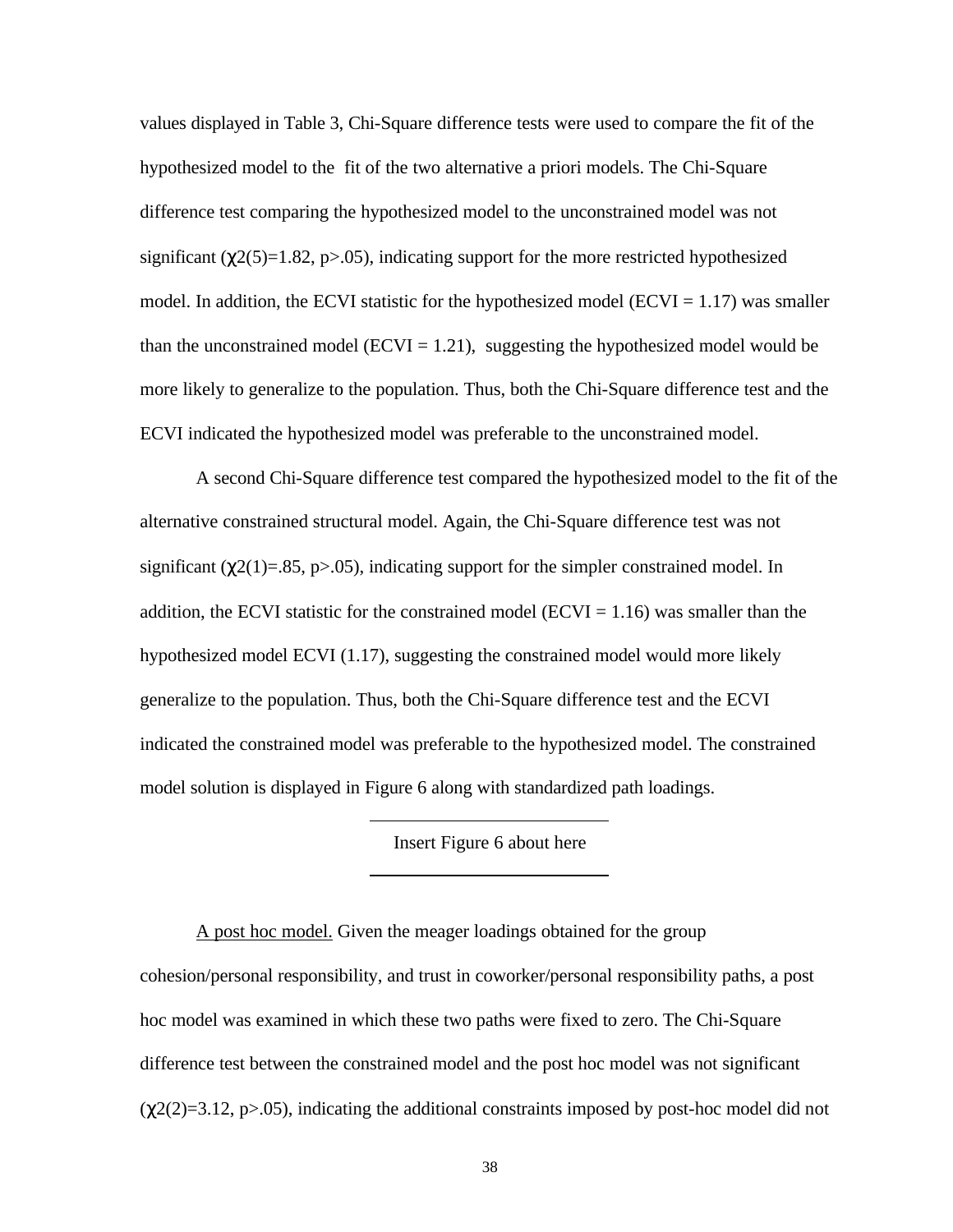values displayed in Table 3, Chi-Square difference tests were used to compare the fit of the hypothesized model to the fit of the two alternative a priori models. The Chi-Square difference test comparing the hypothesized model to the unconstrained model was not significant ($\chi 2(5)=1.82$, $p>.05$), indicating support for the more restricted hypothesized model. In addition, the ECVI statistic for the hypothesized model (ECVI = 1.17) was smaller than the unconstrained model (ECVI = 1.21), suggesting the hypothesized model would be more likely to generalize to the population. Thus, both the Chi-Square difference test and the ECVI indicated the hypothesized model was preferable to the unconstrained model.

A second Chi-Square difference test compared the hypothesized model to the fit of the alternative constrained structural model. Again, the Chi-Square difference test was not significant ($\chi 2(1)=.85$, $p>.05$), indicating support for the simpler constrained model. In addition, the ECVI statistic for the constrained model (ECVI = 1.16) was smaller than the hypothesized model ECVI (1.17), suggesting the constrained model would more likely generalize to the population. Thus, both the Chi-Square difference test and the ECVI indicated the constrained model was preferable to the hypothesized model. The constrained model solution is displayed in Figure 6 along with standardized path loadings.

Insert Figure 6 about here

A post hoc model. Given the meager loadings obtained for the group cohesion/personal responsibility, and trust in coworker/personal responsibility paths, a post hoc model was examined in which these two paths were fixed to zero. The Chi-Square difference test between the constrained model and the post hoc model was not significant ($\chi 2(2)=3.12$, $p>.05$), indicating the additional constraints imposed by post-hoc model did not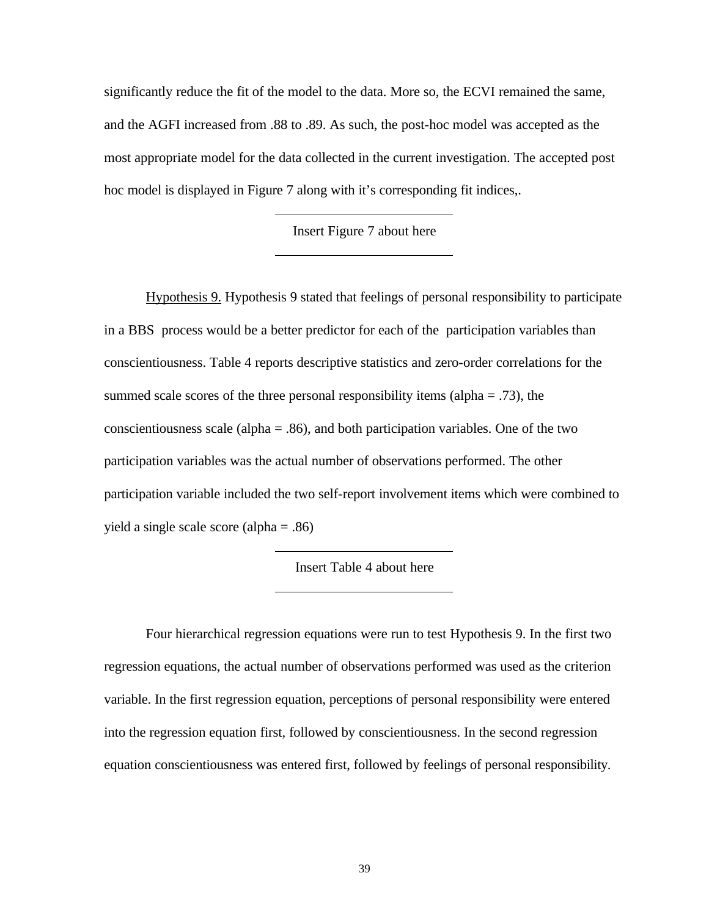significantly reduce the fit of the model to the data. More so, the ECVI remained the same, and the AGFI increased from .88 to .89. As such, the post-hoc model was accepted as the most appropriate model for the data collected in the current investigation. The accepted post hoc model is displayed in Figure 7 along with it's corresponding fit indices,.

---

Insert Figure 7 about here

---

Hypothesis 9. Hypothesis 9 stated that feelings of personal responsibility to participate in a BBS process would be a better predictor for each of the participation variables than conscientiousness. Table 4 reports descriptive statistics and zero-order correlations for the summed scale scores of the three personal responsibility items (alpha = .73), the conscientiousness scale (alpha = .86), and both participation variables. One of the two participation variables was the actual number of observations performed. The other participation variable included the two self-report involvement items which were combined to yield a single scale score (alpha = .86)

---

Insert Table 4 about here

---

Four hierarchical regression equations were run to test Hypothesis 9. In the first two regression equations, the actual number of observations performed was used as the criterion variable. In the first regression equation, perceptions of personal responsibility were entered into the regression equation first, followed by conscientiousness. In the second regression equation conscientiousness was entered first, followed by feelings of personal responsibility.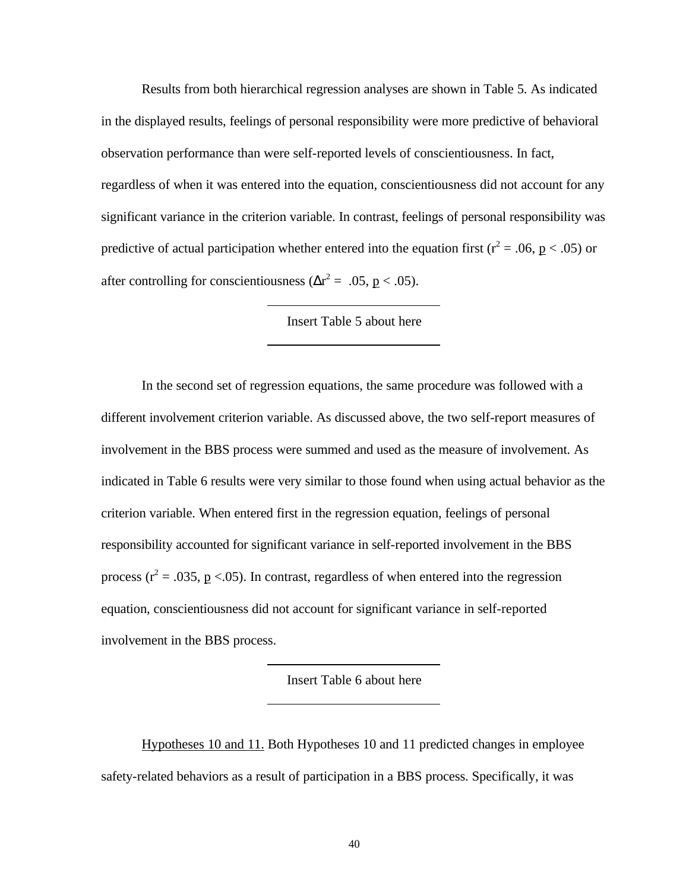Results from both hierarchical regression analyses are shown in Table 5. As indicated in the displayed results, feelings of personal responsibility were more predictive of behavioral observation performance than were self-reported levels of conscientiousness. In fact, regardless of when it was entered into the equation, conscientiousness did not account for any significant variance in the criterion variable. In contrast, feelings of personal responsibility was predictive of actual participation whether entered into the equation first ($r^2 = .06$, $p < .05$) or after controlling for conscientiousness ($\Delta r^2 = .05$, $p < .05$).

Insert Table 5 about here

In the second set of regression equations, the same procedure was followed with a different involvement criterion variable. As discussed above, the two self-report measures of involvement in the BBS process were summed and used as the measure of involvement. As indicated in Table 6 results were very similar to those found when using actual behavior as the criterion variable. When entered first in the regression equation, feelings of personal responsibility accounted for significant variance in self-reported involvement in the BBS process ($r^2 = .035$, $p < .05$). In contrast, regardless of when entered into the regression equation, conscientiousness did not account for significant variance in self-reported involvement in the BBS process.

Insert Table 6 about here

Hypotheses 10 and 11. Both Hypotheses 10 and 11 predicted changes in employee safety-related behaviors as a result of participation in a BBS process. Specifically, it was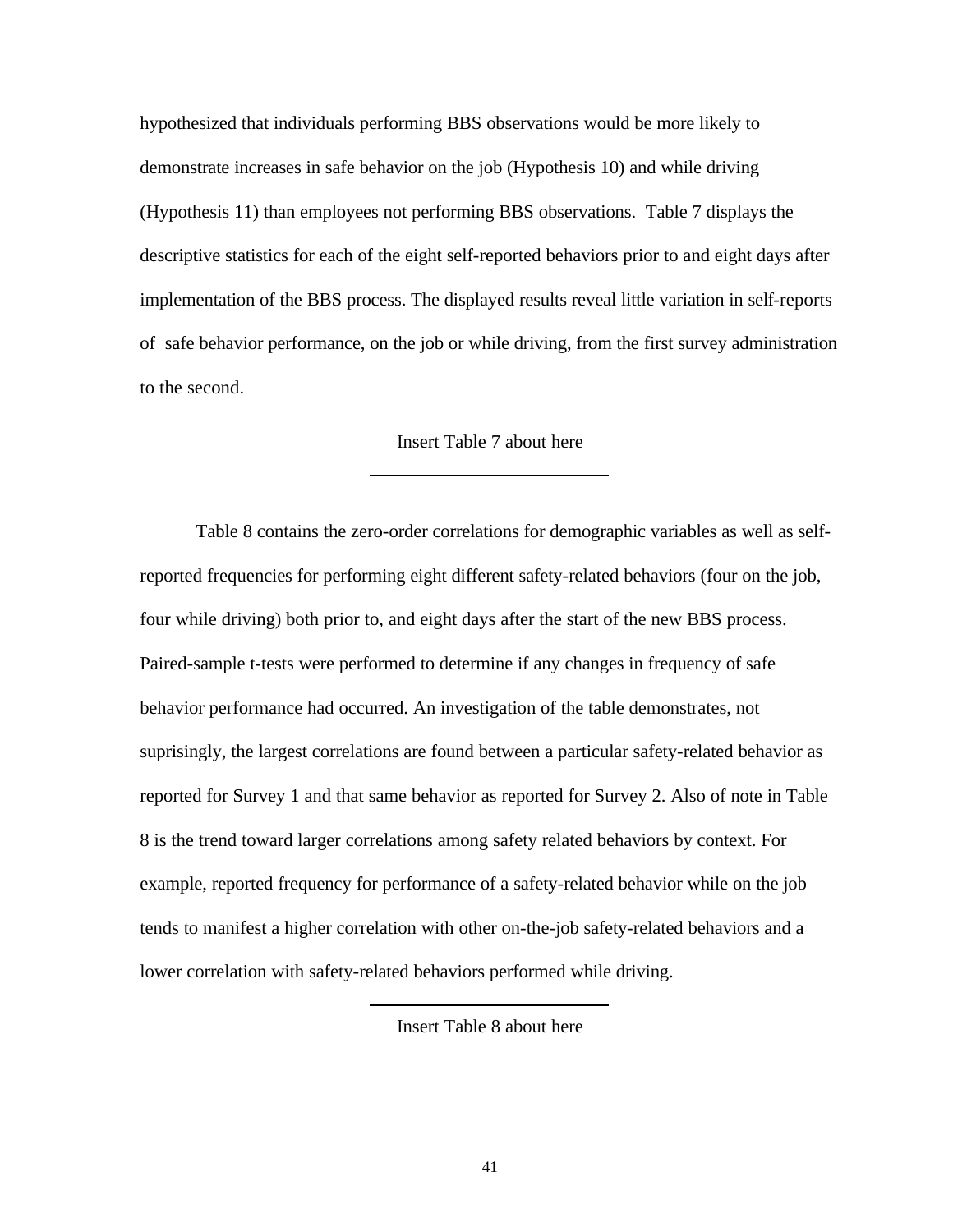hypothesized that individuals performing BBS observations would be more likely to demonstrate increases in safe behavior on the job (Hypothesis 10) and while driving (Hypothesis 11) than employees not performing BBS observations. Table 7 displays the descriptive statistics for each of the eight self-reported behaviors prior to and eight days after implementation of the BBS process. The displayed results reveal little variation in self-reports of safe behavior performance, on the job or while driving, from the first survey administration to the second.

Insert Table 7 about here

Table 8 contains the zero-order correlations for demographic variables as well as self-reported frequencies for performing eight different safety-related behaviors (four on the job, four while driving) both prior to, and eight days after the start of the new BBS process. Paired-sample t-tests were performed to determine if any changes in frequency of safe behavior performance had occurred. An investigation of the table demonstrates, not suprisingly, the largest correlations are found between a particular safety-related behavior as reported for Survey 1 and that same behavior as reported for Survey 2. Also of note in Table 8 is the trend toward larger correlations among safety related behaviors by context. For example, reported frequency for performance of a safety-related behavior while on the job tends to manifest a higher correlation with other on-the-job safety-related behaviors and a lower correlation with safety-related behaviors performed while driving.

Insert Table 8 about here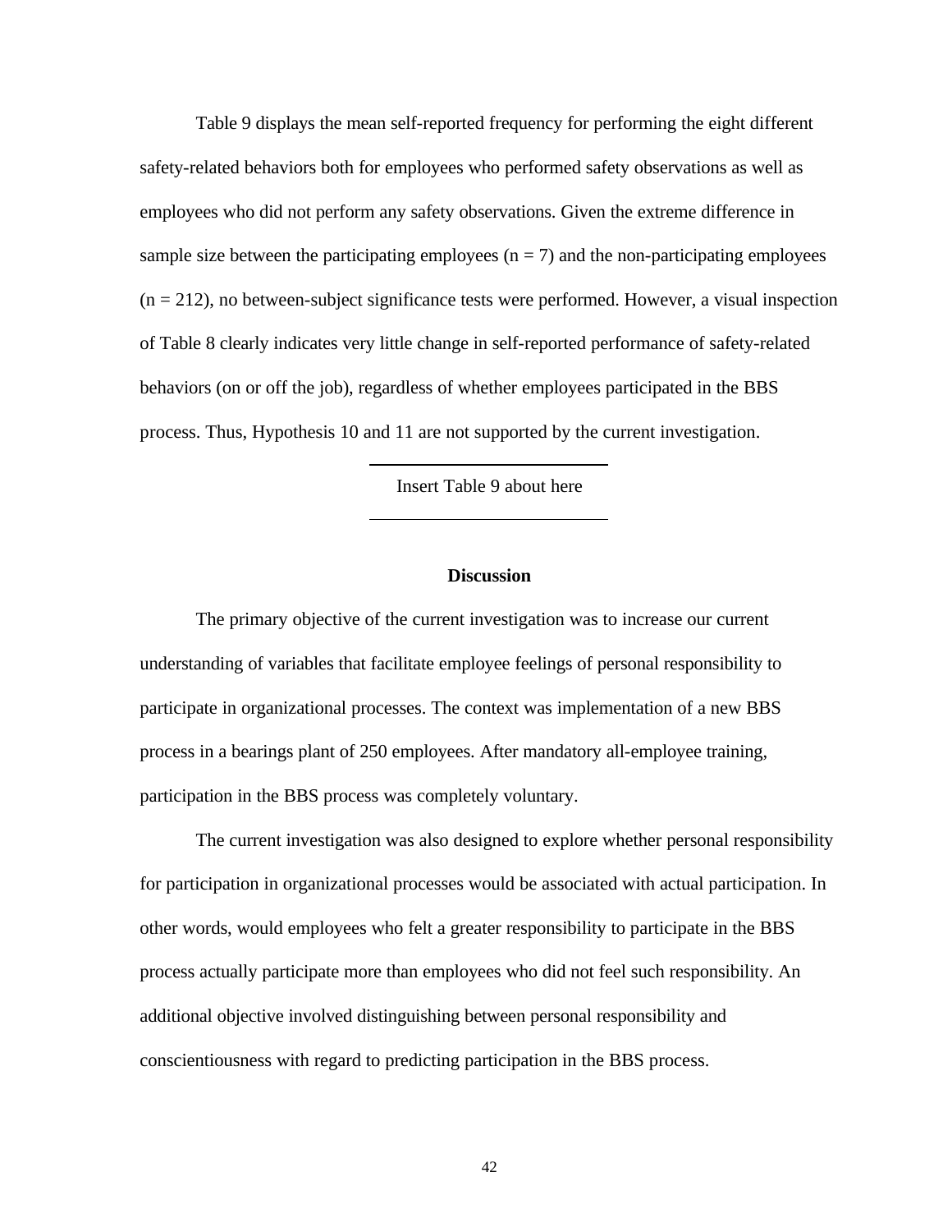Table 9 displays the mean self-reported frequency for performing the eight different safety-related behaviors both for employees who performed safety observations as well as employees who did not perform any safety observations. Given the extreme difference in sample size between the participating employees ($n = 7$) and the non-participating employees ($n = 212$), no between-subject significance tests were performed. However, a visual inspection of Table 8 clearly indicates very little change in self-reported performance of safety-related behaviors (on or off the job), regardless of whether employees participated in the BBS process. Thus, Hypothesis 10 and 11 are not supported by the current investigation.

---

Insert Table 9 about here

---

## Discussion

The primary objective of the current investigation was to increase our current understanding of variables that facilitate employee feelings of personal responsibility to participate in organizational processes. The context was implementation of a new BBS process in a bearings plant of 250 employees. After mandatory all-employee training, participation in the BBS process was completely voluntary.

The current investigation was also designed to explore whether personal responsibility for participation in organizational processes would be associated with actual participation. In other words, would employees who felt a greater responsibility to participate in the BBS process actually participate more than employees who did not feel such responsibility. An additional objective involved distinguishing between personal responsibility and conscientiousness with regard to predicting participation in the BBS process.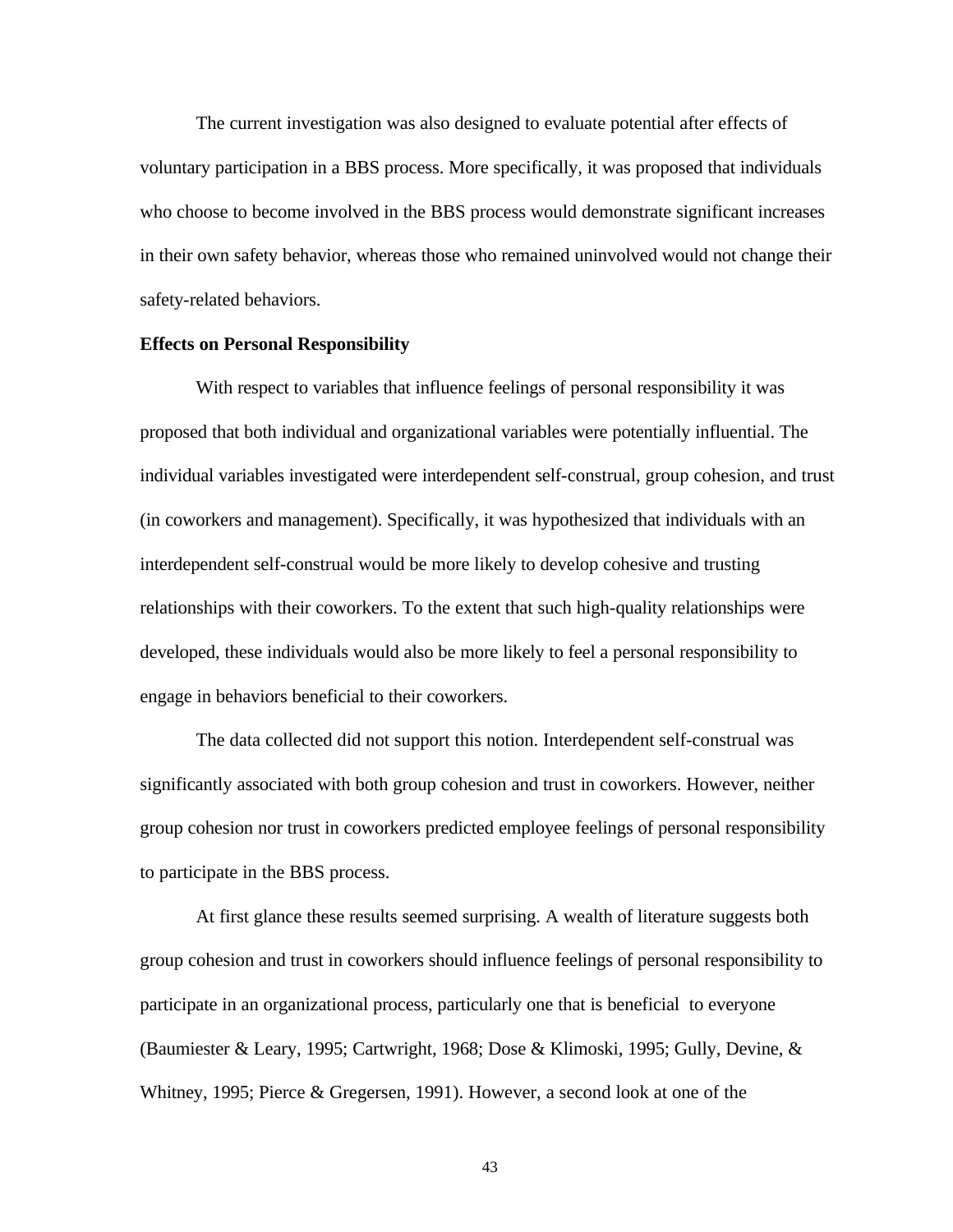The current investigation was also designed to evaluate potential after effects of voluntary participation in a BBS process. More specifically, it was proposed that individuals who choose to become involved in the BBS process would demonstrate significant increases in their own safety behavior, whereas those who remained uninvolved would not change their safety-related behaviors.

**Effects on Personal Responsibility**

With respect to variables that influence feelings of personal responsibility it was proposed that both individual and organizational variables were potentially influential. The individual variables investigated were interdependent self-construal, group cohesion, and trust (in coworkers and management). Specifically, it was hypothesized that individuals with an interdependent self-construal would be more likely to develop cohesive and trusting relationships with their coworkers. To the extent that such high-quality relationships were developed, these individuals would also be more likely to feel a personal responsibility to engage in behaviors beneficial to their coworkers.

The data collected did not support this notion. Interdependent self-construal was significantly associated with both group cohesion and trust in coworkers. However, neither group cohesion nor trust in coworkers predicted employee feelings of personal responsibility to participate in the BBS process.

At first glance these results seemed surprising. A wealth of literature suggests both group cohesion and trust in coworkers should influence feelings of personal responsibility to participate in an organizational process, particularly one that is beneficial to everyone (Baumiester & Leary, 1995; Cartwright, 1968; Dose & Klimoski, 1995; Gully, Devine, & Whitney, 1995; Pierce & Gregersen, 1991). However, a second look at one of the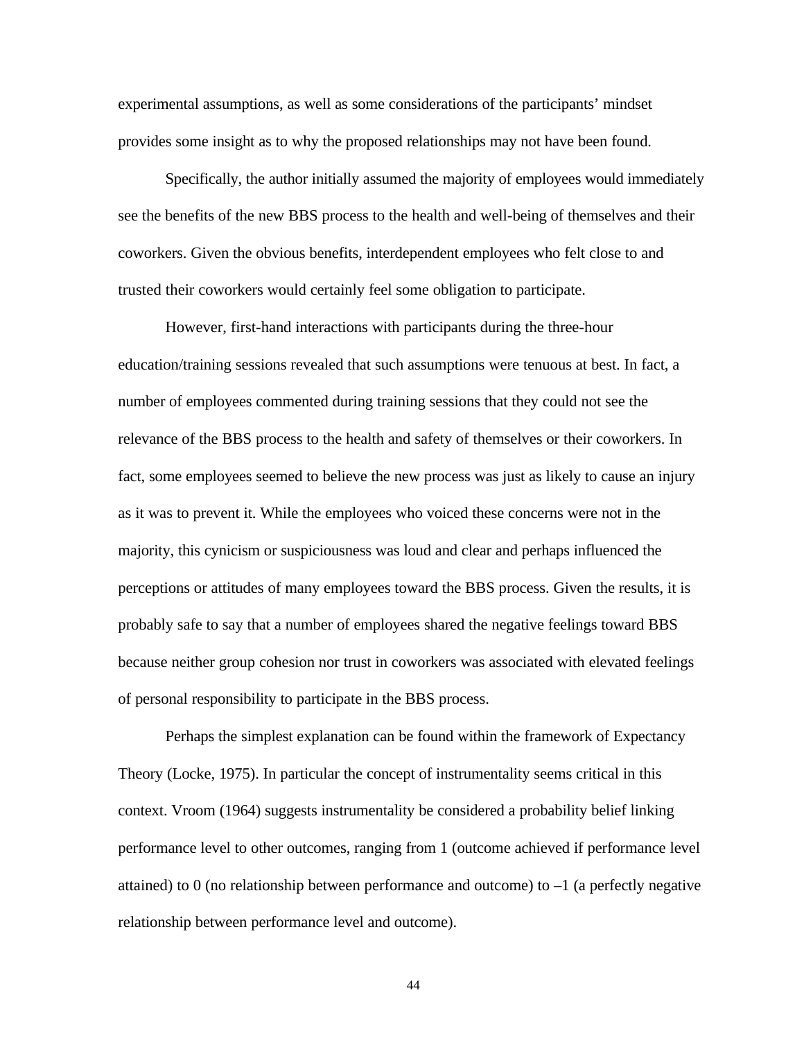experimental assumptions, as well as some considerations of the participants' mindset provides some insight as to why the proposed relationships may not have been found.

Specifically, the author initially assumed the majority of employees would immediately see the benefits of the new BBS process to the health and well-being of themselves and their coworkers. Given the obvious benefits, interdependent employees who felt close to and trusted their coworkers would certainly feel some obligation to participate.

However, first-hand interactions with participants during the three-hour education/training sessions revealed that such assumptions were tenuous at best. In fact, a number of employees commented during training sessions that they could not see the relevance of the BBS process to the health and safety of themselves or their coworkers. In fact, some employees seemed to believe the new process was just as likely to cause an injury as it was to prevent it. While the employees who voiced these concerns were not in the majority, this cynicism or suspiciousness was loud and clear and perhaps influenced the perceptions or attitudes of many employees toward the BBS process. Given the results, it is probably safe to say that a number of employees shared the negative feelings toward BBS because neither group cohesion nor trust in coworkers was associated with elevated feelings of personal responsibility to participate in the BBS process.

Perhaps the simplest explanation can be found within the framework of Expectancy Theory (Locke, 1975). In particular the concept of instrumentality seems critical in this context. Vroom (1964) suggests instrumentality be considered a probability belief linking performance level to other outcomes, ranging from 1 (outcome achieved if performance level attained) to 0 (no relationship between performance and outcome) to –1 (a perfectly negative relationship between performance level and outcome).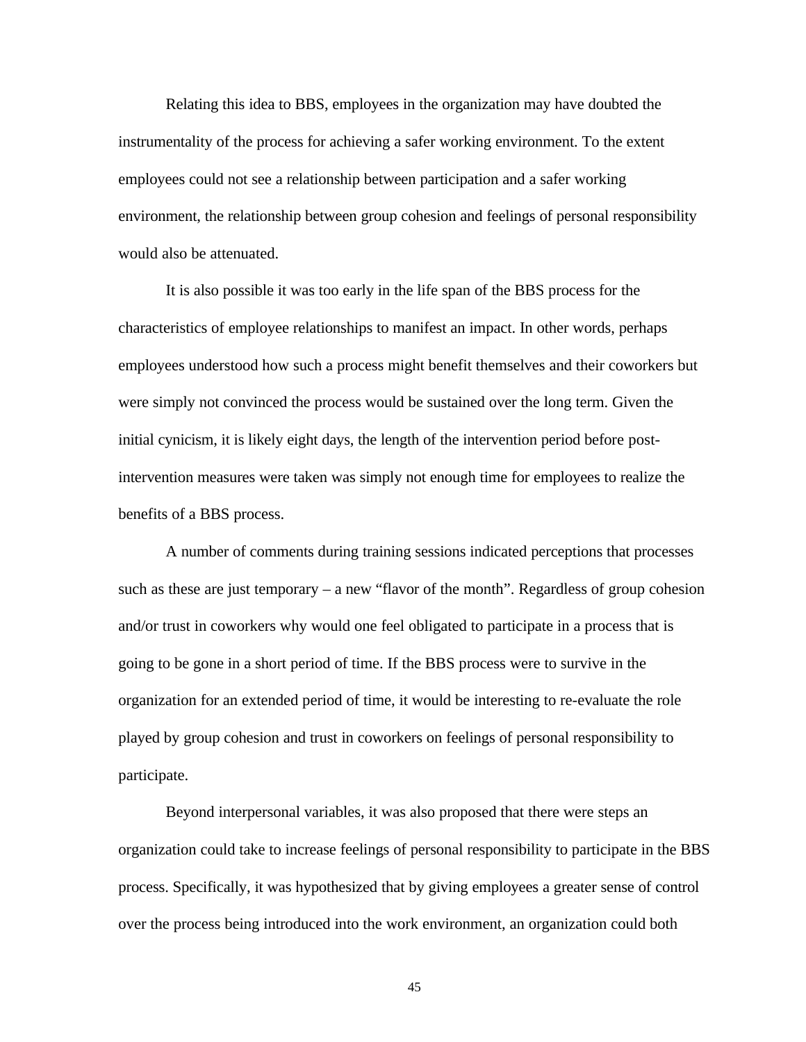Relating this idea to BBS, employees in the organization may have doubted the instrumentality of the process for achieving a safer working environment. To the extent employees could not see a relationship between participation and a safer working environment, the relationship between group cohesion and feelings of personal responsibility would also be attenuated.

It is also possible it was too early in the life span of the BBS process for the characteristics of employee relationships to manifest an impact. In other words, perhaps employees understood how such a process might benefit themselves and their coworkers but were simply not convinced the process would be sustained over the long term. Given the initial cynicism, it is likely eight days, the length of the intervention period before post-intervention measures were taken was simply not enough time for employees to realize the benefits of a BBS process.

A number of comments during training sessions indicated perceptions that processes such as these are just temporary – a new "flavor of the month". Regardless of group cohesion and/or trust in coworkers why would one feel obligated to participate in a process that is going to be gone in a short period of time. If the BBS process were to survive in the organization for an extended period of time, it would be interesting to re-evaluate the role played by group cohesion and trust in coworkers on feelings of personal responsibility to participate.

Beyond interpersonal variables, it was also proposed that there were steps an organization could take to increase feelings of personal responsibility to participate in the BBS process. Specifically, it was hypothesized that by giving employees a greater sense of control over the process being introduced into the work environment, an organization could both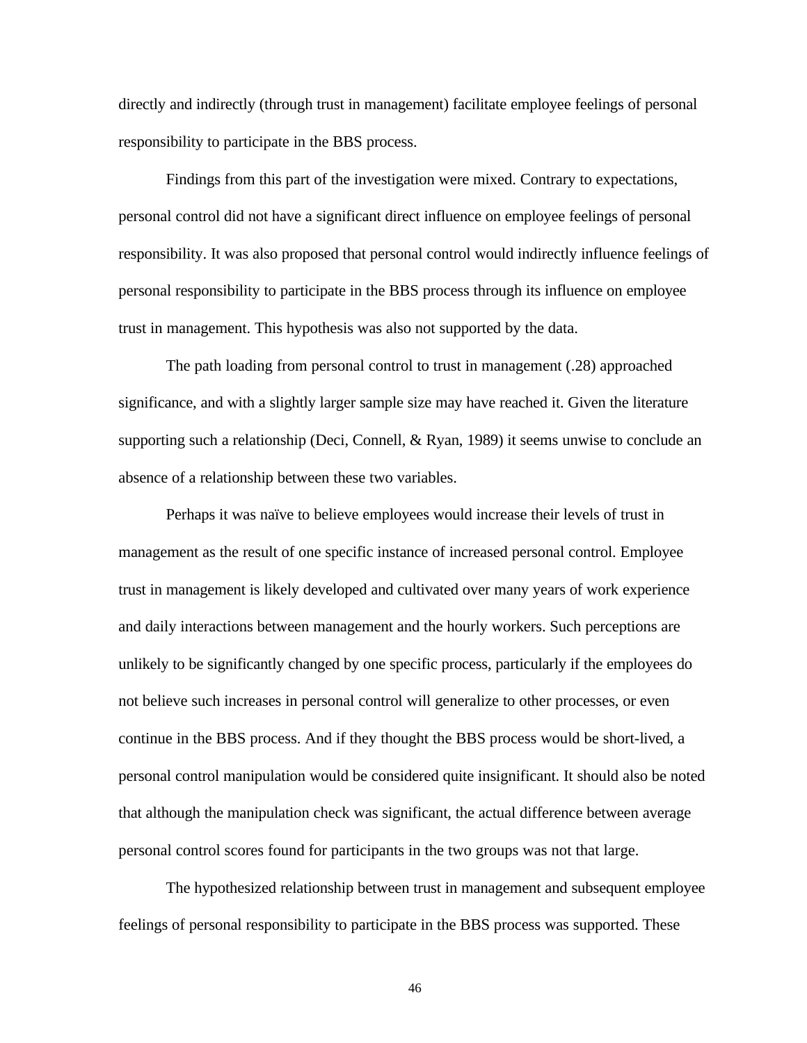directly and indirectly (through trust in management) facilitate employee feelings of personal responsibility to participate in the BBS process.

Findings from this part of the investigation were mixed. Contrary to expectations, personal control did not have a significant direct influence on employee feelings of personal responsibility. It was also proposed that personal control would indirectly influence feelings of personal responsibility to participate in the BBS process through its influence on employee trust in management. This hypothesis was also not supported by the data.

The path loading from personal control to trust in management (.28) approached significance, and with a slightly larger sample size may have reached it. Given the literature supporting such a relationship (Deci, Connell, & Ryan, 1989) it seems unwise to conclude an absence of a relationship between these two variables.

Perhaps it was naïve to believe employees would increase their levels of trust in management as the result of one specific instance of increased personal control. Employee trust in management is likely developed and cultivated over many years of work experience and daily interactions between management and the hourly workers. Such perceptions are unlikely to be significantly changed by one specific process, particularly if the employees do not believe such increases in personal control will generalize to other processes, or even continue in the BBS process. And if they thought the BBS process would be short-lived, a personal control manipulation would be considered quite insignificant. It should also be noted that although the manipulation check was significant, the actual difference between average personal control scores found for participants in the two groups was not that large.

The hypothesized relationship between trust in management and subsequent employee feelings of personal responsibility to participate in the BBS process was supported. These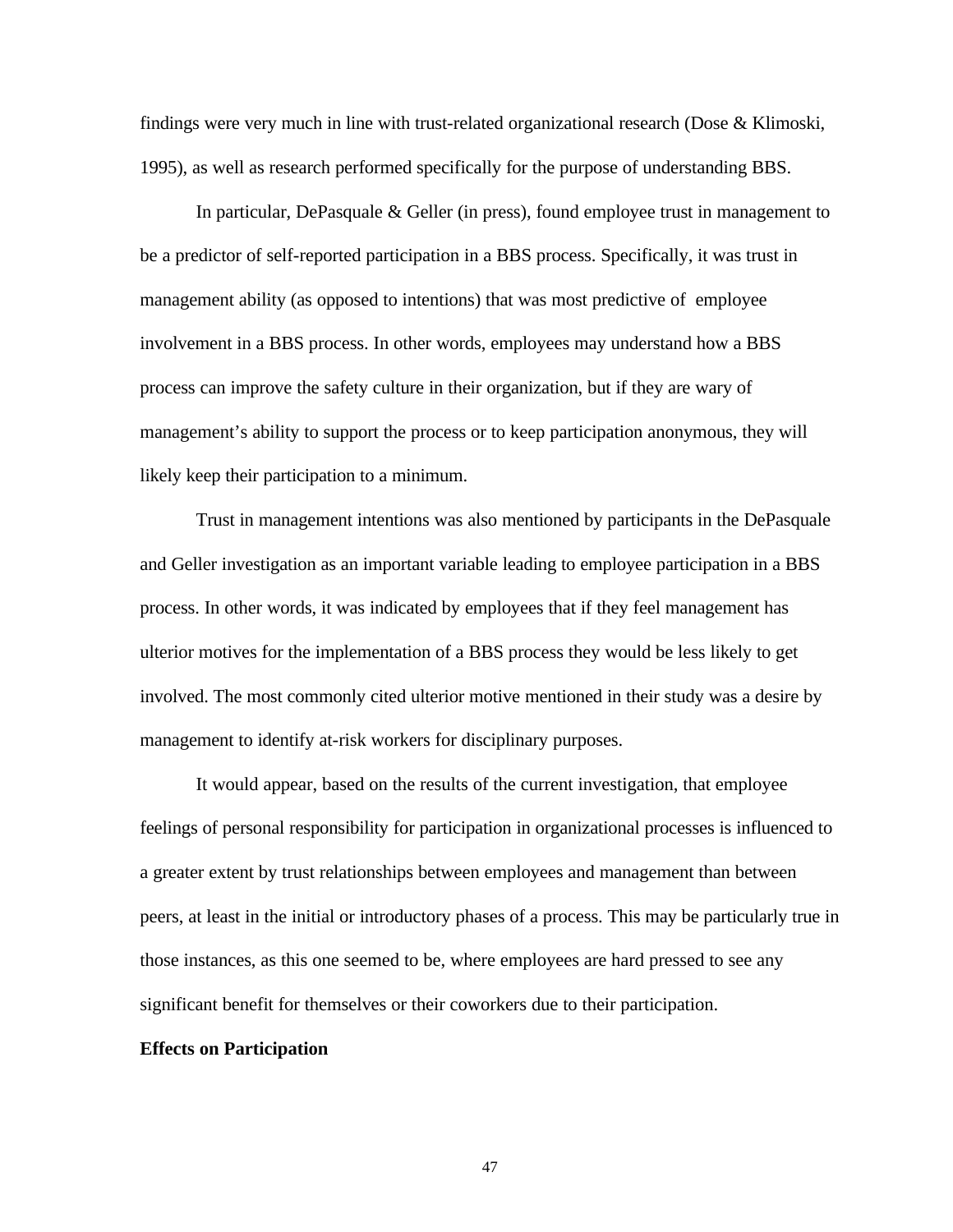findings were very much in line with trust-related organizational research (Dose & Klimoski, 1995), as well as research performed specifically for the purpose of understanding BBS.

In particular, DePasquale & Geller (in press), found employee trust in management to be a predictor of self-reported participation in a BBS process. Specifically, it was trust in management ability (as opposed to intentions) that was most predictive of employee involvement in a BBS process. In other words, employees may understand how a BBS process can improve the safety culture in their organization, but if they are wary of management's ability to support the process or to keep participation anonymous, they will likely keep their participation to a minimum.

Trust in management intentions was also mentioned by participants in the DePasquale and Geller investigation as an important variable leading to employee participation in a BBS process. In other words, it was indicated by employees that if they feel management has ulterior motives for the implementation of a BBS process they would be less likely to get involved. The most commonly cited ulterior motive mentioned in their study was a desire by management to identify at-risk workers for disciplinary purposes.

It would appear, based on the results of the current investigation, that employee feelings of personal responsibility for participation in organizational processes is influenced to a greater extent by trust relationships between employees and management than between peers, at least in the initial or introductory phases of a process. This may be particularly true in those instances, as this one seemed to be, where employees are hard pressed to see any significant benefit for themselves or their coworkers due to their participation.

**Effects on Participation**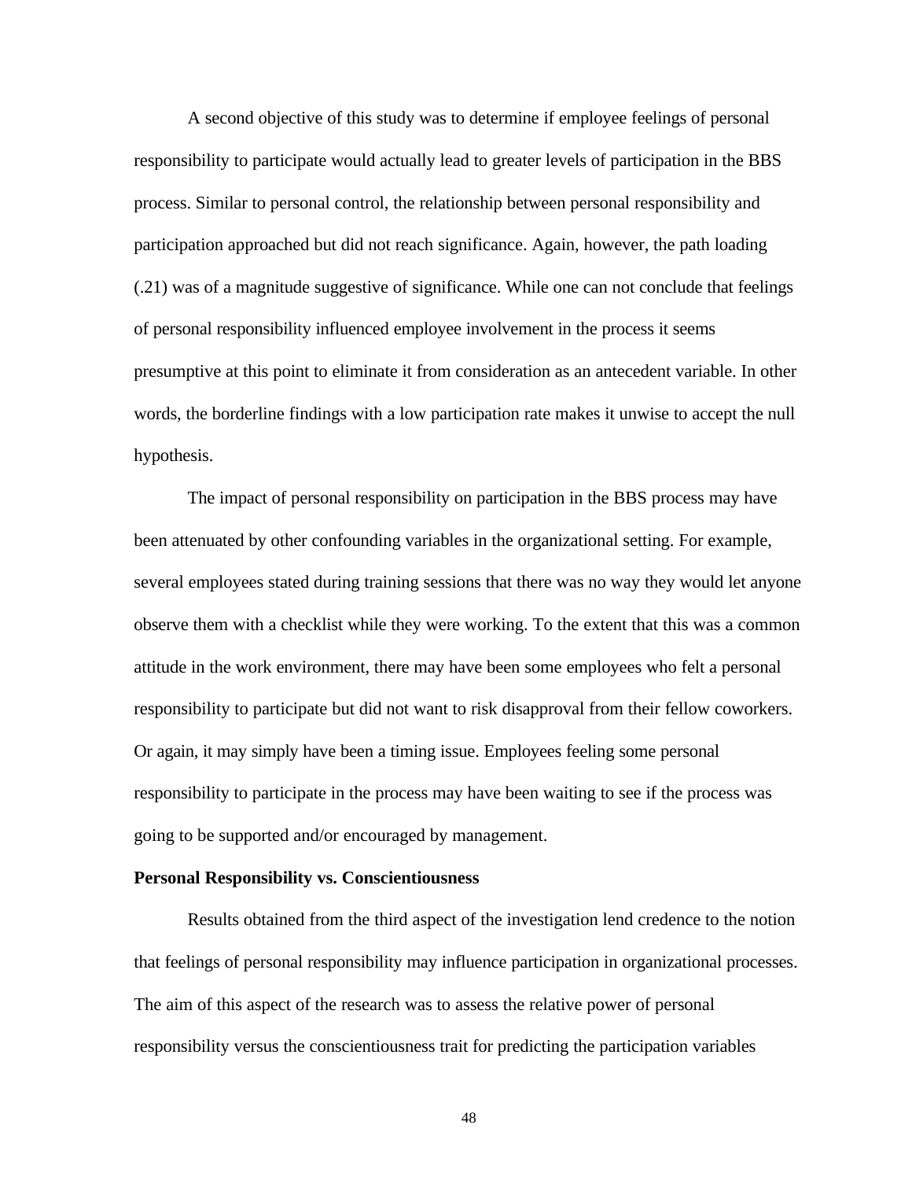A second objective of this study was to determine if employee feelings of personal responsibility to participate would actually lead to greater levels of participation in the BBS process. Similar to personal control, the relationship between personal responsibility and participation approached but did not reach significance. Again, however, the path loading (.21) was of a magnitude suggestive of significance. While one can not conclude that feelings of personal responsibility influenced employee involvement in the process it seems presumptive at this point to eliminate it from consideration as an antecedent variable. In other words, the borderline findings with a low participation rate makes it unwise to accept the null hypothesis.

The impact of personal responsibility on participation in the BBS process may have been attenuated by other confounding variables in the organizational setting. For example, several employees stated during training sessions that there was no way they would let anyone observe them with a checklist while they were working. To the extent that this was a common attitude in the work environment, there may have been some employees who felt a personal responsibility to participate but did not want to risk disapproval from their fellow coworkers. Or again, it may simply have been a timing issue. Employees feeling some personal responsibility to participate in the process may have been waiting to see if the process was going to be supported and/or encouraged by management.

**Personal Responsibility vs. Conscientiousness**

Results obtained from the third aspect of the investigation lend credence to the notion that feelings of personal responsibility may influence participation in organizational processes. The aim of this aspect of the research was to assess the relative power of personal responsibility versus the conscientiousness trait for predicting the participation variables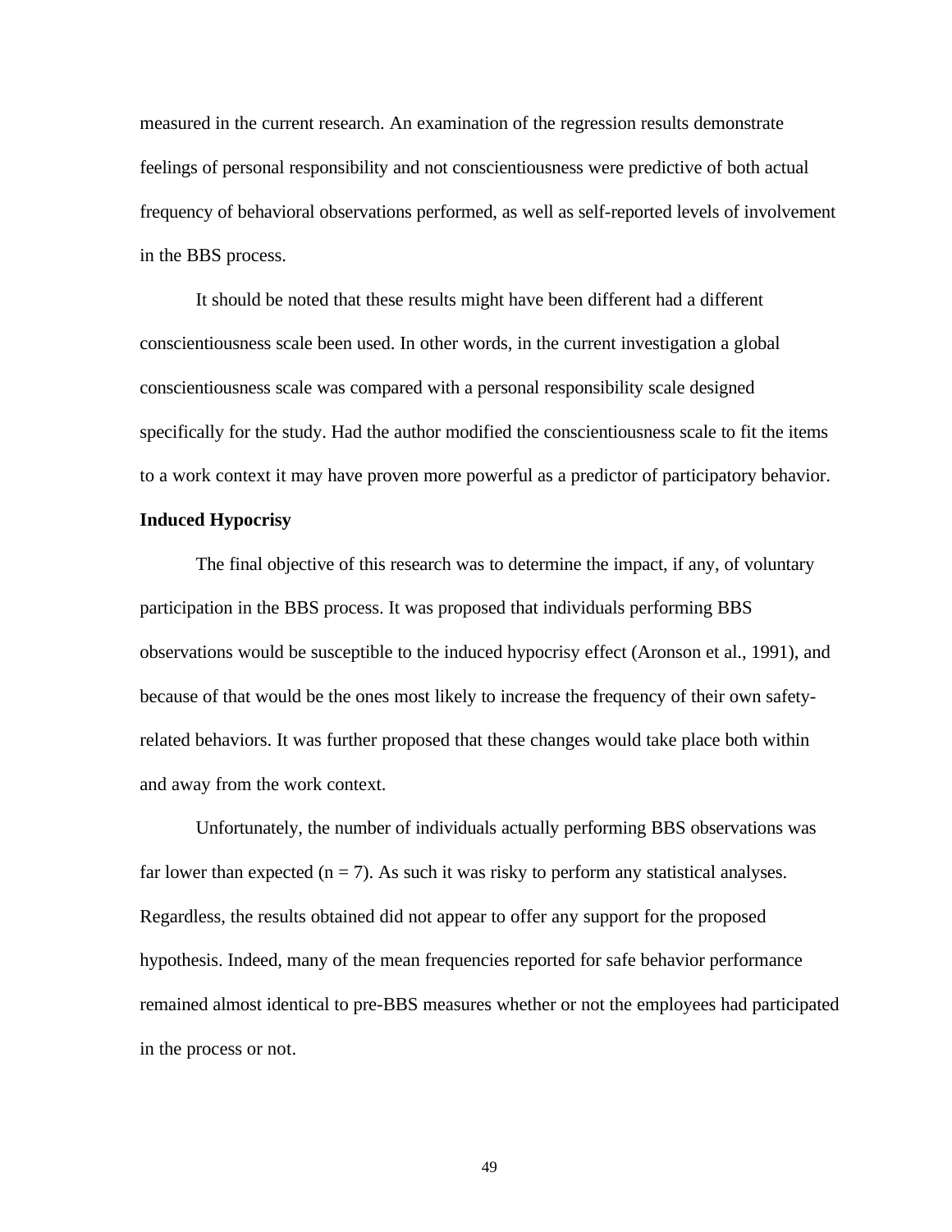measured in the current research. An examination of the regression results demonstrate feelings of personal responsibility and not conscientiousness were predictive of both actual frequency of behavioral observations performed, as well as self-reported levels of involvement in the BBS process.

It should be noted that these results might have been different had a different conscientiousness scale been used. In other words, in the current investigation a global conscientiousness scale was compared with a personal responsibility scale designed specifically for the study. Had the author modified the conscientiousness scale to fit the items to a work context it may have proven more powerful as a predictor of participatory behavior.

**Induced Hypocrisy**

The final objective of this research was to determine the impact, if any, of voluntary participation in the BBS process. It was proposed that individuals performing BBS observations would be susceptible to the induced hypocrisy effect (Aronson et al., 1991), and because of that would be the ones most likely to increase the frequency of their own safety-related behaviors. It was further proposed that these changes would take place both within and away from the work context.

Unfortunately, the number of individuals actually performing BBS observations was far lower than expected ($n = 7$). As such it was risky to perform any statistical analyses. Regardless, the results obtained did not appear to offer any support for the proposed hypothesis. Indeed, many of the mean frequencies reported for safe behavior performance remained almost identical to pre-BBS measures whether or not the employees had participated in the process or not.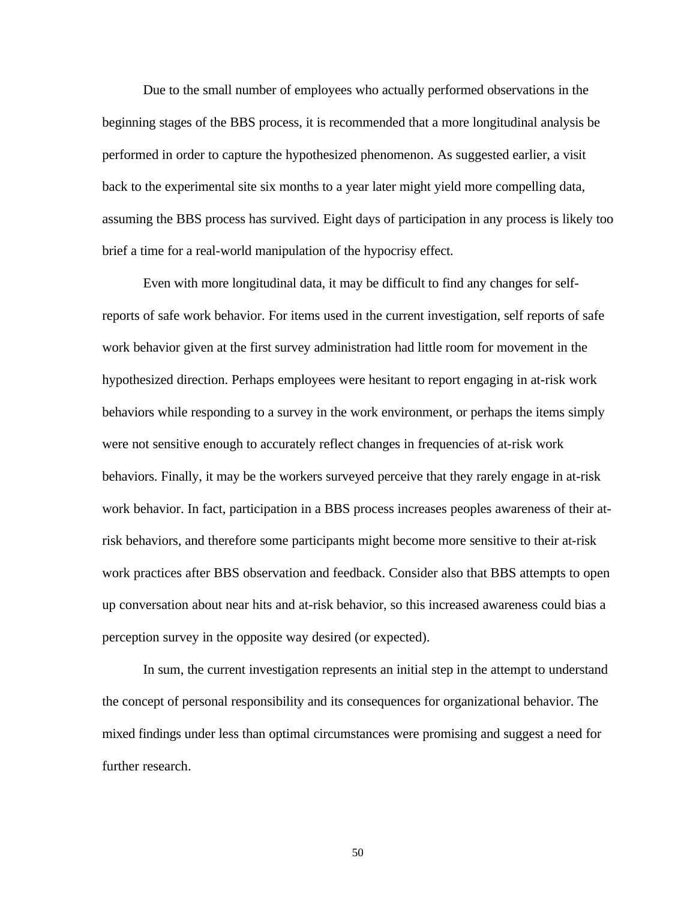Due to the small number of employees who actually performed observations in the beginning stages of the BBS process, it is recommended that a more longitudinal analysis be performed in order to capture the hypothesized phenomenon. As suggested earlier, a visit back to the experimental site six months to a year later might yield more compelling data, assuming the BBS process has survived. Eight days of participation in any process is likely too brief a time for a real-world manipulation of the hypocrisy effect.

Even with more longitudinal data, it may be difficult to find any changes for self-reports of safe work behavior. For items used in the current investigation, self reports of safe work behavior given at the first survey administration had little room for movement in the hypothesized direction. Perhaps employees were hesitant to report engaging in at-risk work behaviors while responding to a survey in the work environment, or perhaps the items simply were not sensitive enough to accurately reflect changes in frequencies of at-risk work behaviors. Finally, it may be the workers surveyed perceive that they rarely engage in at-risk work behavior. In fact, participation in a BBS process increases peoples awareness of their at-risk behaviors, and therefore some participants might become more sensitive to their at-risk work practices after BBS observation and feedback. Consider also that BBS attempts to open up conversation about near hits and at-risk behavior, so this increased awareness could bias a perception survey in the opposite way desired (or expected).

In sum, the current investigation represents an initial step in the attempt to understand the concept of personal responsibility and its consequences for organizational behavior. The mixed findings under less than optimal circumstances were promising and suggest a need for further research.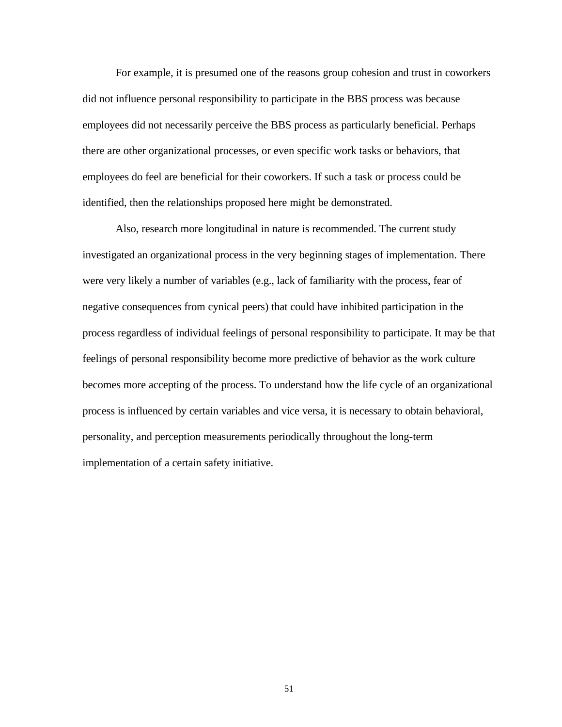For example, it is presumed one of the reasons group cohesion and trust in coworkers did not influence personal responsibility to participate in the BBS process was because employees did not necessarily perceive the BBS process as particularly beneficial. Perhaps there are other organizational processes, or even specific work tasks or behaviors, that employees do feel are beneficial for their coworkers. If such a task or process could be identified, then the relationships proposed here might be demonstrated.

Also, research more longitudinal in nature is recommended. The current study investigated an organizational process in the very beginning stages of implementation. There were very likely a number of variables (e.g., lack of familiarity with the process, fear of negative consequences from cynical peers) that could have inhibited participation in the process regardless of individual feelings of personal responsibility to participate. It may be that feelings of personal responsibility become more predictive of behavior as the work culture becomes more accepting of the process. To understand how the life cycle of an organizational process is influenced by certain variables and vice versa, it is necessary to obtain behavioral, personality, and perception measurements periodically throughout the long-term implementation of a certain safety initiative.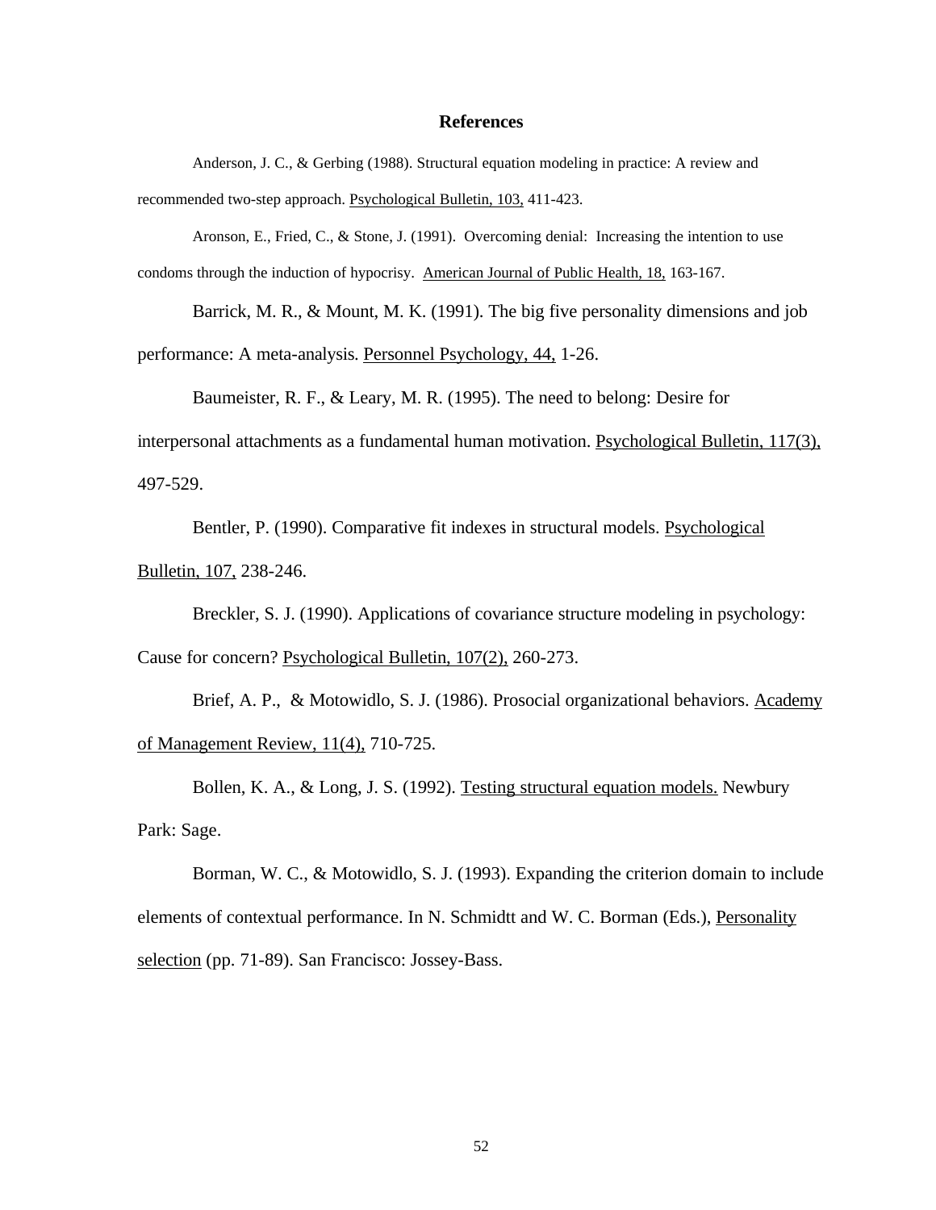# References

Anderson, J. C., & Gerbing (1988). Structural equation modeling in practice: A review and recommended two-step approach. Psychological Bulletin, 103, 411-423.

Aronson, E., Fried, C., & Stone, J. (1991). Overcoming denial: Increasing the intention to use condoms through the induction of hypocrisy. American Journal of Public Health, 18, 163-167.

Barrick, M. R., & Mount, M. K. (1991). The big five personality dimensions and job performance: A meta-analysis. Personnel Psychology, 44, 1-26.

Baumeister, R. F., & Leary, M. R. (1995). The need to belong: Desire for interpersonal attachments as a fundamental human motivation. Psychological Bulletin, 117(3), 497-529.

Bentler, P. (1990). Comparative fit indexes in structural models. Psychological Bulletin, 107, 238-246.

Breckler, S. J. (1990). Applications of covariance structure modeling in psychology: Cause for concern? Psychological Bulletin, 107(2), 260-273.

Brief, A. P., & Motowidlo, S. J. (1986). Prosocial organizational behaviors. Academy of Management Review, 11(4), 710-725.

Bollen, K. A., & Long, J. S. (1992). Testing structural equation models. Newbury Park: Sage.

Borman, W. C., & Motowidlo, S. J. (1993). Expanding the criterion domain to include elements of contextual performance. In N. Schmidtt and W. C. Borman (Eds.), Personality selection (pp. 71-89). San Francisco: Jossey-Bass.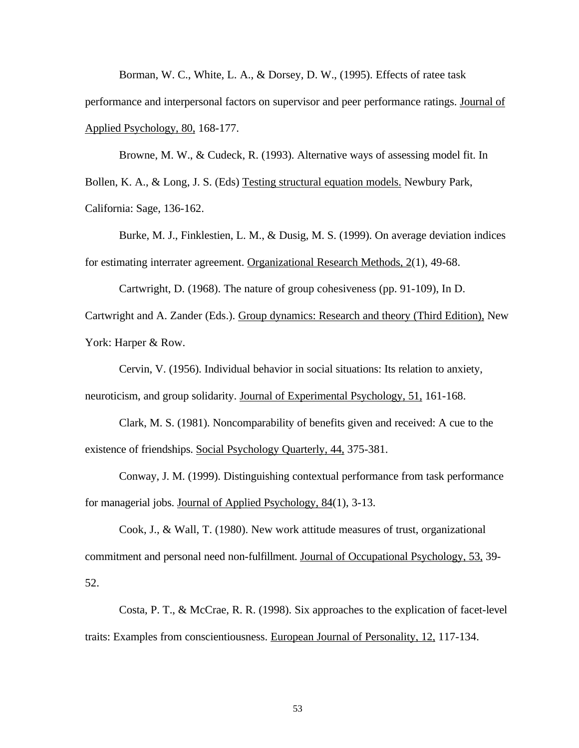Borman, W. C., White, L. A., & Dorsey, D. W., (1995). Effects of ratee task performance and interpersonal factors on supervisor and peer performance ratings. Journal of Applied Psychology, 80, 168-177.

Browne, M. W., & Cudeck, R. (1993). Alternative ways of assessing model fit. In Bollen, K. A., & Long, J. S. (Eds) Testing structural equation models. Newbury Park, California: Sage, 136-162.

Burke, M. J., Finklestien, L. M., & Dusig, M. S. (1999). On average deviation indices for estimating interrater agreement. Organizational Research Methods, 2(1), 49-68.

Cartwright, D. (1968). The nature of group cohesiveness (pp. 91-109), In D. Cartwright and A. Zander (Eds.). Group dynamics: Research and theory (Third Edition), New York: Harper & Row.

Cervin, V. (1956). Individual behavior in social situations: Its relation to anxiety, neuroticism, and group solidarity. Journal of Experimental Psychology, 51, 161-168.

Clark, M. S. (1981). Noncomparability of benefits given and received: A cue to the existence of friendships. Social Psychology Quarterly, 44, 375-381.

Conway, J. M. (1999). Distinguishing contextual performance from task performance for managerial jobs. Journal of Applied Psychology, 84(1), 3-13.

Cook, J., & Wall, T. (1980). New work attitude measures of trust, organizational commitment and personal need non-fulfillment. Journal of Occupational Psychology, 53, 39-52.

Costa, P. T., & McCrae, R. R. (1998). Six approaches to the explication of facet-level traits: Examples from conscientiousness. European Journal of Personality, 12, 117-134.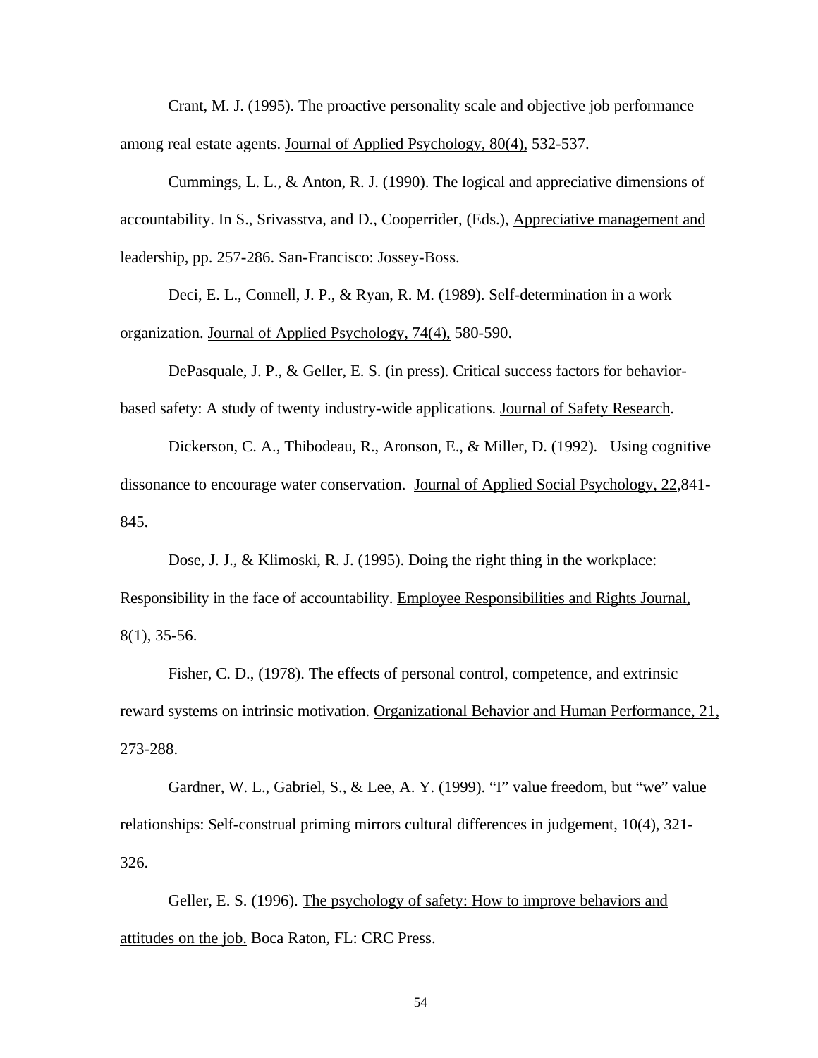Crant, M. J. (1995). The proactive personality scale and objective job performance among real estate agents. Journal of Applied Psychology, 80(4), 532-537.

Cummings, L. L., & Anton, R. J. (1990). The logical and appreciative dimensions of accountability. In S., Srivasstva, and D., Cooperrider, (Eds.), Appreciative management and leadership, pp. 257-286. San-Francisco: Jossey-Boss.

Deci, E. L., Connell, J. P., & Ryan, R. M. (1989). Self-determination in a work organization. Journal of Applied Psychology, 74(4), 580-590.

DePasquale, J. P., & Geller, E. S. (in press). Critical success factors for behavior-based safety: A study of twenty industry-wide applications. Journal of Safety Research.

Dickerson, C. A., Thibodeau, R., Aronson, E., & Miller, D. (1992). Using cognitive dissonance to encourage water conservation. Journal of Applied Social Psychology, 22,841-845.

Dose, J. J., & Klimoski, R. J. (1995). Doing the right thing in the workplace: Responsibility in the face of accountability. Employee Responsibilities and Rights Journal, 8(1), 35-56.

Fisher, C. D., (1978). The effects of personal control, competence, and extrinsic reward systems on intrinsic motivation. Organizational Behavior and Human Performance, 21, 273-288.

Gardner, W. L., Gabriel, S., & Lee, A. Y. (1999). "I" value freedom, but "we" value relationships: Self-construal priming mirrors cultural differences in judgement, 10(4), 321-326.

Geller, E. S. (1996). The psychology of safety: How to improve behaviors and attitudes on the job. Boca Raton, FL: CRC Press.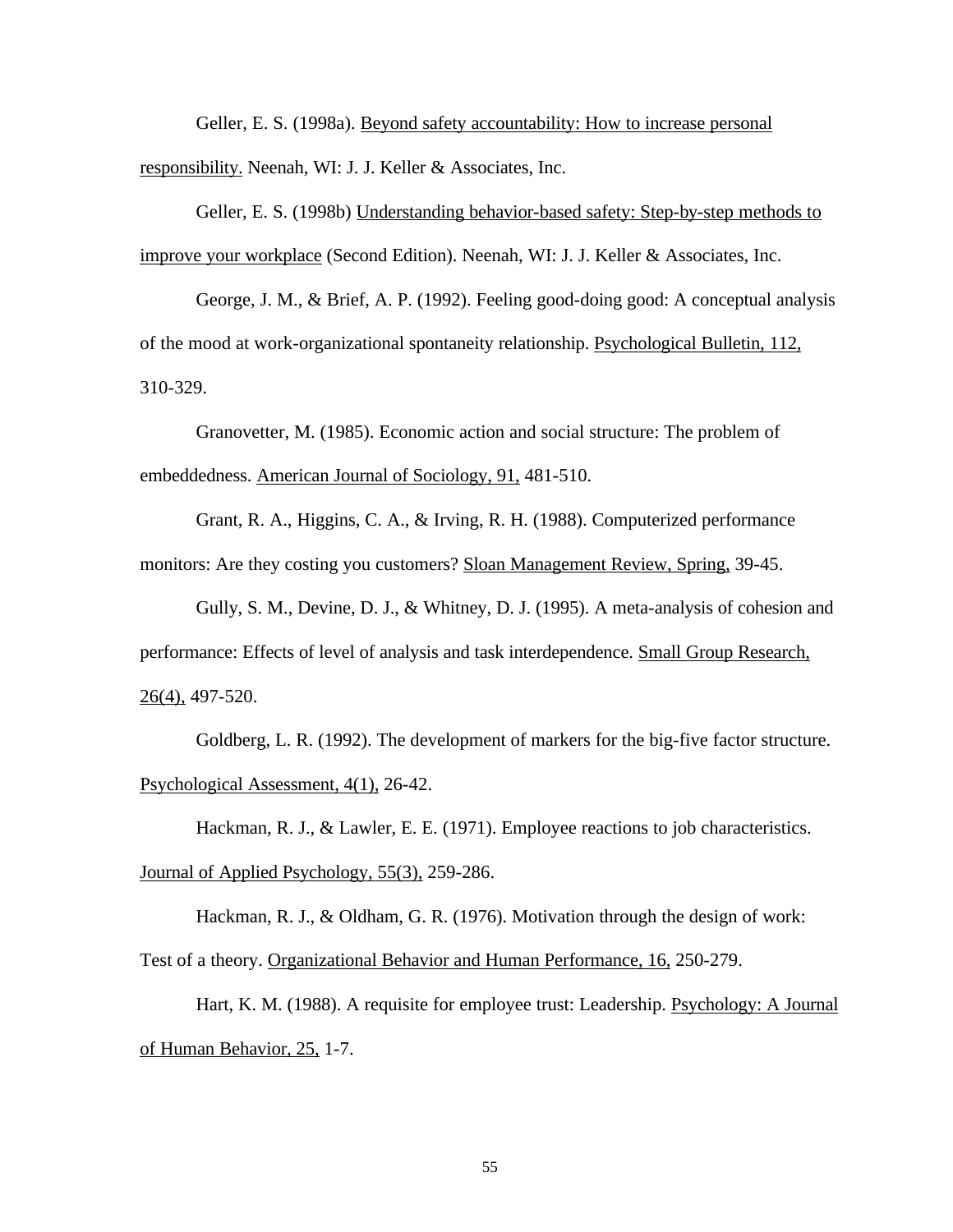Geller, E. S. (1998a). Beyond safety accountability: How to increase personal responsibility. Neenah, WI: J. J. Keller & Associates, Inc.

Geller, E. S. (1998b) Understanding behavior-based safety: Step-by-step methods to improve your workplace (Second Edition). Neenah, WI: J. J. Keller & Associates, Inc.

George, J. M., & Brief, A. P. (1992). Feeling good-doing good: A conceptual analysis of the mood at work-organizational spontaneity relationship. Psychological Bulletin, 112, 310-329.

Granovetter, M. (1985). Economic action and social structure: The problem of embeddedness. American Journal of Sociology, 91, 481-510.

Grant, R. A., Higgins, C. A., & Irving, R. H. (1988). Computerized performance monitors: Are they costing you customers? Sloan Management Review, Spring, 39-45.

Gully, S. M., Devine, D. J., & Whitney, D. J. (1995). A meta-analysis of cohesion and performance: Effects of level of analysis and task interdependence. Small Group Research, 26(4), 497-520.

Goldberg, L. R. (1992). The development of markers for the big-five factor structure. Psychological Assessment, 4(1), 26-42.

Hackman, R. J., & Lawler, E. E. (1971). Employee reactions to job characteristics. Journal of Applied Psychology, 55(3), 259-286.

Hackman, R. J., & Oldham, G. R. (1976). Motivation through the design of work: Test of a theory. Organizational Behavior and Human Performance, 16, 250-279.

Hart, K. M. (1988). A requisite for employee trust: Leadership. Psychology: A Journal of Human Behavior, 25, 1-7.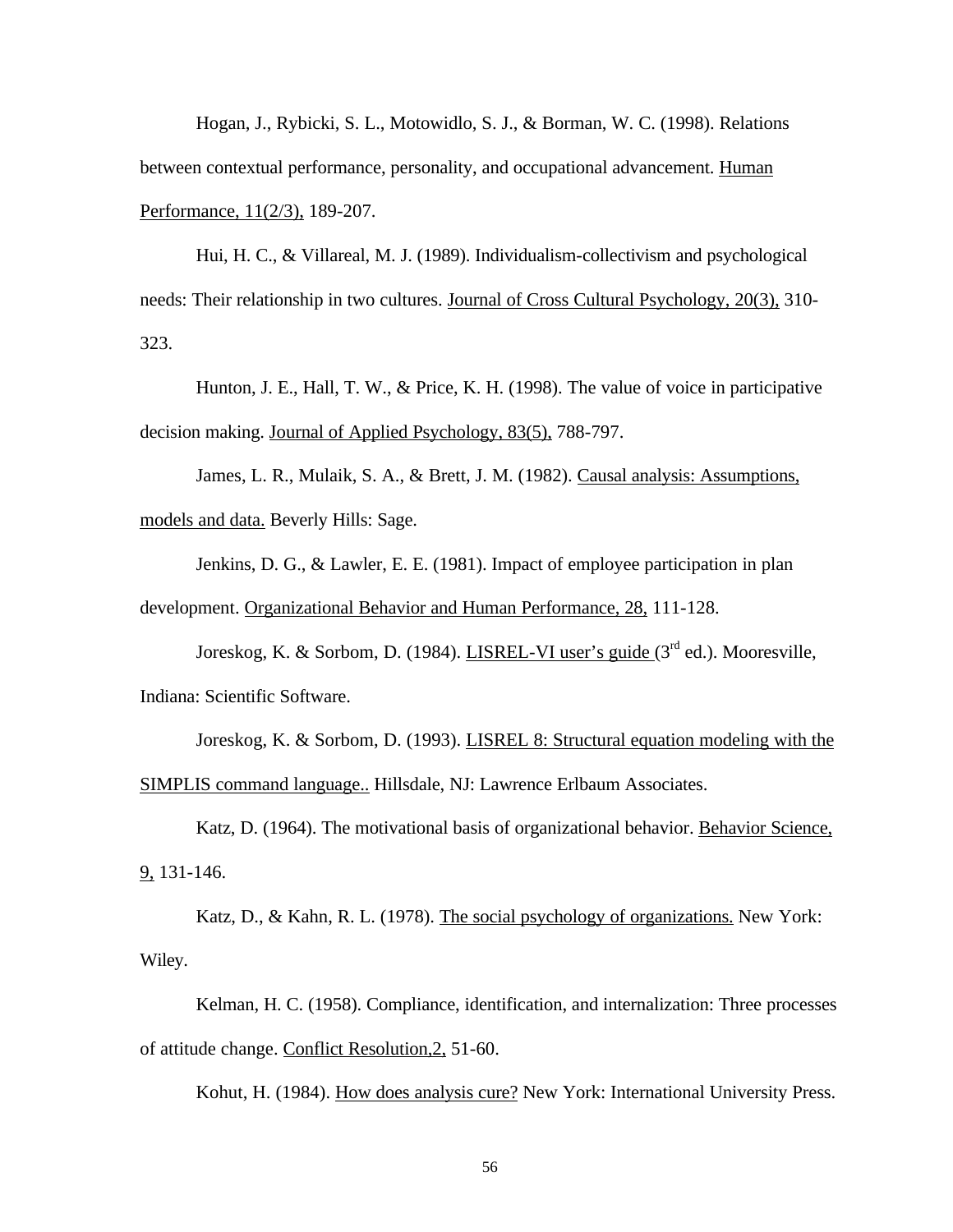Hogan, J., Rybicki, S. L., Motowidlo, S. J., & Borman, W. C. (1998). Relations between contextual performance, personality, and occupational advancement. Human Performance, 11(2/3), 189-207.

Hui, H. C., & Villareal, M. J. (1989). Individualism-collectivism and psychological needs: Their relationship in two cultures. Journal of Cross Cultural Psychology, 20(3), 310-323.

Hunton, J. E., Hall, T. W., & Price, K. H. (1998). The value of voice in participative decision making. Journal of Applied Psychology, 83(5), 788-797.

James, L. R., Mulaik, S. A., & Brett, J. M. (1982). Causal analysis: Assumptions, models and data. Beverly Hills: Sage.

Jenkins, D. G., & Lawler, E. E. (1981). Impact of employee participation in plan development. Organizational Behavior and Human Performance, 28, 111-128.

Joreskog, K. & Sorbom, D. (1984). LISREL-VI user's guide (3rd ed.). Mooresville, Indiana: Scientific Software.

Joreskog, K. & Sorbom, D. (1993). LISREL 8: Structural equation modeling with the SIMPLIS command language.. Hillsdale, NJ: Lawrence Erlbaum Associates.

Katz, D. (1964). The motivational basis of organizational behavior. Behavior Science, 9, 131-146.

Katz, D., & Kahn, R. L. (1978). The social psychology of organizations. New York: Wiley.

Kelman, H. C. (1958). Compliance, identification, and internalization: Three processes of attitude change. Conflict Resolution,2, 51-60.

Kohut, H. (1984). How does analysis cure? New York: International University Press.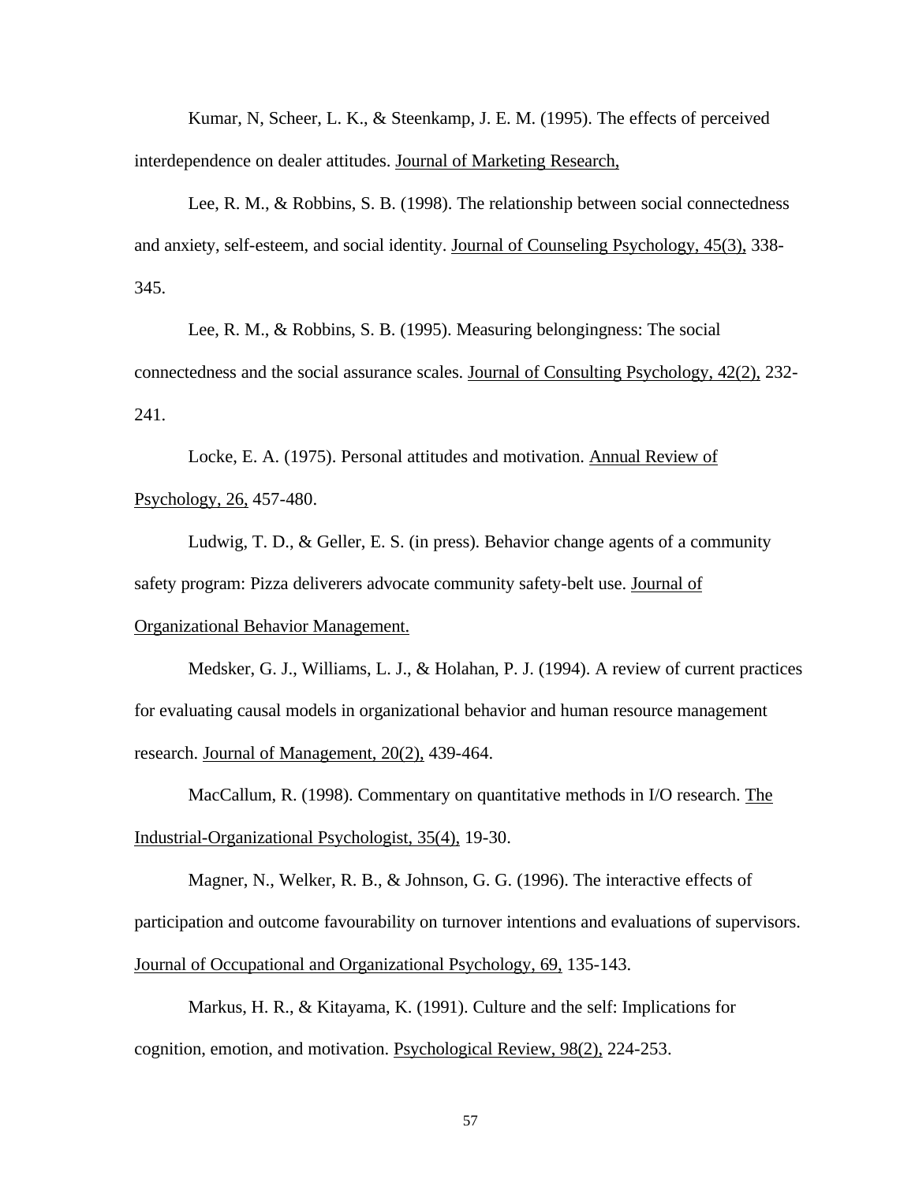Kumar, N, Scheer, L. K., & Steenkamp, J. E. M. (1995). The effects of perceived interdependence on dealer attitudes. Journal of Marketing Research,

Lee, R. M., & Robbins, S. B. (1998). The relationship between social connectedness and anxiety, self-esteem, and social identity. Journal of Counseling Psychology, 45(3), 338-345.

Lee, R. M., & Robbins, S. B. (1995). Measuring belongingness: The social connectedness and the social assurance scales. Journal of Consulting Psychology, 42(2), 232-241.

Locke, E. A. (1975). Personal attitudes and motivation. Annual Review of Psychology, 26, 457-480.

Ludwig, T. D., & Geller, E. S. (in press). Behavior change agents of a community safety program: Pizza deliverers advocate community safety-belt use. Journal of Organizational Behavior Management.

Medsker, G. J., Williams, L. J., & Holahan, P. J. (1994). A review of current practices for evaluating causal models in organizational behavior and human resource management research. Journal of Management, 20(2), 439-464.

MacCallum, R. (1998). Commentary on quantitative methods in I/O research. The Industrial-Organizational Psychologist, 35(4), 19-30.

Magner, N., Welker, R. B., & Johnson, G. G. (1996). The interactive effects of participation and outcome favourability on turnover intentions and evaluations of supervisors. Journal of Occupational and Organizational Psychology, 69, 135-143.

Markus, H. R., & Kitayama, K. (1991). Culture and the self: Implications for cognition, emotion, and motivation. Psychological Review, 98(2), 224-253.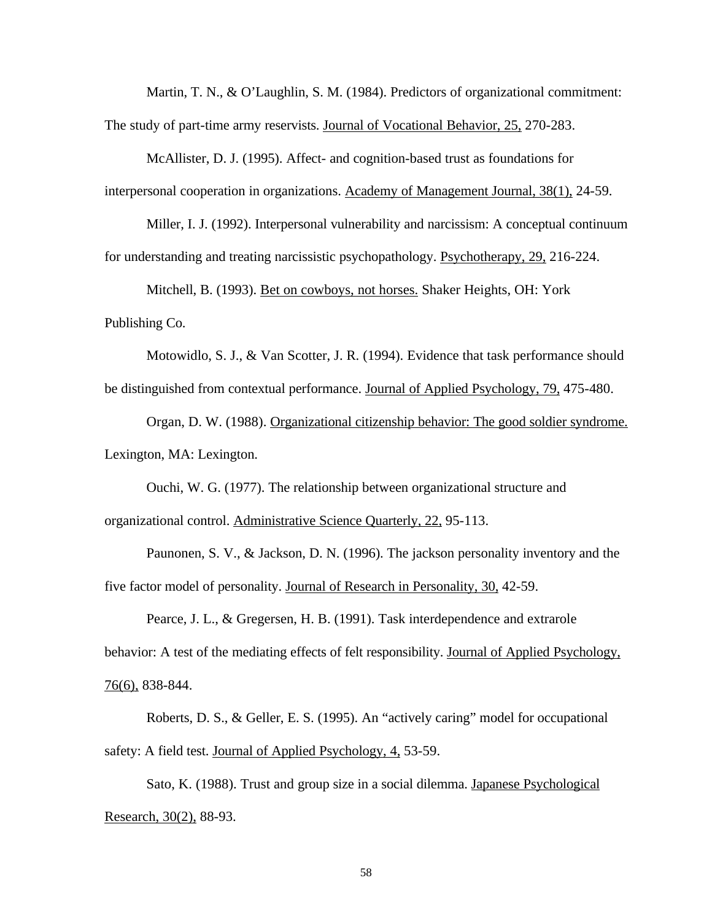Martin, T. N., & O'Laughlin, S. M. (1984). Predictors of organizational commitment: The study of part-time army reservists. Journal of Vocational Behavior, 25, 270-283.

McAllister, D. J. (1995). Affect- and cognition-based trust as foundations for interpersonal cooperation in organizations. Academy of Management Journal, 38(1), 24-59.

Miller, I. J. (1992). Interpersonal vulnerability and narcissism: A conceptual continuum for understanding and treating narcissistic psychopathology. Psychotherapy, 29, 216-224.

Mitchell, B. (1993). Bet on cowboys, not horses. Shaker Heights, OH: York Publishing Co.

Motowidlo, S. J., & Van Scotter, J. R. (1994). Evidence that task performance should be distinguished from contextual performance. Journal of Applied Psychology, 79, 475-480.

Organ, D. W. (1988). Organizational citizenship behavior: The good soldier syndrome. Lexington, MA: Lexington.

Ouchi, W. G. (1977). The relationship between organizational structure and organizational control. Administrative Science Quarterly, 22, 95-113.

Paunonen, S. V., & Jackson, D. N. (1996). The jackson personality inventory and the five factor model of personality. Journal of Research in Personality, 30, 42-59.

Pearce, J. L., & Gregersen, H. B. (1991). Task interdependence and extrarole behavior: A test of the mediating effects of felt responsibility. Journal of Applied Psychology, 76(6), 838-844.

Roberts, D. S., & Geller, E. S. (1995). An "actively caring" model for occupational safety: A field test. Journal of Applied Psychology, 4, 53-59.

Sato, K. (1988). Trust and group size in a social dilemma. Japanese Psychological Research, 30(2), 88-93.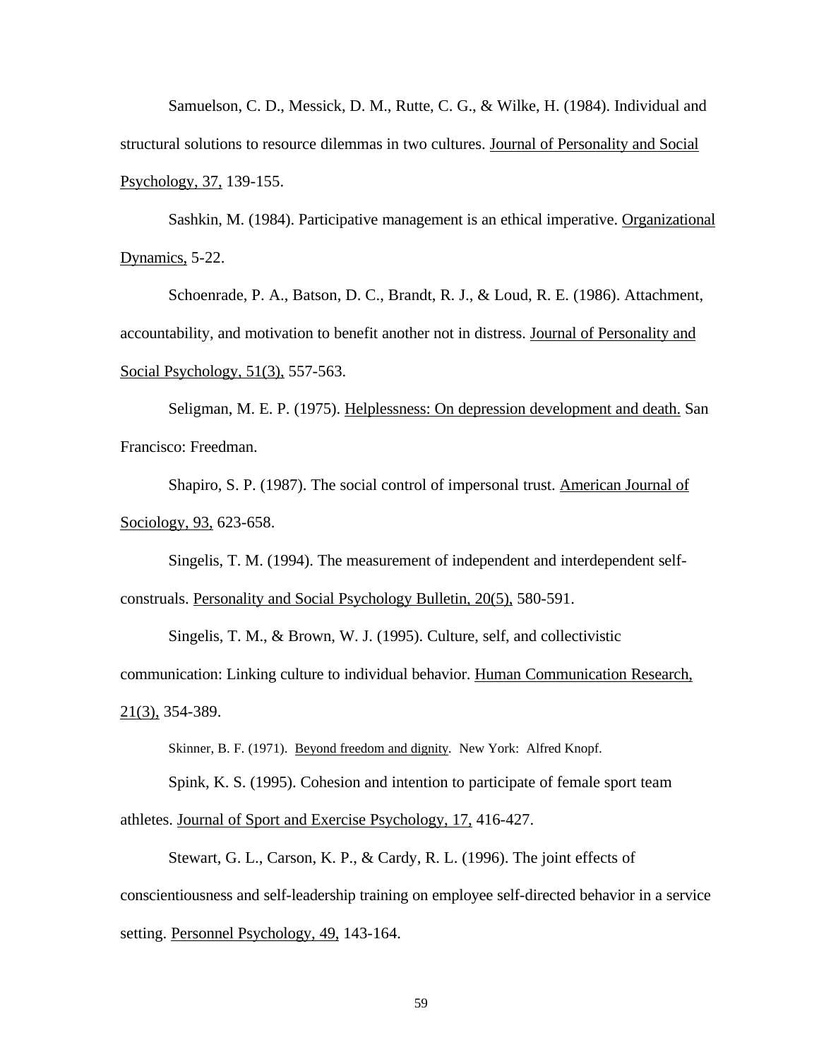Samuelson, C. D., Messick, D. M., Rutte, C. G., & Wilke, H. (1984). Individual and structural solutions to resource dilemmas in two cultures. Journal of Personality and Social Psychology, 37, 139-155.

Sashkin, M. (1984). Participative management is an ethical imperative. Organizational Dynamics, 5-22.

Schoenrade, P. A., Batson, D. C., Brandt, R. J., & Loud, R. E. (1986). Attachment, accountability, and motivation to benefit another not in distress. Journal of Personality and Social Psychology, 51(3), 557-563.

Seligman, M. E. P. (1975). Helplessness: On depression development and death. San Francisco: Freedman.

Shapiro, S. P. (1987). The social control of impersonal trust. American Journal of Sociology, 93, 623-658.

Singelis, T. M. (1994). The measurement of independent and interdependent self-construals. Personality and Social Psychology Bulletin, 20(5), 580-591.

Singelis, T. M., & Brown, W. J. (1995). Culture, self, and collectivistic communication: Linking culture to individual behavior. Human Communication Research, 21(3), 354-389.

Skinner, B. F. (1971). Beyond freedom and dignity. New York: Alfred Knopf.

Spink, K. S. (1995). Cohesion and intention to participate of female sport team athletes. Journal of Sport and Exercise Psychology, 17, 416-427.

Stewart, G. L., Carson, K. P., & Cardy, R. L. (1996). The joint effects of conscientiousness and self-leadership training on employee self-directed behavior in a service setting. Personnel Psychology, 49, 143-164.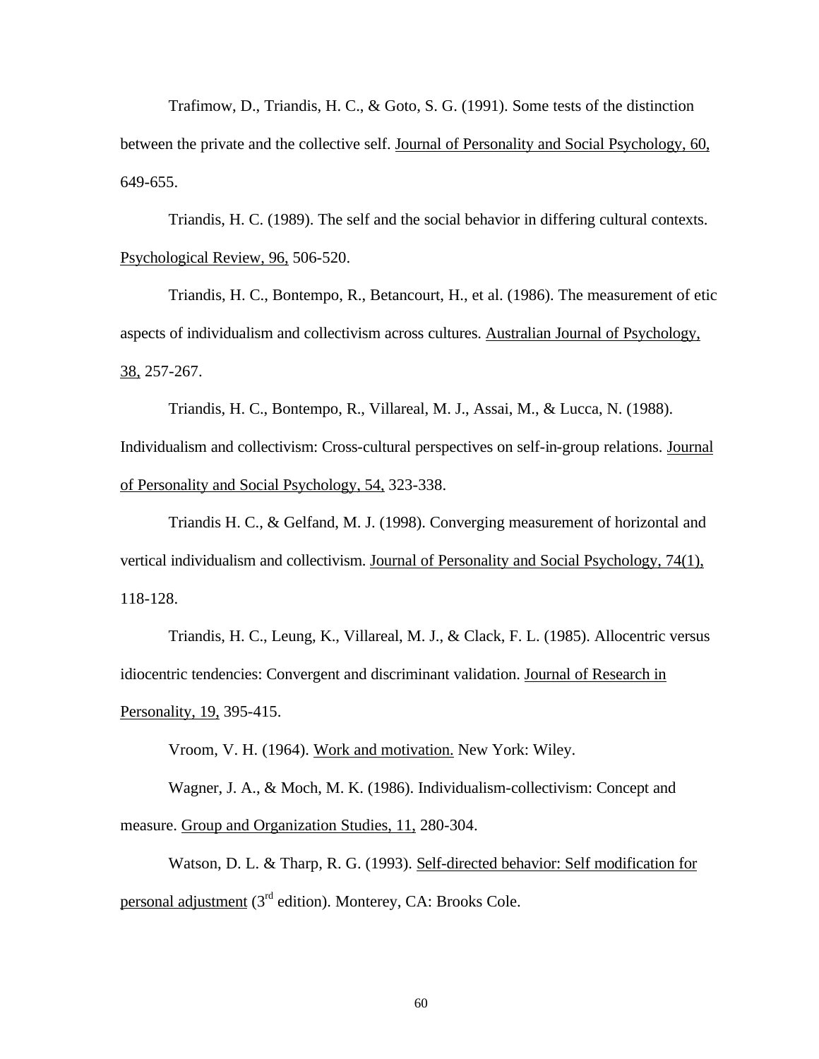Trafimow, D., Triandis, H. C., & Goto, S. G. (1991). Some tests of the distinction between the private and the collective self. Journal of Personality and Social Psychology, 60, 649-655.

Triandis, H. C. (1989). The self and the social behavior in differing cultural contexts. Psychological Review, 96, 506-520.

Triandis, H. C., Bontempo, R., Betancourt, H., et al. (1986). The measurement of etic aspects of individualism and collectivism across cultures. Australian Journal of Psychology, 38, 257-267.

Triandis, H. C., Bontempo, R., Villareal, M. J., Assai, M., & Lucca, N. (1988). Individualism and collectivism: Cross-cultural perspectives on self-in-group relations. Journal of Personality and Social Psychology, 54, 323-338.

Triandis H. C., & Gelfand, M. J. (1998). Converging measurement of horizontal and vertical individualism and collectivism. Journal of Personality and Social Psychology, 74(1), 118-128.

Triandis, H. C., Leung, K., Villareal, M. J., & Clack, F. L. (1985). Allocentric versus idiocentric tendencies: Convergent and discriminant validation. Journal of Research in Personality, 19, 395-415.

Vroom, V. H. (1964). Work and motivation. New York: Wiley.

Wagner, J. A., & Moch, M. K. (1986). Individualism-collectivism: Concept and measure. Group and Organization Studies, 11, 280-304.

Watson, D. L. & Tharp, R. G. (1993). Self-directed behavior: Self modification for personal adjustment (3rd edition). Monterey, CA: Brooks Cole.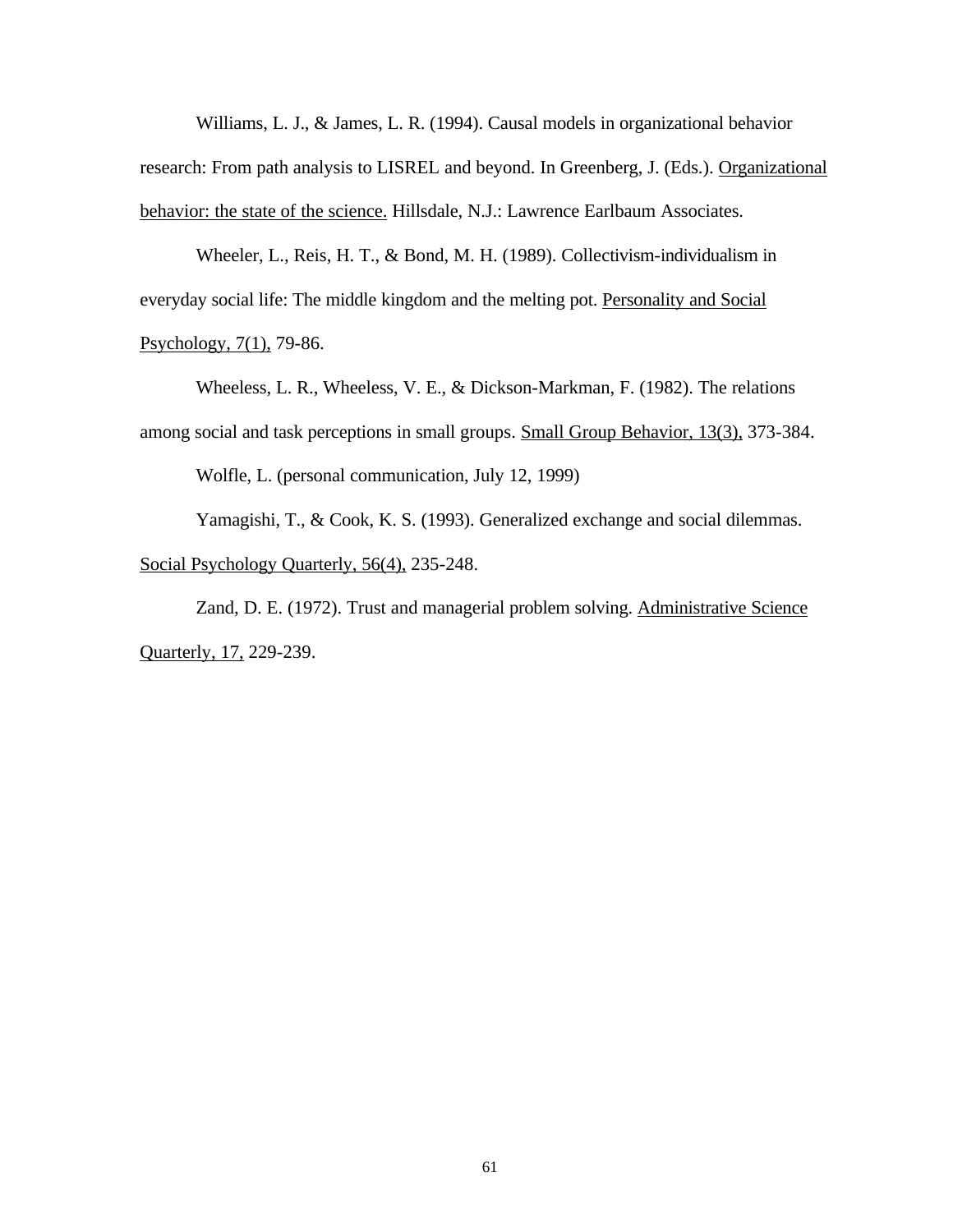Williams, L. J., & James, L. R. (1994). Causal models in organizational behavior research: From path analysis to LISREL and beyond. In Greenberg, J. (Eds.). <u>Organizational behavior: the state of the science.</u> Hillsdale, N.J.: Lawrence Earlbaum Associates.

Wheeler, L., Reis, H. T., & Bond, M. H. (1989). Collectivism-individualism in everyday social life: The middle kingdom and the melting pot. <u>Personality and Social Psychology, 7(1),</u> 79-86.

Wheeless, L. R., Wheeless, V. E., & Dickson-Markman, F. (1982). The relations among social and task perceptions in small groups. <u>Small Group Behavior, 13(3),</u> 373-384.

Wolfle, L. (personal communication, July 12, 1999)

Yamagishi, T., & Cook, K. S. (1993). Generalized exchange and social dilemmas. <u>Social Psychology Quarterly, 56(4),</u> 235-248.

Zand, D. E. (1972). Trust and managerial problem solving. <u>Administrative Science Quarterly, 17,</u> 229-239.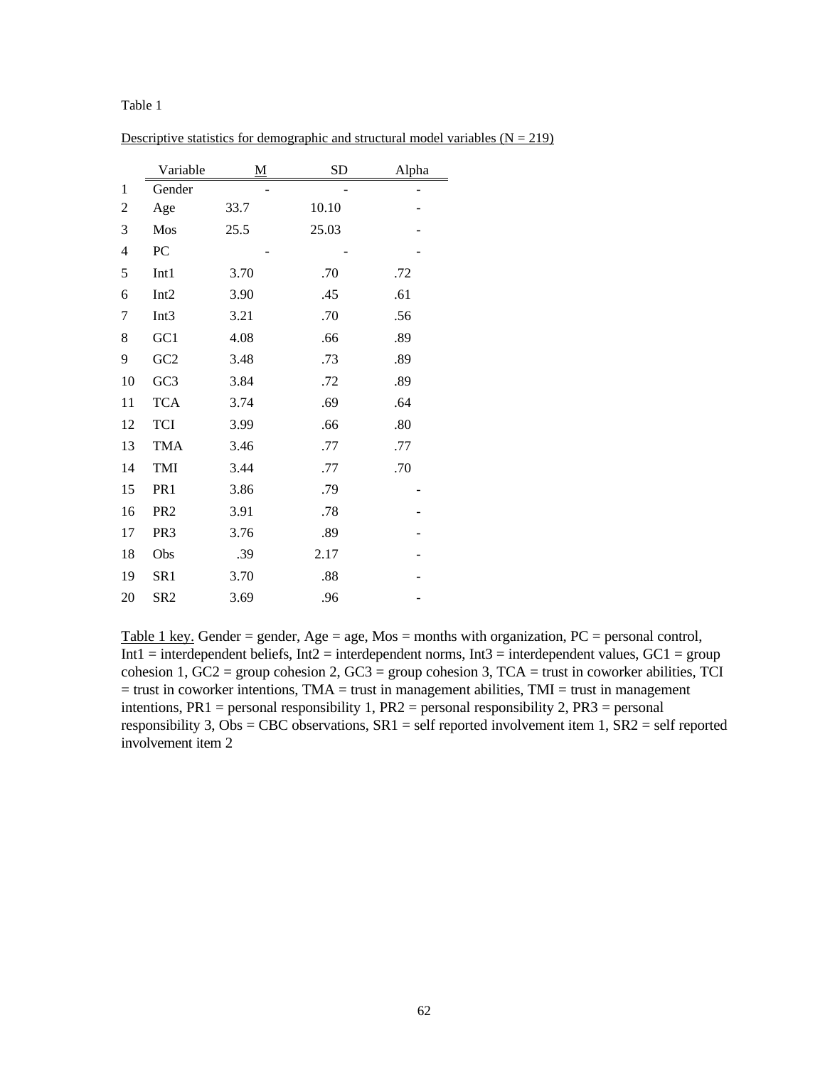Table 1

Descriptive statistics for demographic and structural model variables (N = 219)

| | Variable | M | SD | Alpha |
|---|---|---|---|---|
| 1 | Gender | - | - | - |
| 2 | Age | 33.7 | 10.10 | - |
| 3 | Mos | 25.5 | 25.03 | - |
| 4 | PC | - | - | - |
| 5 | Int1 | 3.70 | .70 | .72 |
| 6 | Int2 | 3.90 | .45 | .61 |
| 7 | Int3 | 3.21 | .70 | .56 |
| 8 | GC1 | 4.08 | .66 | .89 |
| 9 | GC2 | 3.48 | .73 | .89 |
| 10 | GC3 | 3.84 | .72 | .89 |
| 11 | TCA | 3.74 | .69 | .64 |
| 12 | TCI | 3.99 | .66 | .80 |
| 13 | TMA | 3.46 | .77 | .77 |
| 14 | TMI | 3.44 | .77 | .70 |
| 15 | PR1 | 3.86 | .79 | - |
| 16 | PR2 | 3.91 | .78 | - |
| 17 | PR3 | 3.76 | .89 | - |
| 18 | Obs | .39 | 2.17 | - |
| 19 | SR1 | 3.70 | .88 | - |
| 20 | SR2 | 3.69 | .96 | - |

Table 1 key. Gender = gender, Age = age, Mos = months with organization, PC = personal control, Int1 = interdependent beliefs, Int2 = interdependent norms, Int3 = interdependent values, GC1 = group cohesion 1, GC2 = group cohesion 2, GC3 = group cohesion 3, TCA = trust in coworker abilities, TCI = trust in coworker intentions, TMA = trust in management abilities, TMI = trust in management intentions, PR1 = personal responsibility 1, PR2 = personal responsibility 2, PR3 = personal responsibility 3, Obs = CBC observations, SR1 = self reported involvement item 1, SR2 = self reported involvement item 2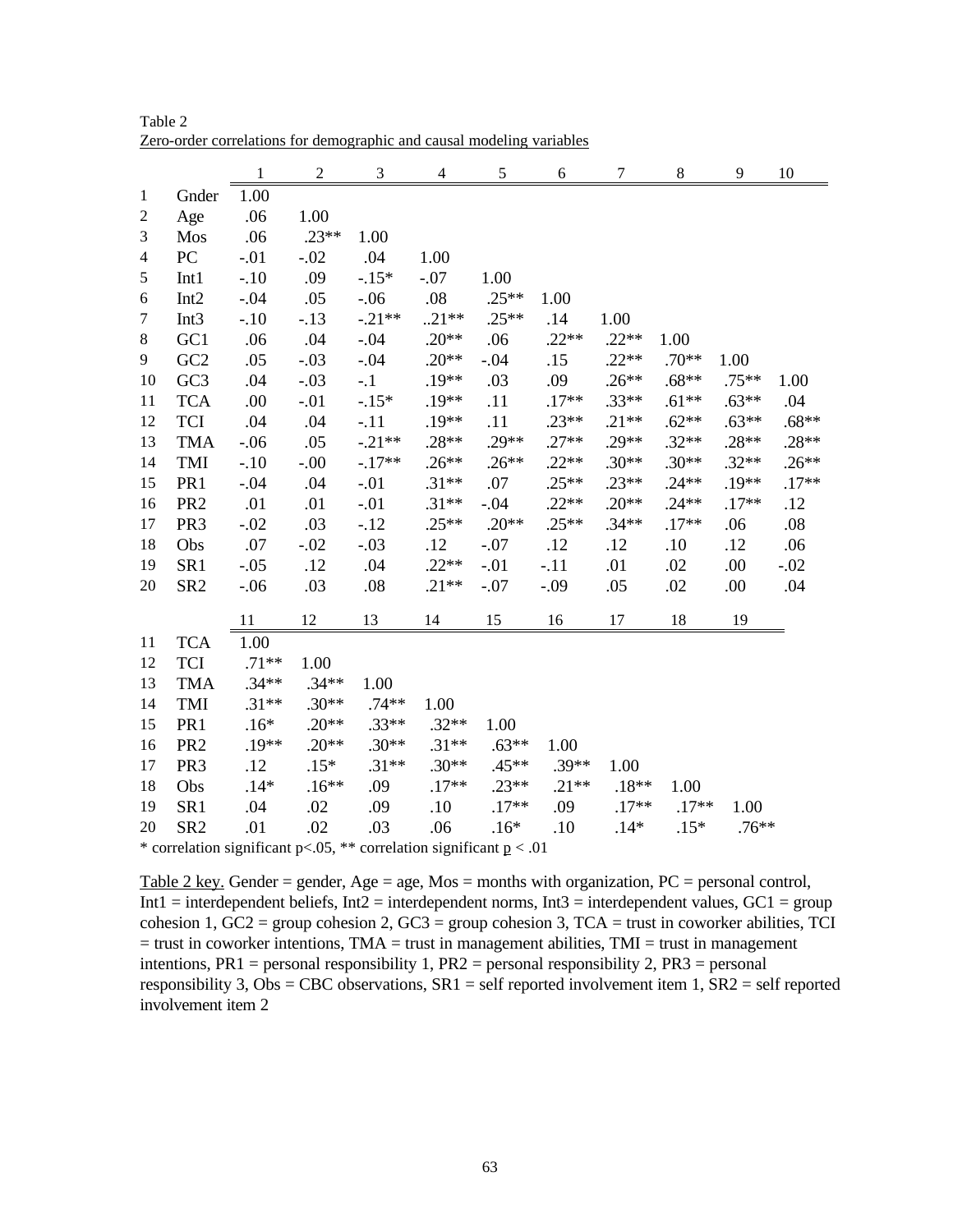Table 2
Zero-order correlations for demographic and causal modeling variables

| | | 1 | 2 | 3 | 4 | 5 | 6 | 7 | 8 | 9 | 10 |
|---|---|---|---|---|---|---|---|---|---|---|---|
| 1 | Gnder | 1.00 | | | | | | | | | |
| 2 | Age | .06 | 1.00 | | | | | | | | |
| 3 | Mos | .06 | .23** | 1.00 | | | | | | | |
| 4 | PC | -.01 | -.02 | .04 | 1.00 | | | | | | |
| 5 | Int1 | -.10 | .09 | -.15* | -.07 | 1.00 | | | | | |
| 6 | Int2 | -.04 | .05 | -.06 | .08 | .25** | 1.00 | | | | |
| 7 | Int3 | -.10 | -.13 | -.21** | ..21** | .25** | .14 | 1.00 | | | |
| 8 | GC1 | .06 | .04 | -.04 | .20** | .06 | .22** | .22** | 1.00 | | |
| 9 | GC2 | .05 | -.03 | -.04 | .20** | -.04 | .15 | .22** | .70** | 1.00 | |
| 10 | GC3 | .04 | -.03 | -.1 | .19** | .03 | .09 | .26** | .68** | .75** | 1.00 |
| 11 | TCA | .00 | -.01 | -.15* | .19** | .11 | .17** | .33** | .61** | .63** | .04 |
| 12 | TCI | .04 | .04 | -.11 | .19** | .11 | .23** | .21** | .62** | .63** | .68** |
| 13 | TMA | -.06 | .05 | -.21** | .28** | .29** | .27** | .29** | .32** | .28** | .28** |
| 14 | TMI | -.10 | -.00 | -.17** | .26** | .26** | .22** | .30** | .30** | .32** | .26** |
| 15 | PR1 | -.04 | .04 | -.01 | .31** | .07 | .25** | .23** | .24** | .19** | .17** |
| 16 | PR2 | .01 | .01 | -.01 | .31** | -.04 | .22** | .20** | .24** | .17** | .12 |
| 17 | PR3 | -.02 | .03 | -.12 | .25** | .20** | .25** | .34** | .17** | .06 | .08 |
| 18 | Obs | .07 | -.02 | -.03 | .12 | -.07 | .12 | .12 | .10 | .12 | .06 |
| 19 | SR1 | -.05 | .12 | .04 | .22** | -.01 | -.11 | .01 | .02 | .00 | -.02 |
| 20 | SR2 | -.06 | .03 | .08 | .21** | -.07 | -.09 | .05 | .02 | .00 | .04 |

| | | 11 | 12 | 13 | 14 | 15 | 16 | 17 | 18 | 19 |
|---|---|---|---|---|---|---|---|---|---|---|
| 11 | TCA | 1.00 | | | | | | | | |
| 12 | TCI | .71** | 1.00 | | | | | | | |
| 13 | TMA | .34** | .34** | 1.00 | | | | | | |
| 14 | TMI | .31** | .30** | .74** | 1.00 | | | | | |
| 15 | PR1 | .16* | .20** | .33** | .32** | 1.00 | | | | |
| 16 | PR2 | .19** | .20** | .30** | .31** | .63** | 1.00 | | | |
| 17 | PR3 | .12 | .15* | .31** | .30** | .45** | .39** | 1.00 | | |
| 18 | Obs | .14* | .16** | .09 | .17** | .23** | .21** | .18** | 1.00 | |
| 19 | SR1 | .04 | .02 | .09 | .10 | .17** | .09 | .17** | .17** | 1.00 |
| 20 | SR2 | .01 | .02 | .03 | .06 | .16* | .10 | .14* | .15* | .76** |

* correlation significant p<.05, ** correlation significant p < .01

Table 2 key. Gender = gender, Age = age, Mos = months with organization, PC = personal control, Int1 = interdependent beliefs, Int2 = interdependent norms, Int3 = interdependent values, GC1 = group cohesion 1, GC2 = group cohesion 2, GC3 = group cohesion 3, TCA = trust in coworker abilities, TCI = trust in coworker intentions, TMA = trust in management abilities, TMI = trust in management intentions, PR1 = personal responsibility 1, PR2 = personal responsibility 2, PR3 = personal responsibility 3, Obs = CBC observations, SR1 = self reported involvement item 1, SR2 = self reported involvement item 2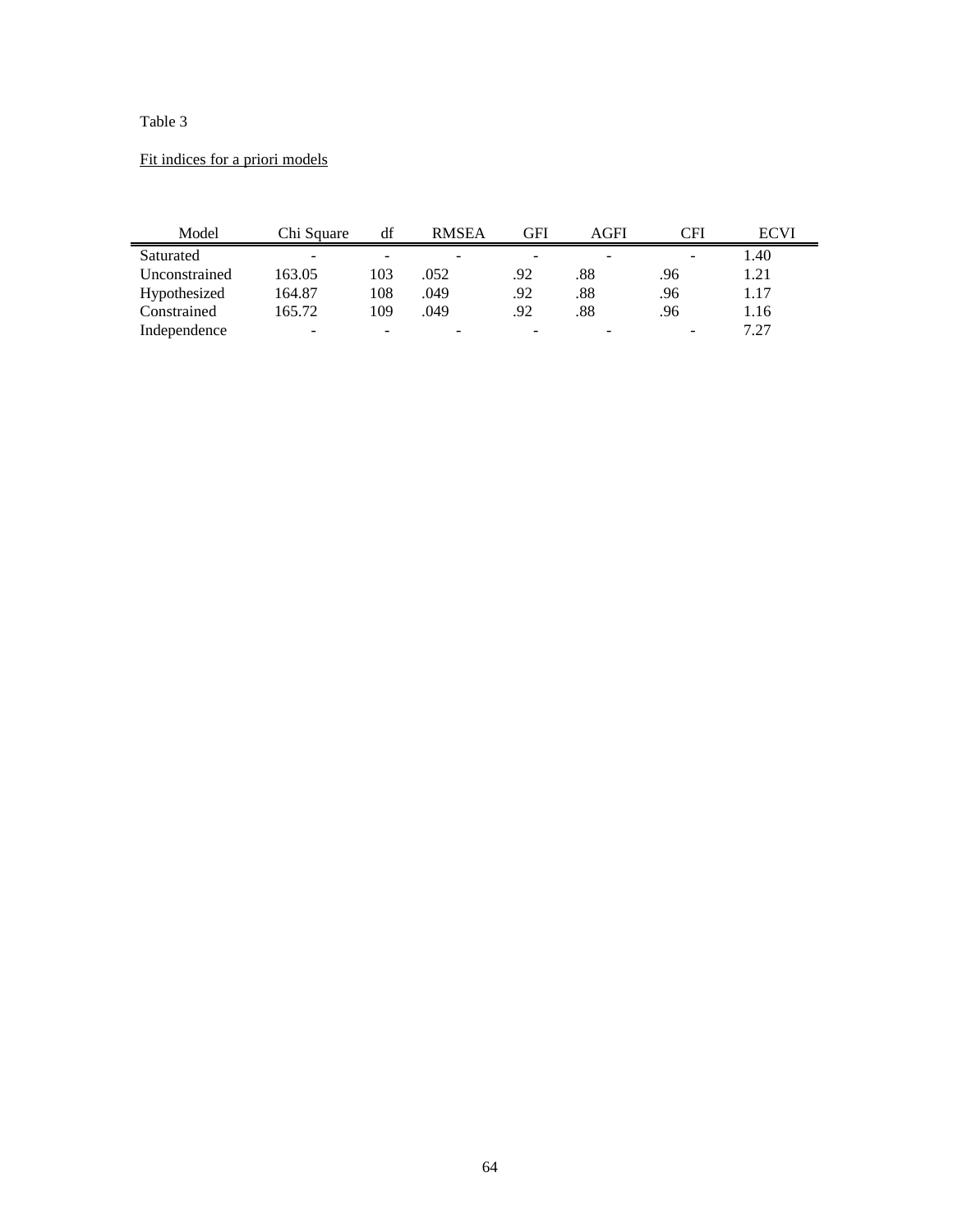Table 3

Fit indices for a priori models

| Model | Chi Square | df | RMSEA | GFI | AGFI | CFI | ECVI |
|---|---|---|---|---|---|---|---|
| Saturated | - | - | - | - | - | - | 1.40 |
| Unconstrained | 163.05 | 103 | .052 | .92 | .88 | .96 | 1.21 |
| Hypothesized | 164.87 | 108 | .049 | .92 | .88 | .96 | 1.17 |
| Constrained | 165.72 | 109 | .049 | .92 | .88 | .96 | 1.16 |
| Independence | - | - | - | - | - | - | 7.27 |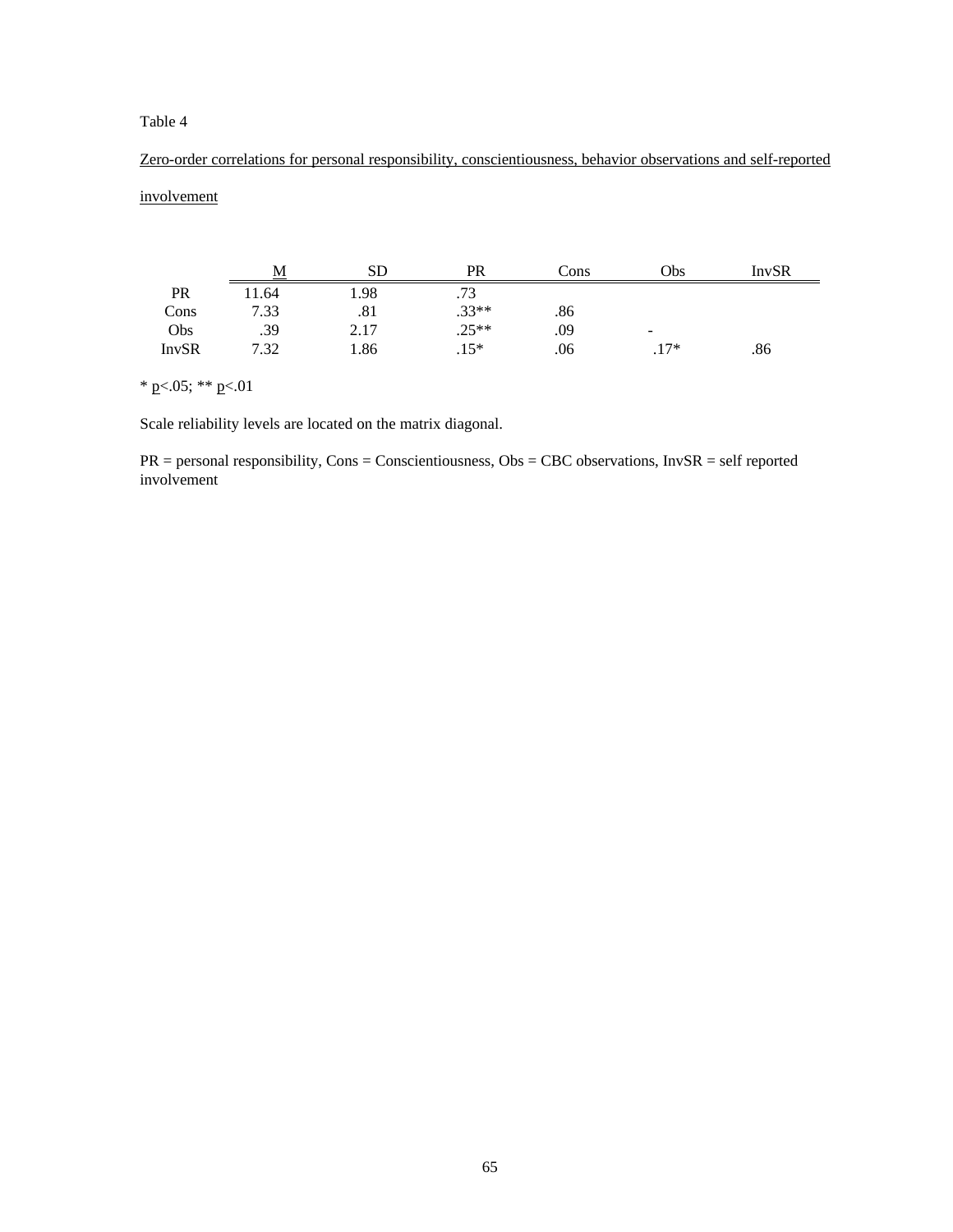Table 4

Zero-order correlations for personal responsibility, conscientiousness, behavior observations and self-reported involvement

| | M | SD | PR | Cons | Obs | InvSR |
|---|---|---|---|---|---|---|
| PR | 11.64 | 1.98 | .73 | | | |
| Cons | 7.33 | .81 | .33** | .86 | | |
| Obs | .39 | 2.17 | .25** | .09 | - | |
| InvSR | 7.32 | 1.86 | .15* | .06 | .17* | .86 |

* $p<.05$; ** $p<.01$

Scale reliability levels are located on the matrix diagonal.

PR = personal responsibility, Cons = Conscientiousness, Obs = CBC observations, InvSR = self reported involvement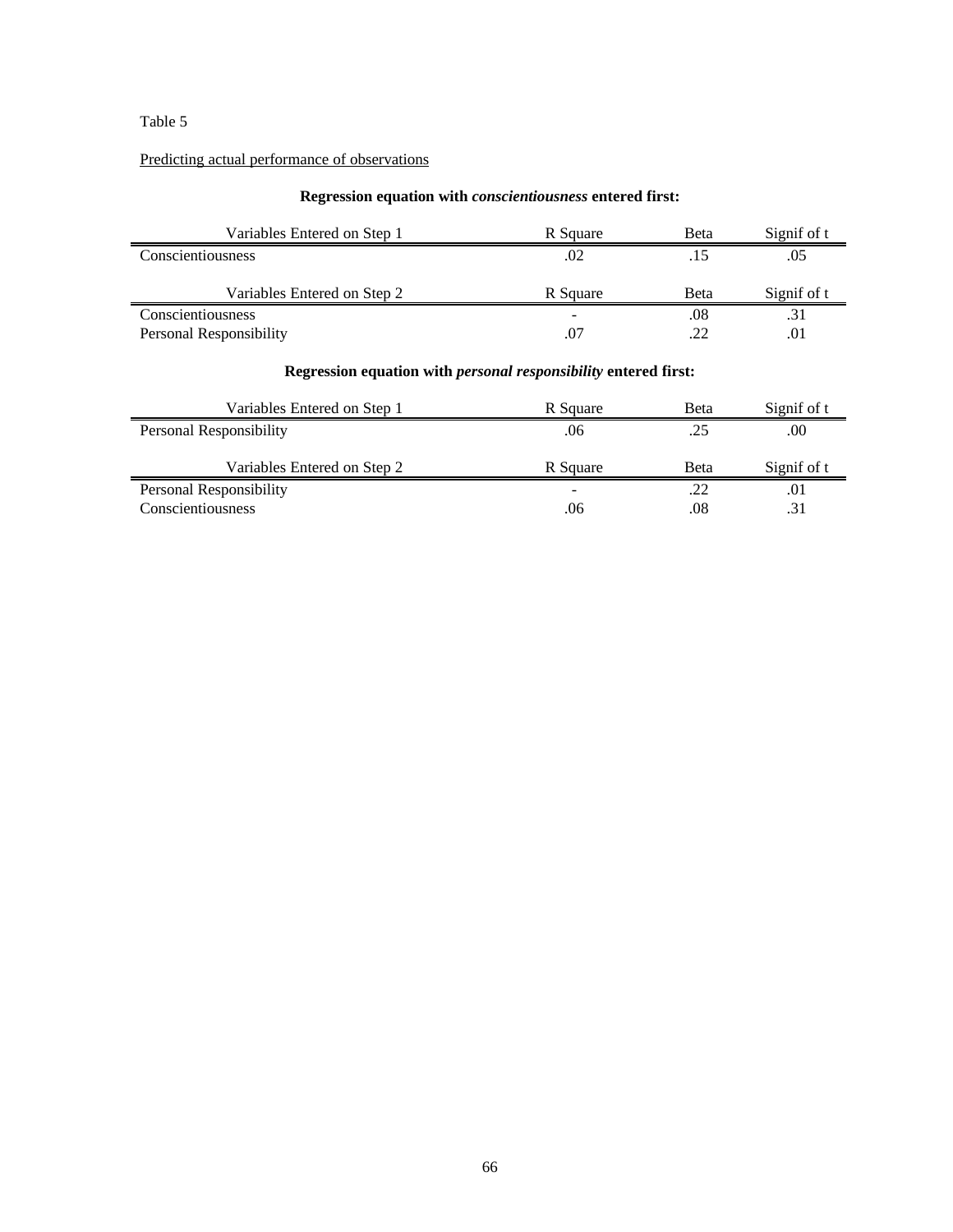Table 5

Predicting actual performance of observations

**Regression equation with *conscientiousness* entered first:**

| Variables Entered on Step 1 | R Square | Beta | Signif of t |
|---|---|---|---|
| Conscientiousness | .02 | .15 | .05 |

| Variables Entered on Step 2 | R Square | Beta | Signif of t |
|---|---|---|---|
| Conscientiousness | - | .08 | .31 |
| Personal Responsibility | .07 | .22 | .01 |

**Regression equation with *personal responsibility* entered first:**

| Variables Entered on Step 1 | R Square | Beta | Signif of t |
|---|---|---|---|
| Personal Responsibility | .06 | .25 | .00 |

| Variables Entered on Step 2 | R Square | Beta | Signif of t |
|---|---|---|---|
| Personal Responsibility | - | .22 | .01 |
| Conscientiousness | .06 | .08 | .31 |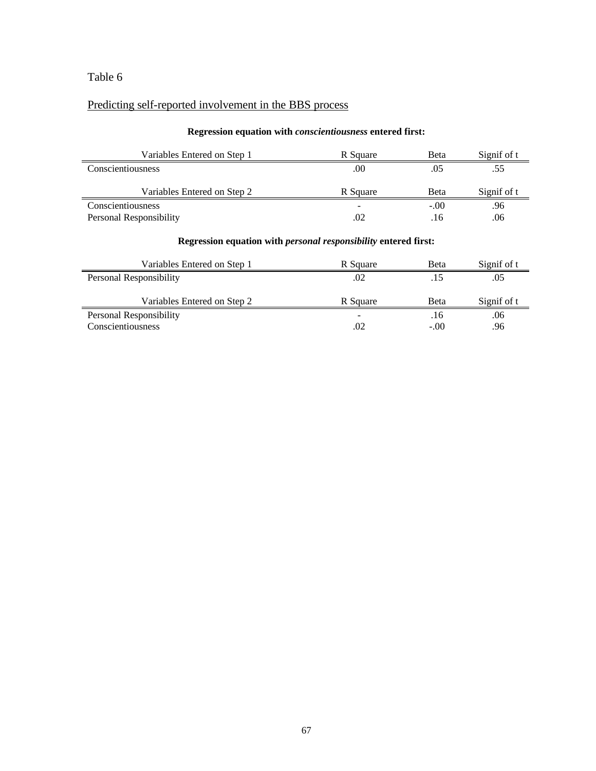Table 6

Predicting self-reported involvement in the BBS process

**Regression equation with *conscientiousness* entered first:**

| Variables Entered on Step 1 | R Square | Beta | Signif of t |
|---|---|---|---|
| Conscientiousness | .00 | .05 | .55 |

| Variables Entered on Step 2 | R Square | Beta | Signif of t |
|---|---|---|---|
| Conscientiousness | - | -.00 | .96 |
| Personal Responsibility | .02 | .16 | .06 |

**Regression equation with *personal responsibility* entered first:**

| Variables Entered on Step 1 | R Square | Beta | Signif of t |
|---|---|---|---|
| Personal Responsibility | .02 | .15 | .05 |

| Variables Entered on Step 2 | R Square | Beta | Signif of t |
|---|---|---|---|
| Personal Responsibility | - | .16 | .06 |
| Conscientiousness | .02 | -.00 | .96 |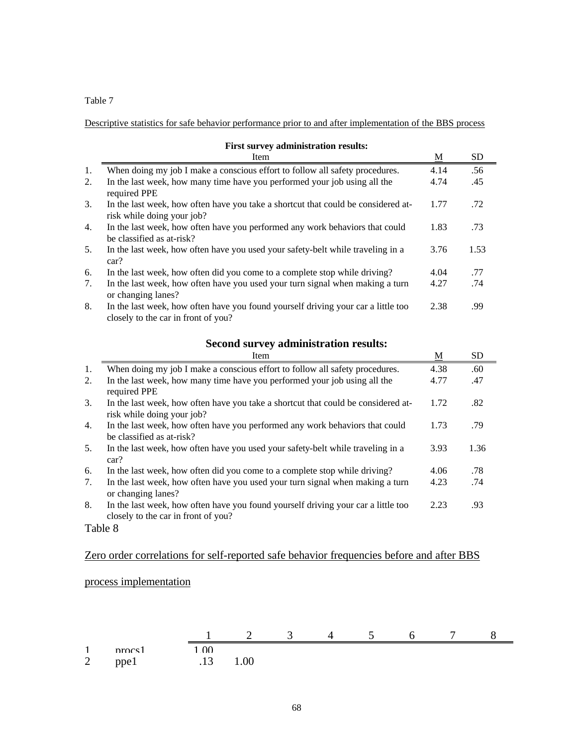Table 7

Descriptive statistics for safe behavior performance prior to and after implementation of the BBS process

**First survey administration results:**

| | Item | M | SD |
|---|---|---|---|
| 1. | When doing my job I make a conscious effort to follow all safety procedures. | 4.14 | .56 |
| 2. | In the last week, how many time have you performed your job using all the required PPE | 4.74 | .45 |
| 3. | In the last week, how often have you take a shortcut that could be considered at-risk while doing your job? | 1.77 | .72 |
| 4. | In the last week, how often have you performed any work behaviors that could be classified as at-risk? | 1.83 | .73 |
| 5. | In the last week, how often have you used your safety-belt while traveling in a car? | 3.76 | 1.53 |
| 6. | In the last week, how often did you come to a complete stop while driving? | 4.04 | .77 |
| 7. | In the last week, how often have you used your turn signal when making a turn or changing lanes? | 4.27 | .74 |
| 8. | In the last week, how often have you found yourself driving your car a little too closely to the car in front of you? | 2.38 | .99 |

**Second survey administration results:**

| | Item | M | SD |
|---|---|---|---|
| 1. | When doing my job I make a conscious effort to follow all safety procedures. | 4.38 | .60 |
| 2. | In the last week, how many time have you performed your job using all the required PPE | 4.77 | .47 |
| 3. | In the last week, how often have you take a shortcut that could be considered at-risk while doing your job? | 1.72 | .82 |
| 4. | In the last week, how often have you performed any work behaviors that could be classified as at-risk? | 1.73 | .79 |
| 5. | In the last week, how often have you used your safety-belt while traveling in a car? | 3.93 | 1.36 |
| 6. | In the last week, how often did you come to a complete stop while driving? | 4.06 | .78 |
| 7. | In the last week, how often have you used your turn signal when making a turn or changing lanes? | 4.23 | .74 |
| 8. | In the last week, how often have you found yourself driving your car a little too closely to the car in front of you? | 2.23 | .93 |

Table 8

Zero order correlations for self-reported safe behavior frequencies before and after BBS process implementation

| | | 1 | 2 | 3 | 4 | 5 | 6 | 7 | 8 |
|---|---|---|---|---|---|---|---|---|---|
| 1 | procs1 | 1.00 | | | | | | | |
| 2 | ppe1 | .13 | 1.00 | | | | | | |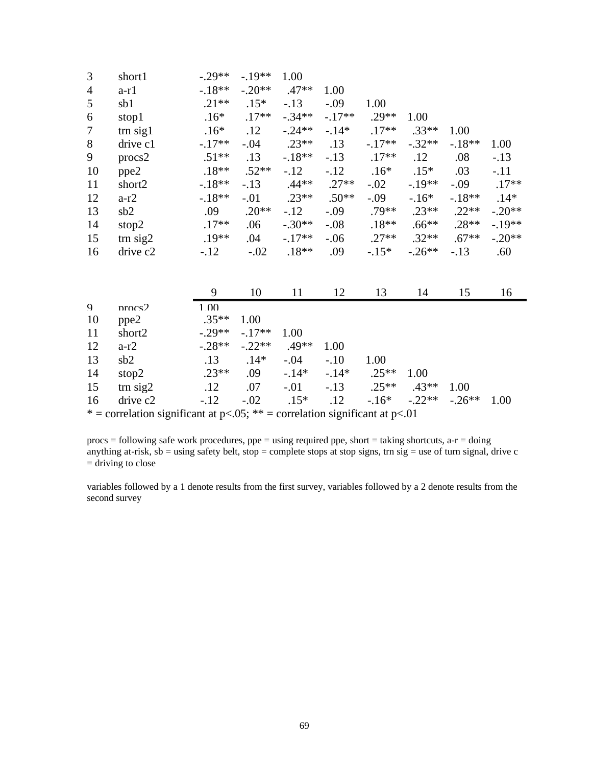| | | | | | | | | | |
|---|---|---|---|---|---|---|---|---|---|
| 3 | short1 | -.29** | -.19** | 1.00 | | | | | |
| 4 | a-r1 | -.18** | -.20** | .47** | 1.00 | | | | |
| 5 | sb1 | .21** | .15* | -.13 | -.09 | 1.00 | | | |
| 6 | stop1 | .16* | .17** | -.34** | -.17** | .29** | 1.00 | | |
| 7 | trn sig1 | .16* | .12 | -.24** | -.14* | .17** | .33** | 1.00 | |
| 8 | drive c1 | -.17** | -.04 | .23** | .13 | -.17** | -.32** | -.18** | 1.00 |
| 9 | procs2 | .51** | .13 | -.18** | -.13 | .17** | .12 | .08 | -.13 |
| 10 | ppe2 | .18** | .52** | -.12 | -.12 | .16* | .15* | .03 | -.11 |
| 11 | short2 | -.18** | -.13 | .44** | .27** | -.02 | -.19** | -.09 | .17** |
| 12 | a-r2 | -.18** | -.01 | .23** | .50** | -.09 | -.16* | -.18** | .14* |
| 13 | sb2 | .09 | .20** | -.12 | -.09 | .79** | .23** | .22** | -.20** |
| 14 | stop2 | .17** | .06 | -.30** | -.08 | .18** | .66** | .28** | -.19** |
| 15 | trn sig2 | .19** | .04 | -.17** | -.06 | .27** | .32** | .67** | -.20** |
| 16 | drive c2 | -.12 | -.02 | .18** | .09 | -.15* | -.26** | -.13 | .60 |

| | | 9 | 10 | 11 | 12 | 13 | 14 | 15 | 16 |
|---|---|---|---|---|---|---|---|---|---|
| 9 | procs2 | 1.00 | | | | | | | |
| 10 | ppe2 | .35** | 1.00 | | | | | | |
| 11 | short2 | -.29** | -.17** | 1.00 | | | | | |
| 12 | a-r2 | -.28** | -.22** | .49** | 1.00 | | | | |
| 13 | sb2 | .13 | .14* | -.04 | -.10 | 1.00 | | | |
| 14 | stop2 | .23** | .09 | -.14* | -.14* | .25** | 1.00 | | |
| 15 | trn sig2 | .12 | .07 | -.01 | -.13 | .25** | .43** | 1.00 | |
| 16 | drive c2 | -.12 | -.02 | .15* | .12 | -.16* | -.22** | -.26** | 1.00 |

* = correlation significant at $p<.05$; ** = correlation significant at $p<.01$

procs = following safe work procedures, ppe = using required ppe, short = taking shortcuts, a-r = doing anything at-risk, sb = using safety belt, stop = complete stops at stop signs, trn sig = use of turn signal, drive c = driving to close

variables followed by a 1 denote results from the first survey, variables followed by a 2 denote results from the second survey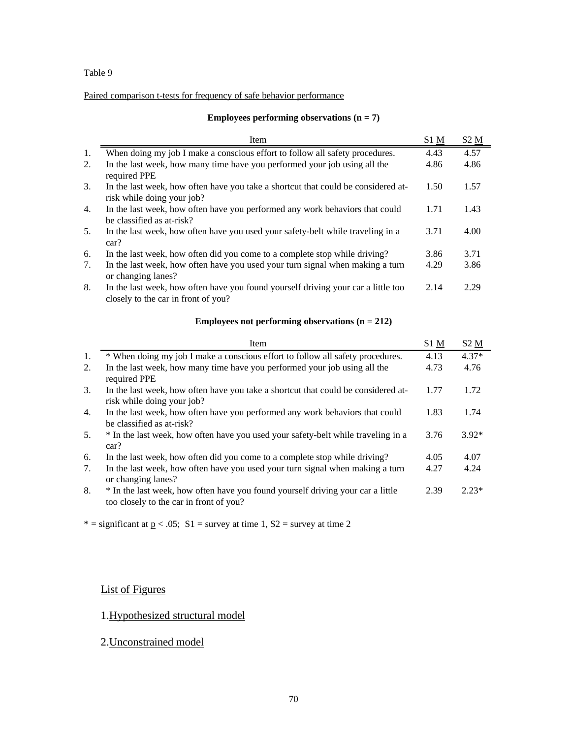Table 9

Paired comparison t-tests for frequency of safe behavior performance

**Employees performing observations (n = 7)**

| | Item | S1 M | S2 M |
|---|---|---|---|
| 1. | When doing my job I make a conscious effort to follow all safety procedures. | 4.43 | 4.57 |
| 2. | In the last week, how many time have you performed your job using all the required PPE | 4.86 | 4.86 |
| 3. | In the last week, how often have you take a shortcut that could be considered at-risk while doing your job? | 1.50 | 1.57 |
| 4. | In the last week, how often have you performed any work behaviors that could be classified as at-risk? | 1.71 | 1.43 |
| 5. | In the last week, how often have you used your safety-belt while traveling in a car? | 3.71 | 4.00 |
| 6. | In the last week, how often did you come to a complete stop while driving? | 3.86 | 3.71 |
| 7. | In the last week, how often have you used your turn signal when making a turn or changing lanes? | 4.29 | 3.86 |
| 8. | In the last week, how often have you found yourself driving your car a little too closely to the car in front of you? | 2.14 | 2.29 |

**Employees not performing observations (n = 212)**

| | Item | S1 M | S2 M |
|---|---|---|---|
| 1. | * When doing my job I make a conscious effort to follow all safety procedures. | 4.13 | 4.37* |
| 2. | In the last week, how many time have you performed your job using all the required PPE | 4.73 | 4.76 |
| 3. | In the last week, how often have you take a shortcut that could be considered at-risk while doing your job? | 1.77 | 1.72 |
| 4. | In the last week, how often have you performed any work behaviors that could be classified as at-risk? | 1.83 | 1.74 |
| 5. | * In the last week, how often have you used your safety-belt while traveling in a car? | 3.76 | 3.92* |
| 6. | In the last week, how often did you come to a complete stop while driving? | 4.05 | 4.07 |
| 7. | In the last week, how often have you used your turn signal when making a turn or changing lanes? | 4.27 | 4.24 |
| 8. | * In the last week, how often have you found yourself driving your car a little too closely to the car in front of you? | 2.39 | 2.23* |

* = significant at $p < .05$; S1 = survey at time 1, S2 = survey at time 2

## List of Figures

1. Hypothesized structural model

2. Unconstrained model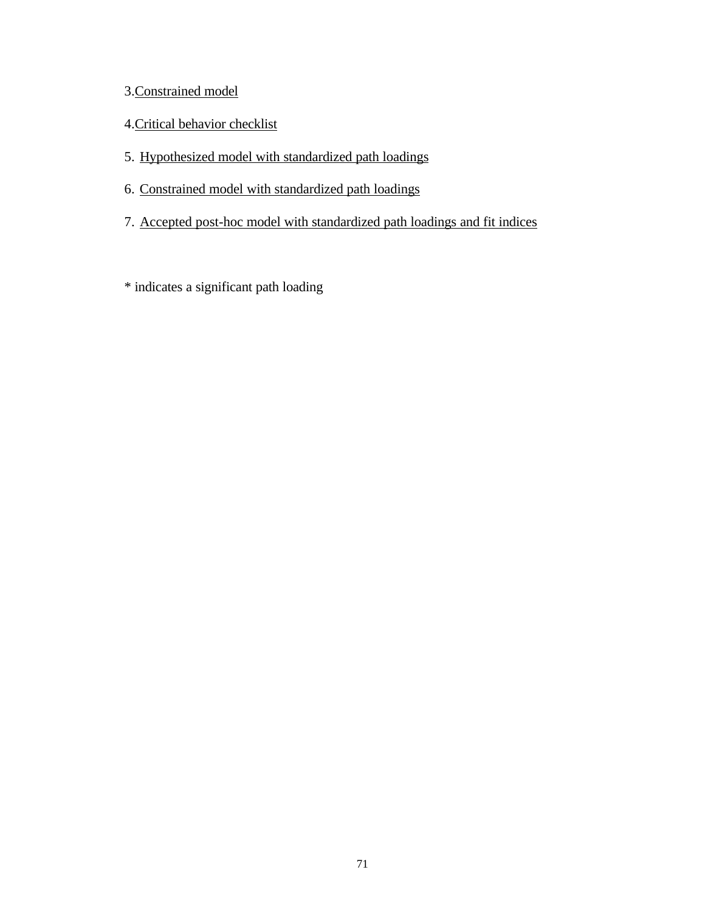3. <u>Constrained model</u>

4. <u>Critical behavior checklist</u>

5. <u>Hypothesized model with standardized path loadings</u>

6. <u>Constrained model with standardized path loadings</u>

7. <u>Accepted post-hoc model with standardized path loadings and fit indices</u>

\* indicates a significant path loading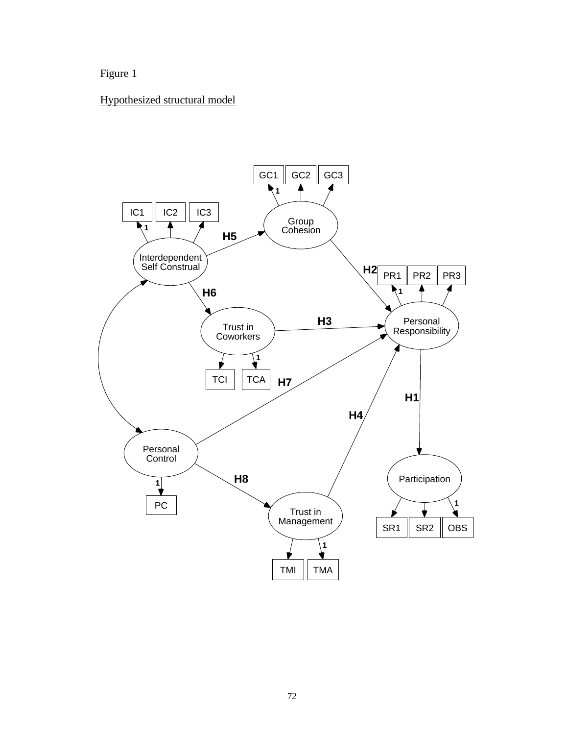Figure 1

Hypothesized structural model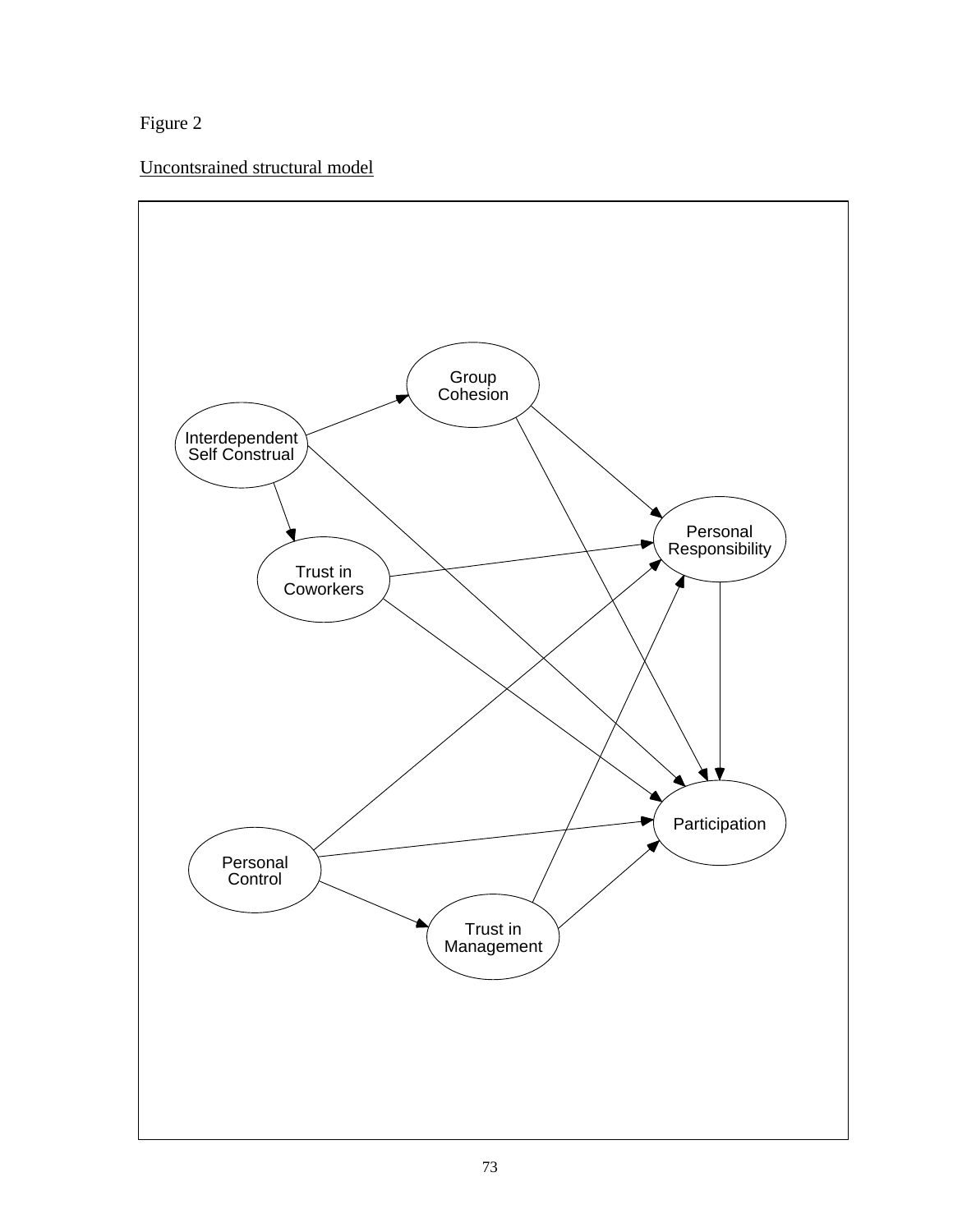Figure 2

Uncontsrained structural model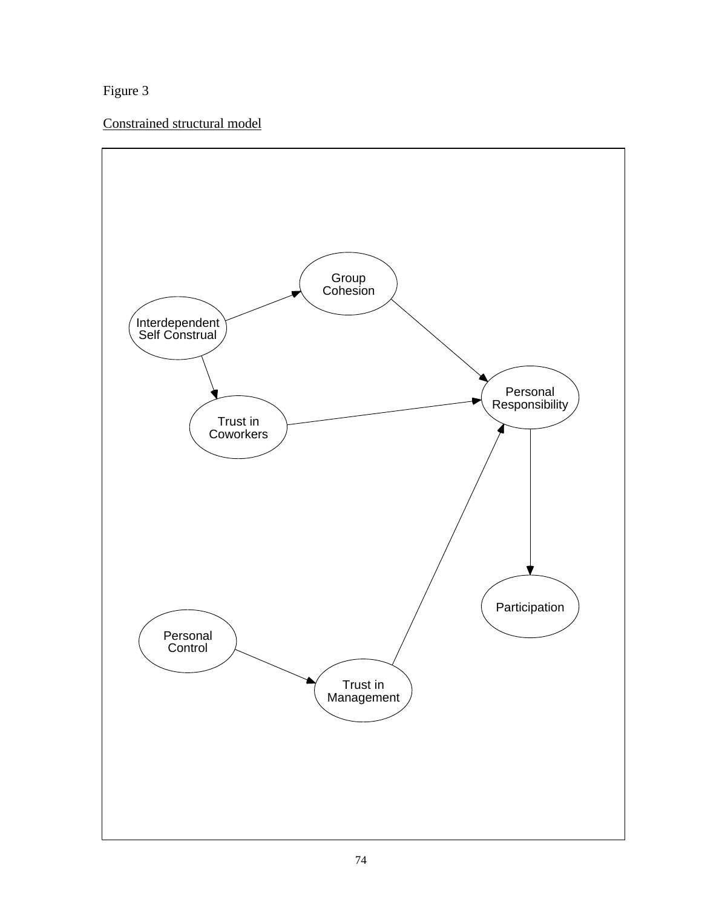Figure 3

Constrained structural model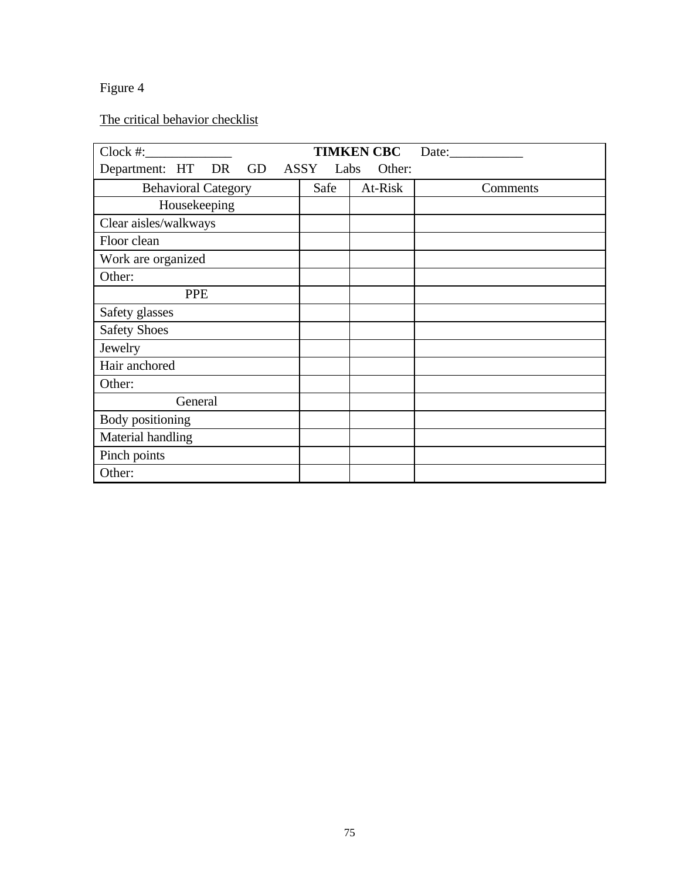Figure 4

The critical behavior checklist

| Clock #:_____________ | **TIMKEN CBC** | Date:___________ | |
|---|---|---|---|
| Department: HT DR GD ASSY Labs Other: | | | |
| Behavioral Category | Safe | At-Risk | Comments |
| Housekeeping | | | |
| Clear aisles/walkways | | | |
| Floor clean | | | |
| Work are organized | | | |
| Other: | | | |
| PPE | | | |
| Safety glasses | | | |
| Safety Shoes | | | |
| Jewelry | | | |
| Hair anchored | | | |
| Other: | | | |
| General | | | |
| Body positioning | | | |
| Material handling | | | |
| Pinch points | | | |
| Other: | | | |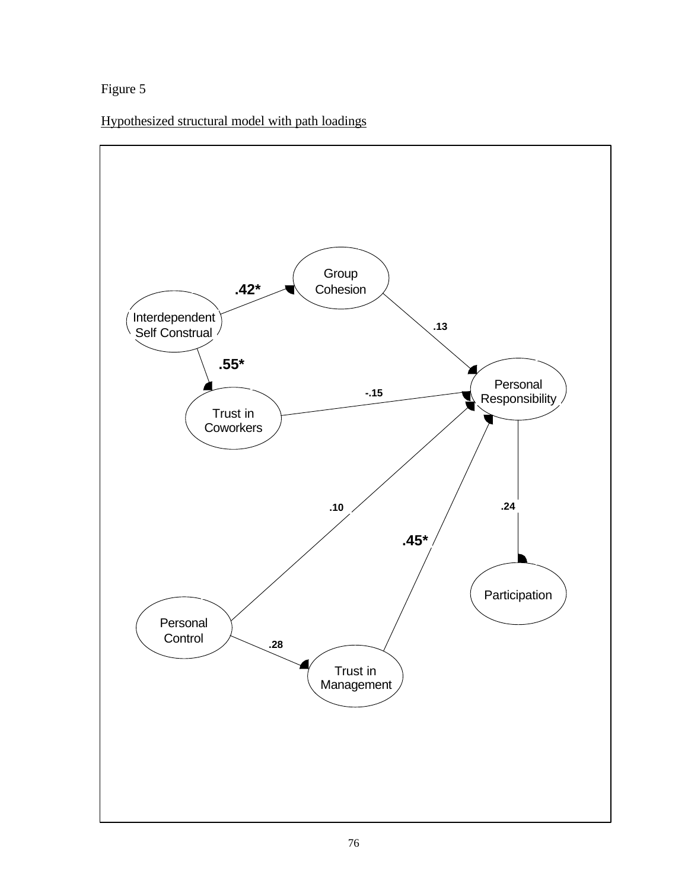Figure 5

Hypothesized structural model with path loadings

Group Cohesion

Interdependent Self Construal

.42*

.13

.55*

Personal Responsibility

-.15

Trust in Coworkers

.10

.24

.45*

Participation

Personal Control

.28

Trust in Management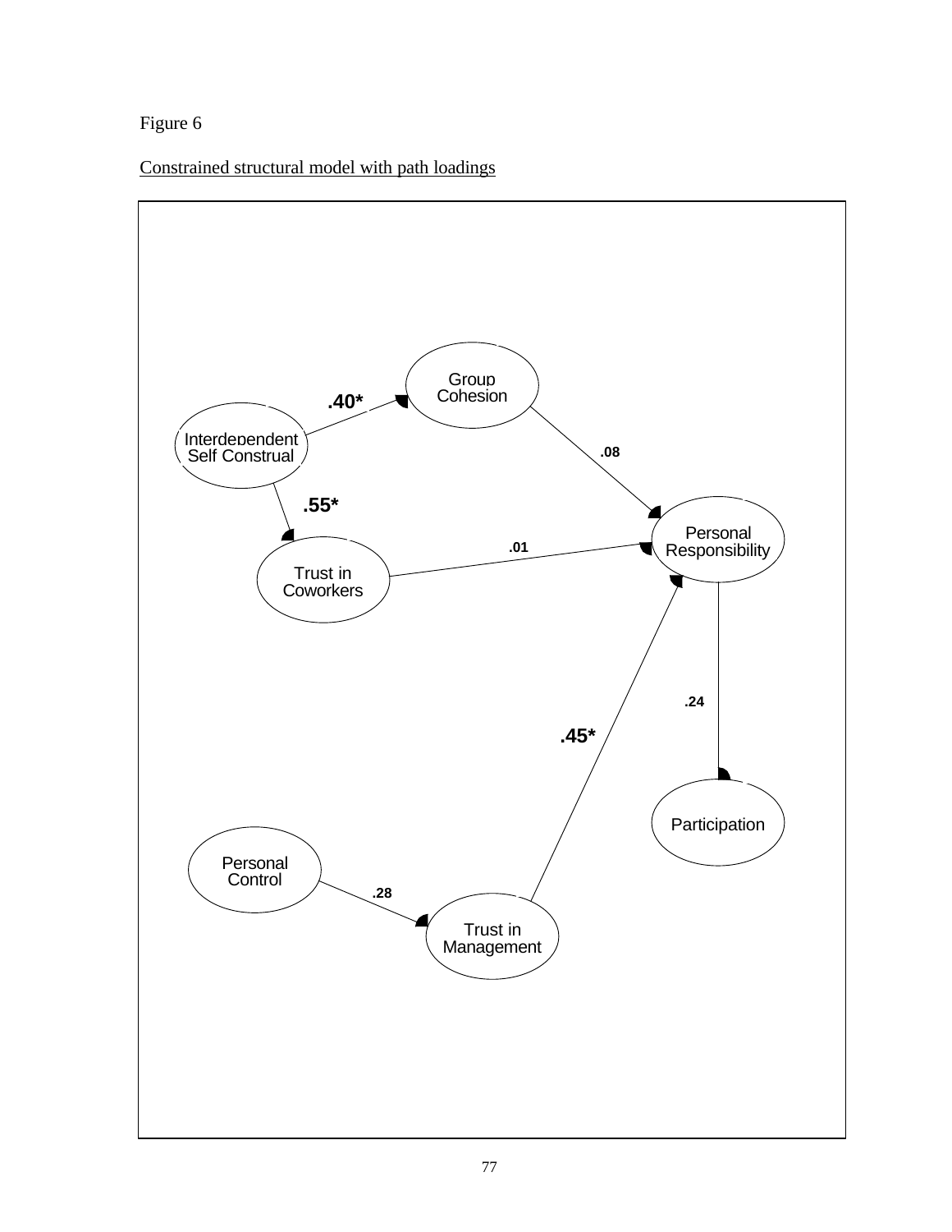Figure 6

Constrained structural model with path loadings

Group Cohesion

Interdependent Self Construal

Trust in Coworkers

Personal Responsibility

Participation

Personal Control

Trust in Management

.40*

.55*

.08

.01

.24

.45*

.28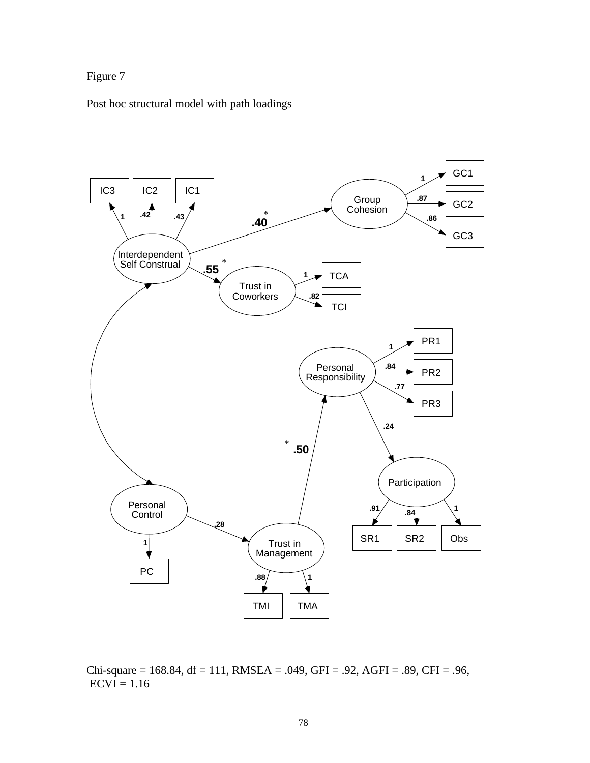Figure 7

Post hoc structural model with path loadings

Chi-square = 168.84, df = 111, RMSEA = .049, GFI = .92, AGFI = .89, CFI = .96, ECVI = 1.16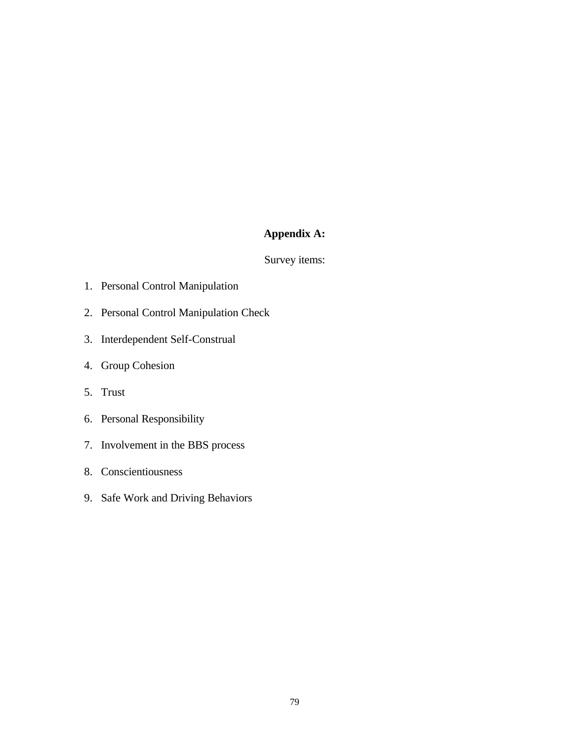## Appendix A:

Survey items:

1. Personal Control Manipulation
2. Personal Control Manipulation Check
3. Interdependent Self-Construal
4. Group Cohesion
5. Trust
6. Personal Responsibility
7. Involvement in the BBS process
8. Conscientiousness
9. Safe Work and Driving Behaviors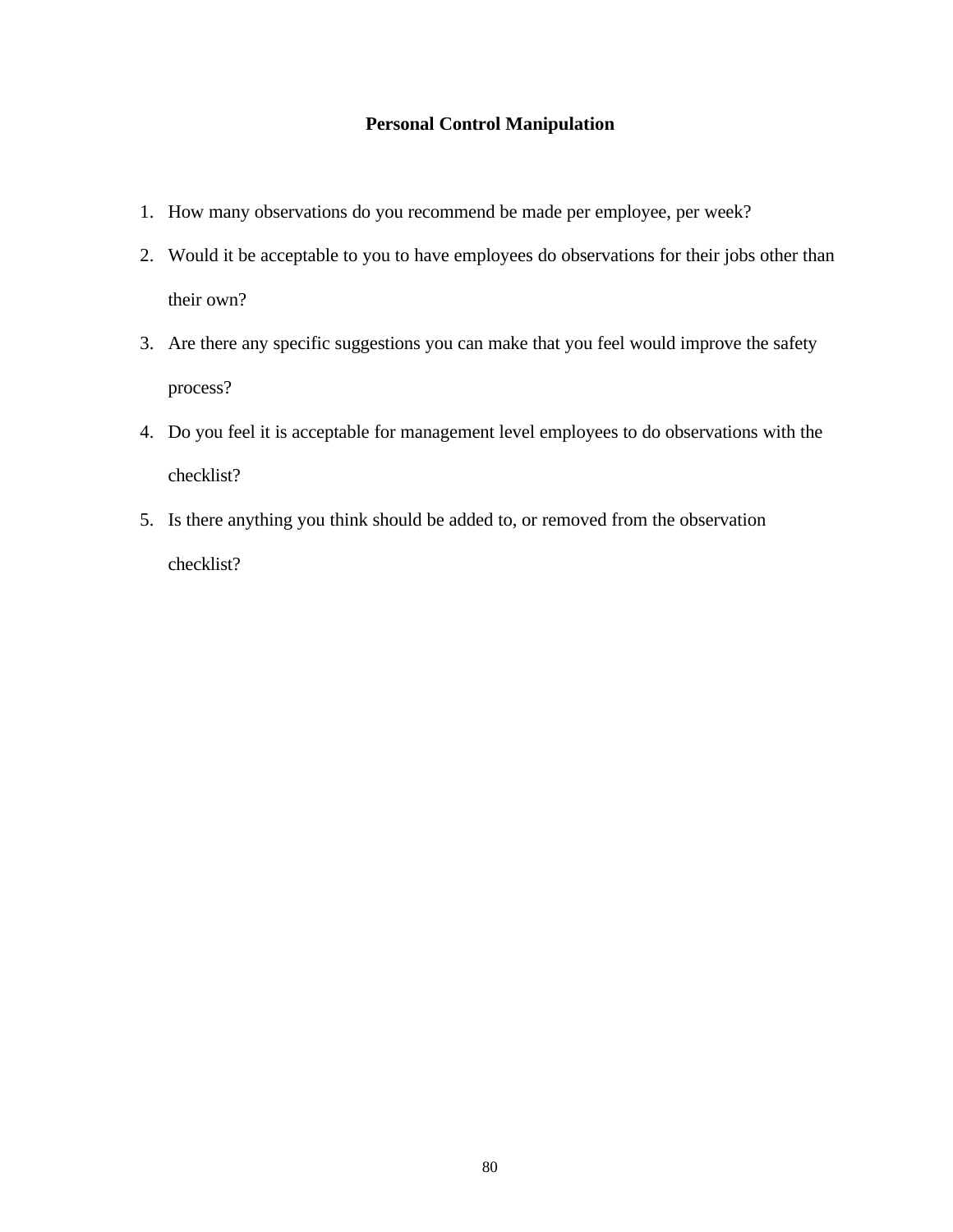## Personal Control Manipulation

1. How many observations do you recommend be made per employee, per week?
2. Would it be acceptable to you to have employees do observations for their jobs other than their own?
3. Are there any specific suggestions you can make that you feel would improve the safety process?
4. Do you feel it is acceptable for management level employees to do observations with the checklist?
5. Is there anything you think should be added to, or removed from the observation checklist?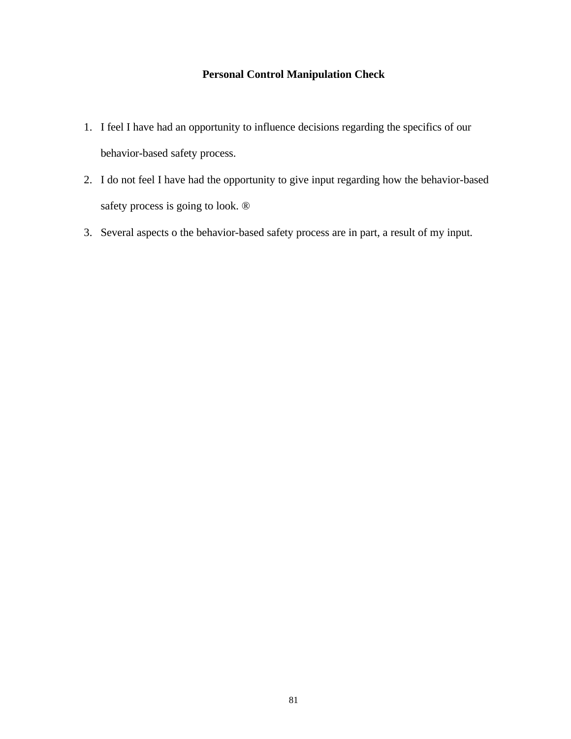**Personal Control Manipulation Check**

1. I feel I have had an opportunity to influence decisions regarding the specifics of our behavior-based safety process.
2. I do not feel I have had the opportunity to give input regarding how the behavior-based safety process is going to look. ®
3. Several aspects o the behavior-based safety process are in part, a result of my input.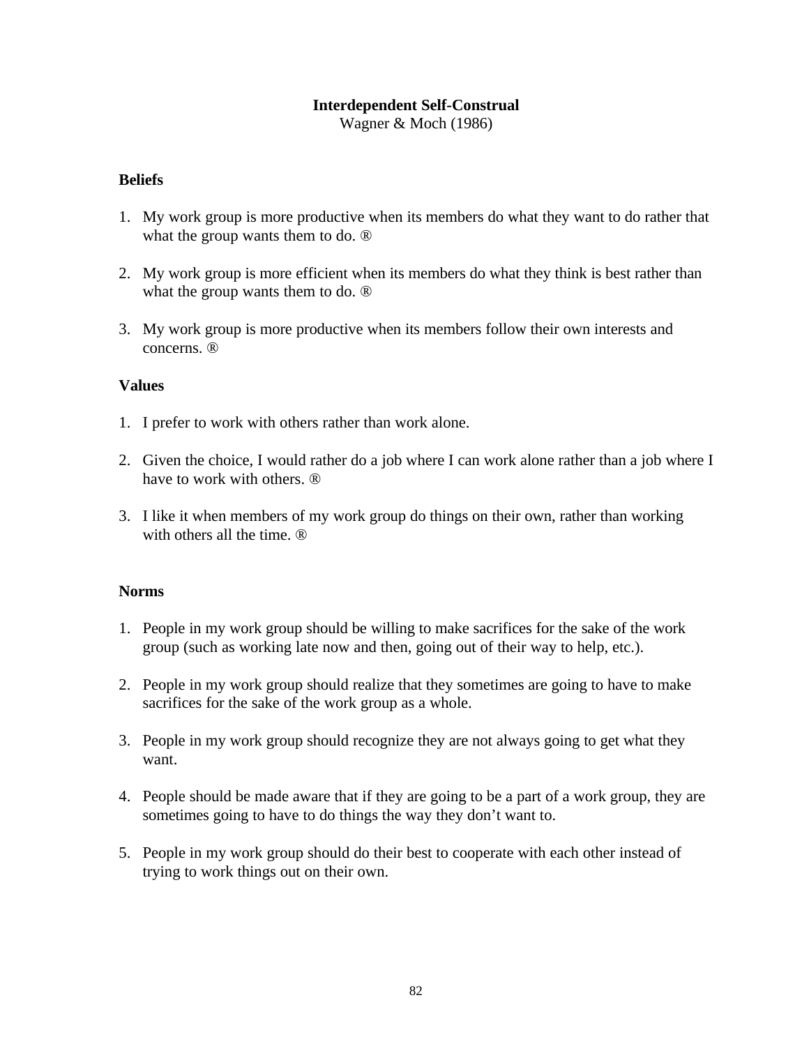**Interdependent Self-Construal**
Wagner & Moch (1986)

**Beliefs**

1. My work group is more productive when its members do what they want to do rather that what the group wants them to do. ®

2. My work group is more efficient when its members do what they think is best rather than what the group wants them to do. ®

3. My work group is more productive when its members follow their own interests and concerns. ®

**Values**

1. I prefer to work with others rather than work alone.

2. Given the choice, I would rather do a job where I can work alone rather than a job where I have to work with others. ®

3. I like it when members of my work group do things on their own, rather than working with others all the time. ®

**Norms**

1. People in my work group should be willing to make sacrifices for the sake of the work group (such as working late now and then, going out of their way to help, etc.).

2. People in my work group should realize that they sometimes are going to have to make sacrifices for the sake of the work group as a whole.

3. People in my work group should recognize they are not always going to get what they want.

4. People should be made aware that if they are going to be a part of a work group, they are sometimes going to have to do things the way they don't want to.

5. People in my work group should do their best to cooperate with each other instead of trying to work things out on their own.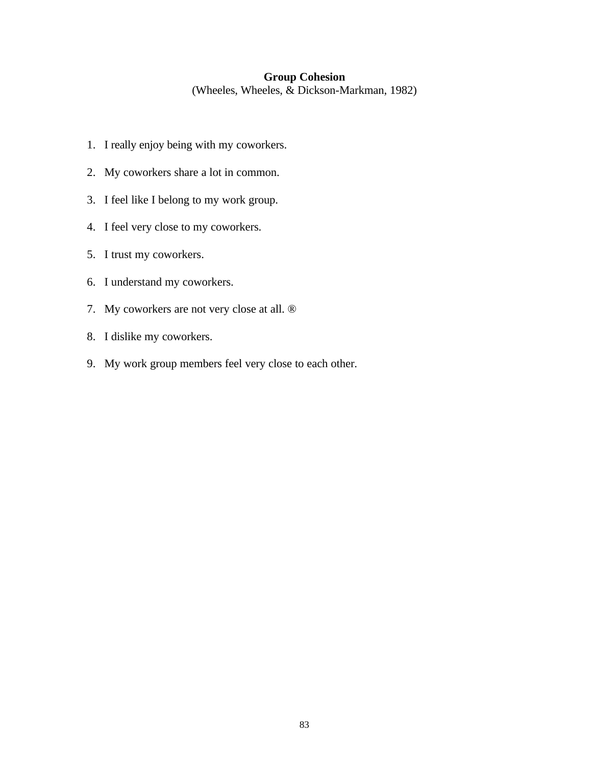**Group Cohesion**

(Wheeles, Wheeles, & Dickson-Markman, 1982)

1. I really enjoy being with my coworkers.
2. My coworkers share a lot in common.
3. I feel like I belong to my work group.
4. I feel very close to my coworkers.
5. I trust my coworkers.
6. I understand my coworkers.
7. My coworkers are not very close at all. ®
8. I dislike my coworkers.
9. My work group members feel very close to each other.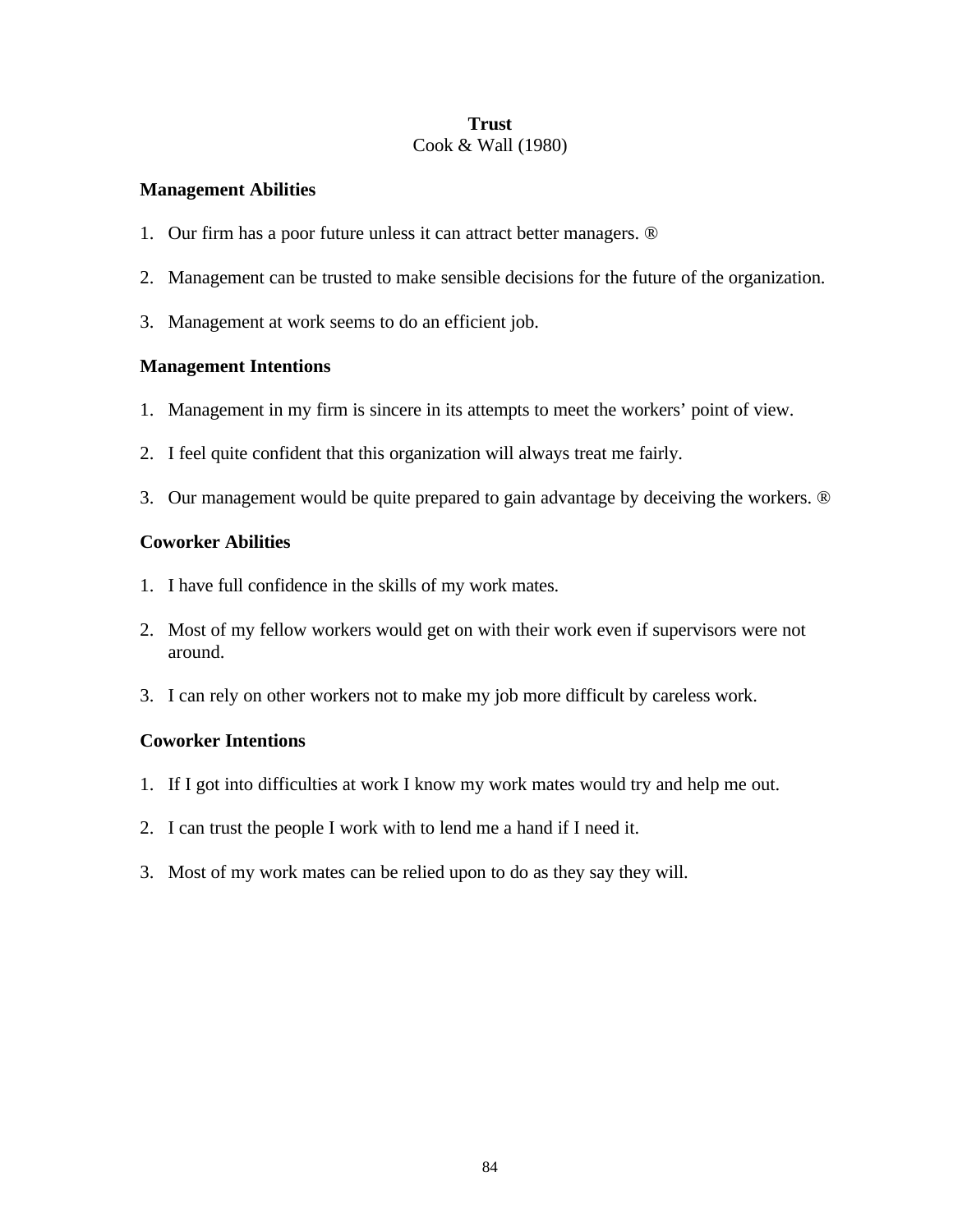**Trust**
Cook & Wall (1980)

**Management Abilities**

1. Our firm has a poor future unless it can attract better managers. ®

2. Management can be trusted to make sensible decisions for the future of the organization.

3. Management at work seems to do an efficient job.

**Management Intentions**

1. Management in my firm is sincere in its attempts to meet the workers' point of view.

2. I feel quite confident that this organization will always treat me fairly.

3. Our management would be quite prepared to gain advantage by deceiving the workers. ®

**Coworker Abilities**

1. I have full confidence in the skills of my work mates.

2. Most of my fellow workers would get on with their work even if supervisors were not around.

3. I can rely on other workers not to make my job more difficult by careless work.

**Coworker Intentions**

1. If I got into difficulties at work I know my work mates would try and help me out.

2. I can trust the people I work with to lend me a hand if I need it.

3. Most of my work mates can be relied upon to do as they say they will.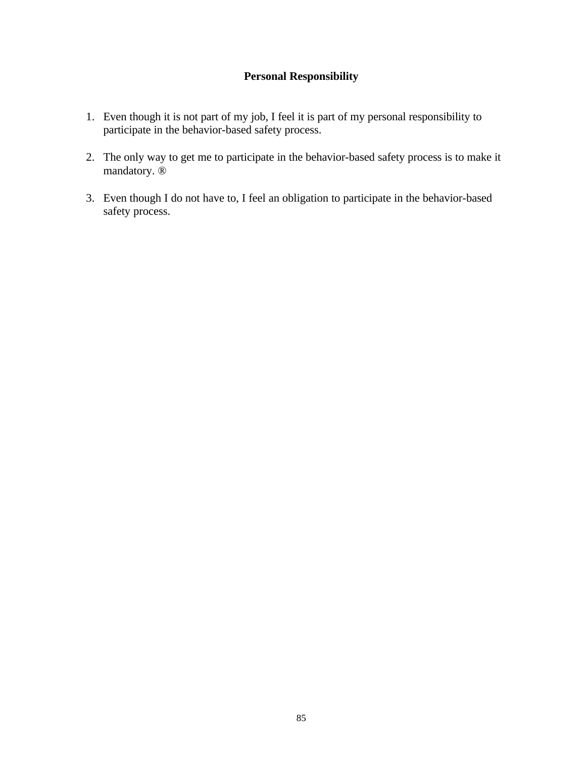## Personal Responsibility

1. Even though it is not part of my job, I feel it is part of my personal responsibility to participate in the behavior-based safety process.

2. The only way to get me to participate in the behavior-based safety process is to make it mandatory. ®

3. Even though I do not have to, I feel an obligation to participate in the behavior-based safety process.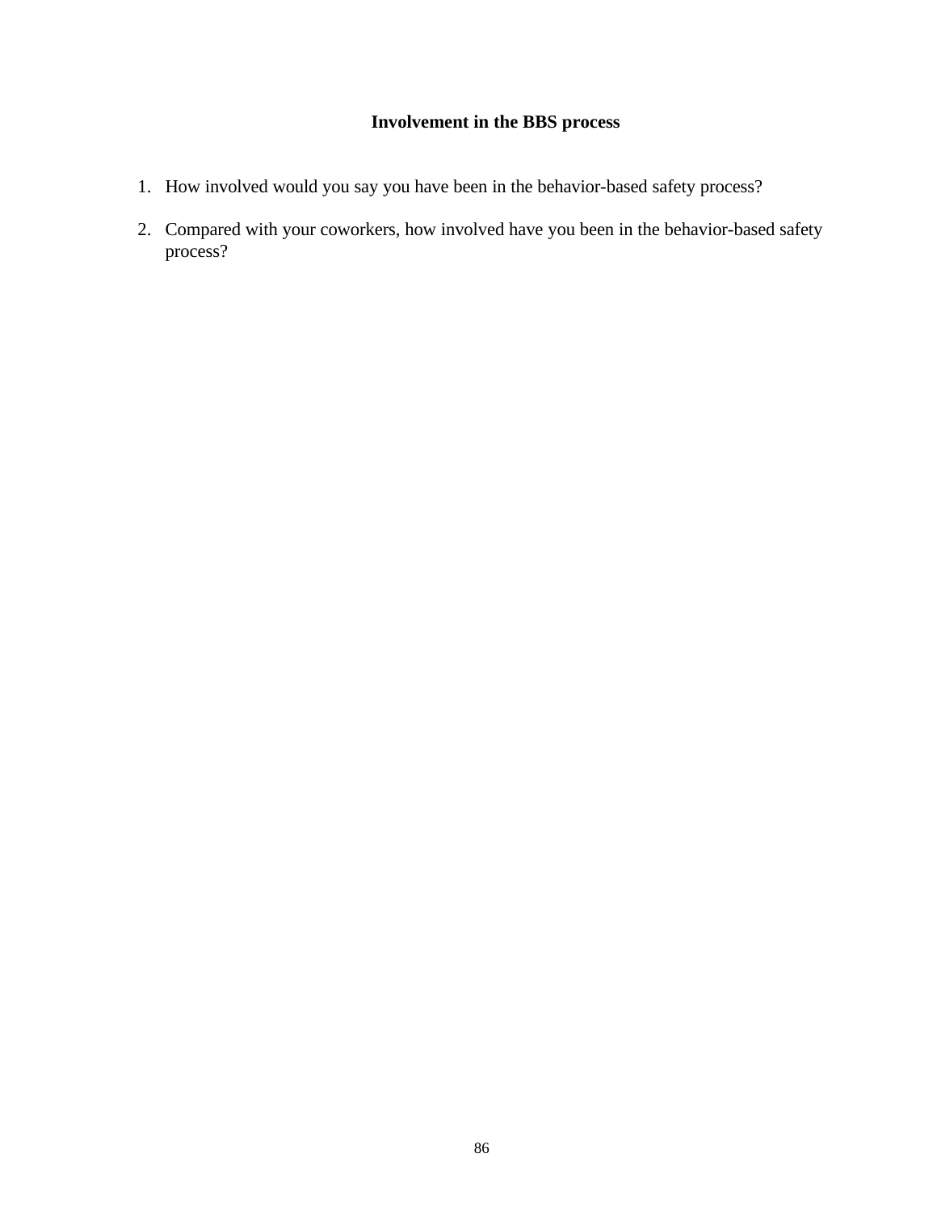## Involvement in the BBS process

1. How involved would you say you have been in the behavior-based safety process?

2. Compared with your coworkers, how involved have you been in the behavior-based safety process?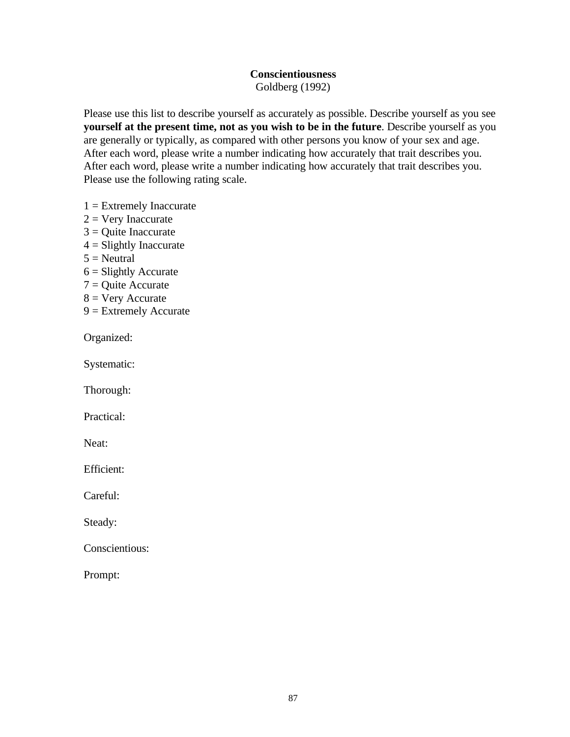**Conscientiousness**
Goldberg (1992)

Please use this list to describe yourself as accurately as possible. Describe yourself as you see **yourself at the present time, not as you wish to be in the future**. Describe yourself as you are generally or typically, as compared with other persons you know of your sex and age. After each word, please write a number indicating how accurately that trait describes you. After each word, please write a number indicating how accurately that trait describes you. Please use the following rating scale.

1 = Extremely Inaccurate
2 = Very Inaccurate
3 = Quite Inaccurate
4 = Slightly Inaccurate
5 = Neutral
6 = Slightly Accurate
7 = Quite Accurate
8 = Very Accurate
9 = Extremely Accurate

Organized:

Systematic:

Thorough:

Practical:

Neat:

Efficient:

Careful:

Steady:

Conscientious:

Prompt: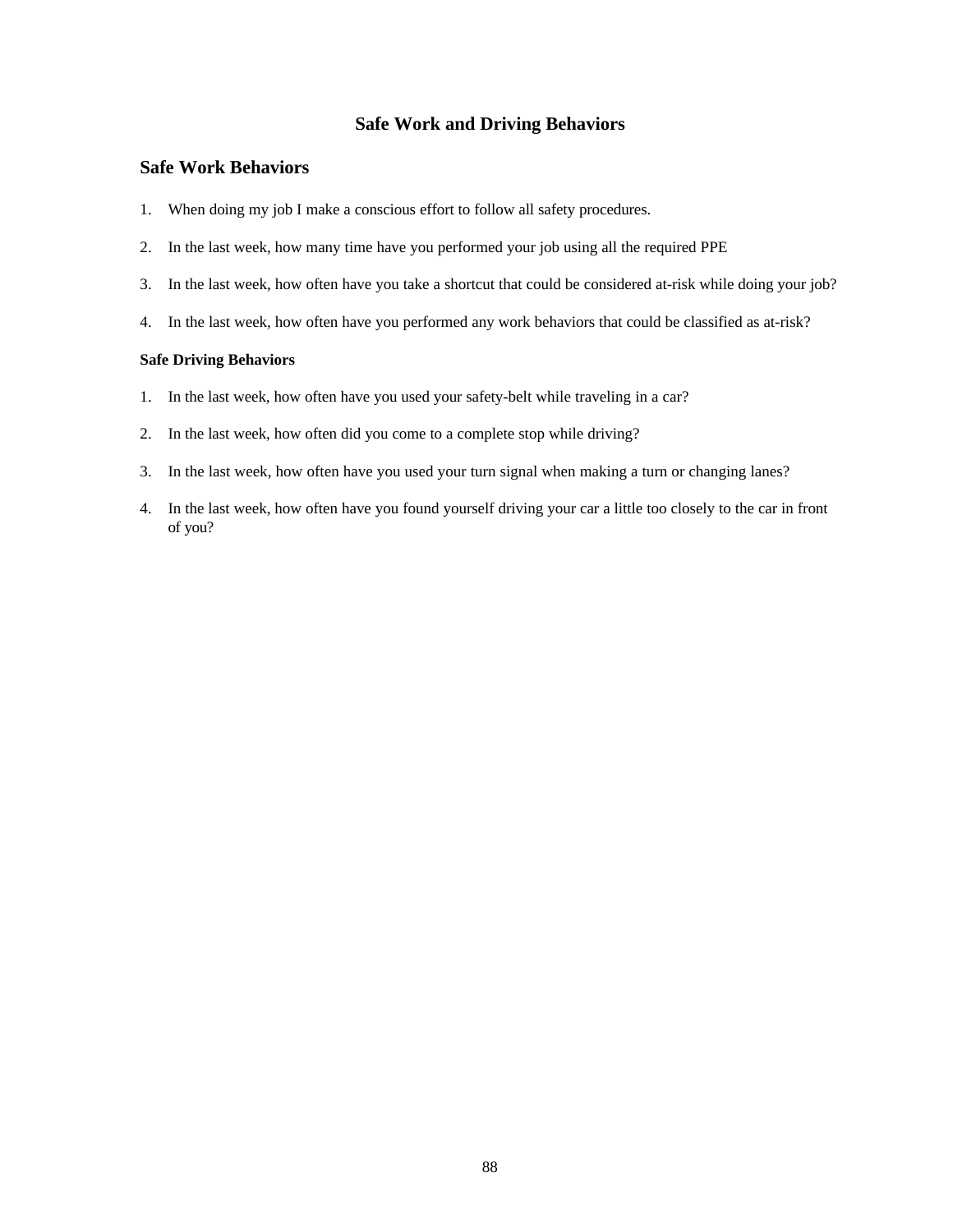# Safe Work and Driving Behaviors

## Safe Work Behaviors

1. When doing my job I make a conscious effort to follow all safety procedures.
2. In the last week, how many time have you performed your job using all the required PPE
3. In the last week, how often have you take a shortcut that could be considered at-risk while doing your job?
4. In the last week, how often have you performed any work behaviors that could be classified as at-risk?

### Safe Driving Behaviors

1. In the last week, how often have you used your safety-belt while traveling in a car?
2. In the last week, how often did you come to a complete stop while driving?
3. In the last week, how often have you used your turn signal when making a turn or changing lanes?
4. In the last week, how often have you found yourself driving your car a little too closely to the car in front of you?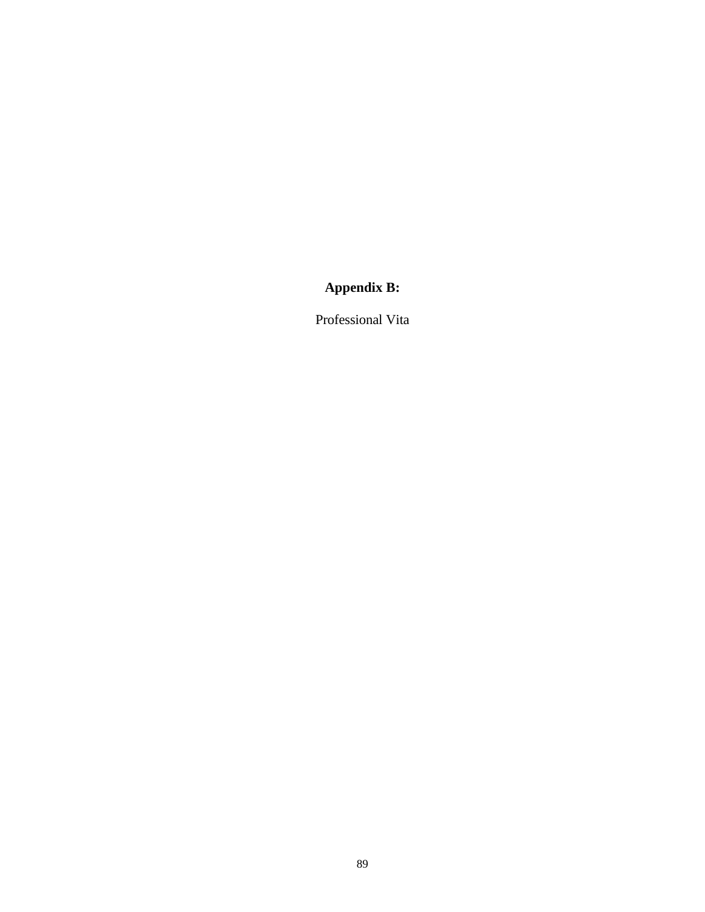# Appendix B:

Professional Vita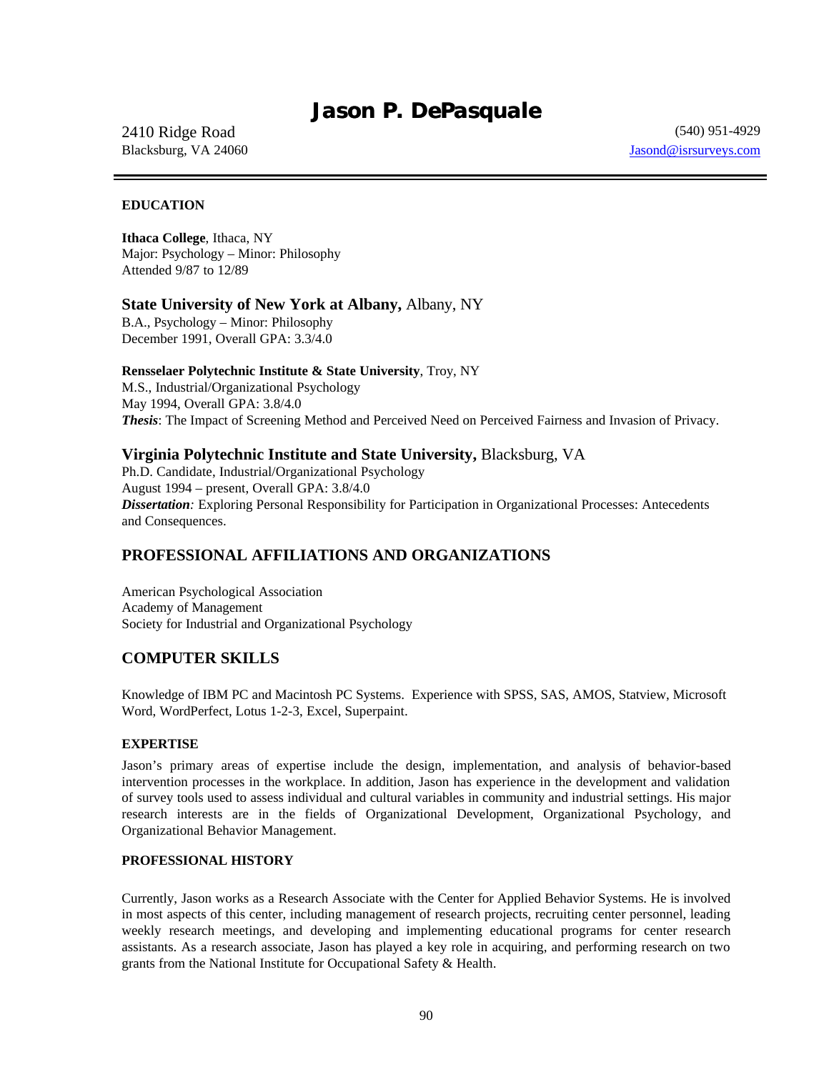# Jason P. DePasquale

2410 Ridge Road
Blacksburg, VA 24060

(540) 951-4929
Jasond@isrsurveys.com

---

**EDUCATION**

**Ithaca College**, Ithaca, NY
Major: Psychology – Minor: Philosophy
Attended 9/87 to 12/89

**State University of New York at Albany,** Albany, NY
B.A., Psychology – Minor: Philosophy
December 1991, Overall GPA: 3.3/4.0

**Rensselaer Polytechnic Institute & State University**, Troy, NY
M.S., Industrial/Organizational Psychology
May 1994, Overall GPA: 3.8/4.0
***Thesis***: The Impact of Screening Method and Perceived Need on Perceived Fairness and Invasion of Privacy.

**Virginia Polytechnic Institute and State University,** Blacksburg, VA
Ph.D. Candidate, Industrial/Organizational Psychology
August 1994 – present, Overall GPA: 3.8/4.0
***Dissertation****:* Exploring Personal Responsibility for Participation in Organizational Processes: Antecedents and Consequences.

## PROFESSIONAL AFFILIATIONS AND ORGANIZATIONS

American Psychological Association
Academy of Management
Society for Industrial and Organizational Psychology

## COMPUTER SKILLS

Knowledge of IBM PC and Macintosh PC Systems. Experience with SPSS, SAS, AMOS, Statview, Microsoft Word, WordPerfect, Lotus 1-2-3, Excel, Superpaint.

**EXPERTISE**

Jason's primary areas of expertise include the design, implementation, and analysis of behavior-based intervention processes in the workplace. In addition, Jason has experience in the development and validation of survey tools used to assess individual and cultural variables in community and industrial settings. His major research interests are in the fields of Organizational Development, Organizational Psychology, and Organizational Behavior Management.

**PROFESSIONAL HISTORY**

Currently, Jason works as a Research Associate with the Center for Applied Behavior Systems. He is involved in most aspects of this center, including management of research projects, recruiting center personnel, leading weekly research meetings, and developing and implementing educational programs for center research assistants. As a research associate, Jason has played a key role in acquiring, and performing research on two grants from the National Institute for Occupational Safety & Health.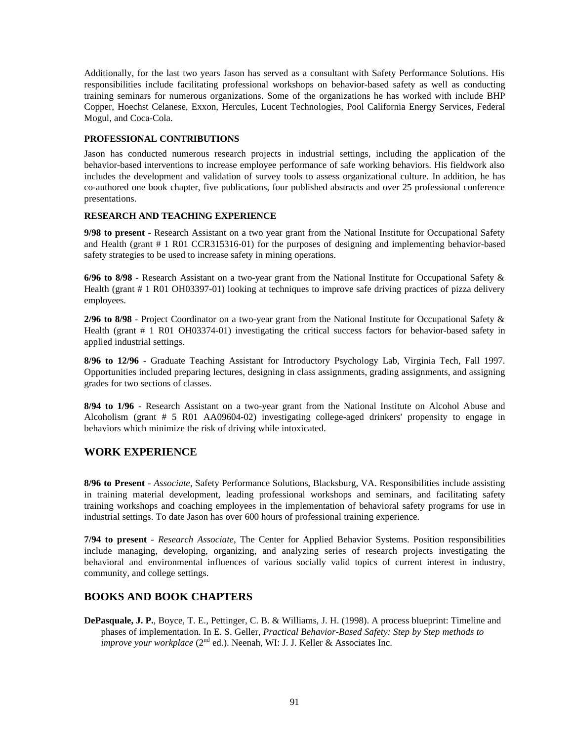Additionally, for the last two years Jason has served as a consultant with Safety Performance Solutions. His responsibilities include facilitating professional workshops on behavior-based safety as well as conducting training seminars for numerous organizations. Some of the organizations he has worked with include BHP Copper, Hoechst Celanese, Exxon, Hercules, Lucent Technologies, Pool California Energy Services, Federal Mogul, and Coca-Cola.

#### PROFESSIONAL CONTRIBUTIONS

Jason has conducted numerous research projects in industrial settings, including the application of the behavior-based interventions to increase employee performance of safe working behaviors. His fieldwork also includes the development and validation of survey tools to assess organizational culture. In addition, he has co-authored one book chapter, five publications, four published abstracts and over 25 professional conference presentations.

#### RESEARCH AND TEACHING EXPERIENCE

**9/98 to present** - Research Assistant on a two year grant from the National Institute for Occupational Safety and Health (grant # 1 R01 CCR315316-01) for the purposes of designing and implementing behavior-based safety strategies to be used to increase safety in mining operations.

**6/96 to 8/98** - Research Assistant on a two-year grant from the National Institute for Occupational Safety & Health (grant # 1 R01 OH03397-01) looking at techniques to improve safe driving practices of pizza delivery employees.

**2/96 to 8/98** - Project Coordinator on a two-year grant from the National Institute for Occupational Safety & Health (grant # 1 R01 OH03374-01) investigating the critical success factors for behavior-based safety in applied industrial settings.

**8/96 to 12/96** - Graduate Teaching Assistant for Introductory Psychology Lab, Virginia Tech, Fall 1997. Opportunities included preparing lectures, designing in class assignments, grading assignments, and assigning grades for two sections of classes.

**8/94 to 1/96** - Research Assistant on a two-year grant from the National Institute on Alcohol Abuse and Alcoholism (grant # 5 R01 AA09604-02) investigating college-aged drinkers' propensity to engage in behaviors which minimize the risk of driving while intoxicated.

## WORK EXPERIENCE

**8/96 to Present** - *Associate*, Safety Performance Solutions, Blacksburg, VA. Responsibilities include assisting in training material development, leading professional workshops and seminars, and facilitating safety training workshops and coaching employees in the implementation of behavioral safety programs for use in industrial settings. To date Jason has over 600 hours of professional training experience.

**7/94 to present** - *Research Associate*, The Center for Applied Behavior Systems. Position responsibilities include managing, developing, organizing, and analyzing series of research projects investigating the behavioral and environmental influences of various socially valid topics of current interest in industry, community, and college settings.

## BOOKS AND BOOK CHAPTERS

**DePasquale, J. P.**, Boyce, T. E., Pettinger, C. B. & Williams, J. H. (1998). A process blueprint: Timeline and phases of implementation. In E. S. Geller, *Practical Behavior-Based Safety: Step by Step methods to improve your workplace* (2nd ed.). Neenah, WI: J. J. Keller & Associates Inc.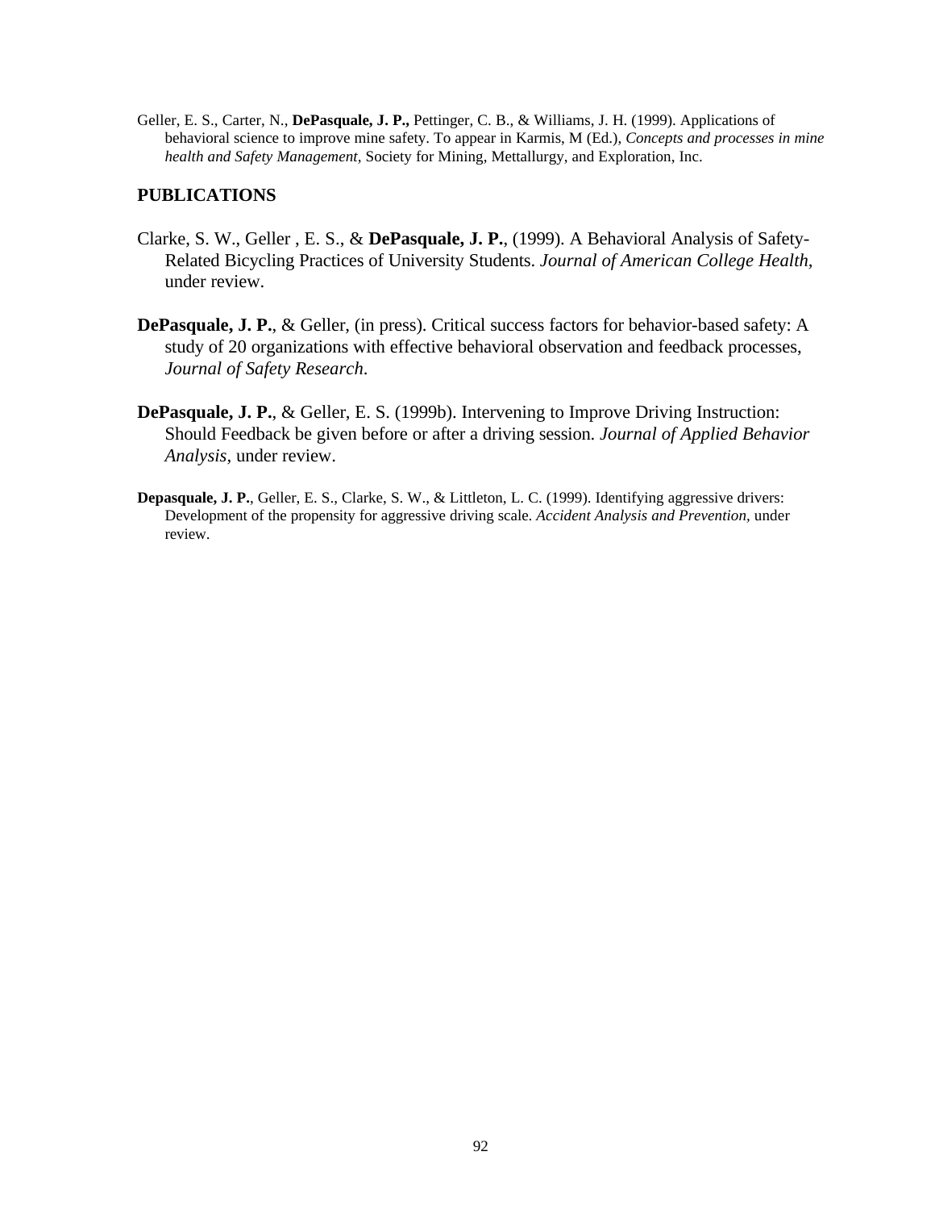Geller, E. S., Carter, N., **DePasquale, J. P.,** Pettinger, C. B., & Williams, J. H. (1999). Applications of behavioral science to improve mine safety. To appear in Karmis, M (Ed.), *Concepts and processes in mine health and Safety Management,* Society for Mining, Mettallurgy, and Exploration, Inc.

## PUBLICATIONS

Clarke, S. W., Geller , E. S., & **DePasquale, J. P.**, (1999). A Behavioral Analysis of Safety-Related Bicycling Practices of University Students. *Journal of American College Health,* under review.

**DePasquale, J. P.**, & Geller, (in press). Critical success factors for behavior-based safety: A study of 20 organizations with effective behavioral observation and feedback processes, *Journal of Safety Research.*

**DePasquale, J. P.**, & Geller, E. S. (1999b). Intervening to Improve Driving Instruction: Should Feedback be given before or after a driving session*. Journal of Applied Behavior Analysis*, under review.

**Depasquale, J. P.**, Geller, E. S., Clarke, S. W., & Littleton, L. C. (1999). Identifying aggressive drivers: Development of the propensity for aggressive driving scale. *Accident Analysis and Prevention,* under review.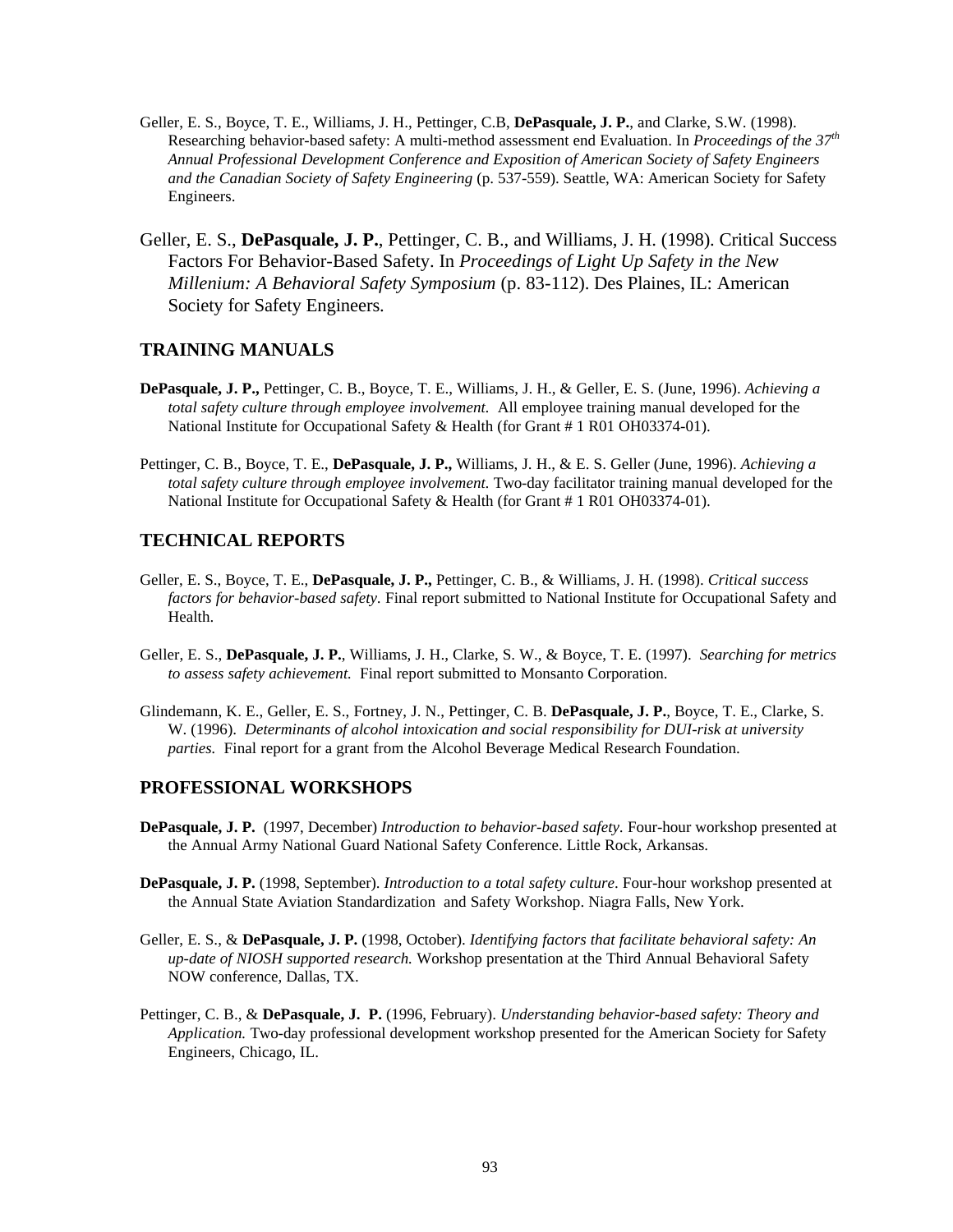Geller, E. S., Boyce, T. E., Williams, J. H., Pettinger, C.B, **DePasquale, J. P.**, and Clarke, S.W. (1998). Researching behavior-based safety: A multi-method assessment end Evaluation. In *Proceedings of the 37th Annual Professional Development Conference and Exposition of American Society of Safety Engineers and the Canadian Society of Safety Engineering* (p. 537-559). Seattle, WA: American Society for Safety Engineers.

Geller, E. S., **DePasquale, J. P.**, Pettinger, C. B., and Williams, J. H. (1998). Critical Success Factors For Behavior-Based Safety. In *Proceedings of Light Up Safety in the New Millenium: A Behavioral Safety Symposium* (p. 83-112). Des Plaines, IL: American Society for Safety Engineers.

## TRAINING MANUALS

**DePasquale, J. P.,** Pettinger, C. B., Boyce, T. E., Williams, J. H., & Geller, E. S. (June, 1996). *Achieving a total safety culture through employee involvement.* All employee training manual developed for the National Institute for Occupational Safety & Health (for Grant # 1 R01 OH03374-01).

Pettinger, C. B., Boyce, T. E., **DePasquale, J. P.,** Williams, J. H., & E. S. Geller (June, 1996). *Achieving a total safety culture through employee involvement.* Two-day facilitator training manual developed for the National Institute for Occupational Safety & Health (for Grant # 1 R01 OH03374-01).

## TECHNICAL REPORTS

Geller, E. S., Boyce, T. E., **DePasquale, J. P.,** Pettinger, C. B., & Williams, J. H. (1998). *Critical success factors for behavior-based safety.* Final report submitted to National Institute for Occupational Safety and Health.

Geller, E. S., **DePasquale, J. P.**, Williams, J. H., Clarke, S. W., & Boyce, T. E. (1997). *Searching for metrics to assess safety achievement.* Final report submitted to Monsanto Corporation.

Glindemann, K. E., Geller, E. S., Fortney, J. N., Pettinger, C. B. **DePasquale, J. P.**, Boyce, T. E., Clarke, S. W. (1996). *Determinants of alcohol intoxication and social responsibility for DUI-risk at university parties.* Final report for a grant from the Alcohol Beverage Medical Research Foundation.

## PROFESSIONAL WORKSHOPS

**DePasquale, J. P.** (1997, December) *Introduction to behavior-based safety.* Four-hour workshop presented at the Annual Army National Guard National Safety Conference. Little Rock, Arkansas.

**DePasquale, J. P.** (1998, September). *Introduction to a total safety culture*. Four-hour workshop presented at the Annual State Aviation Standardization and Safety Workshop. Niagra Falls, New York.

Geller, E. S., & **DePasquale, J. P.** (1998, October). *Identifying factors that facilitate behavioral safety: An up-date of NIOSH supported research.* Workshop presentation at the Third Annual Behavioral Safety NOW conference, Dallas, TX.

Pettinger, C. B., & **DePasquale, J. P.** (1996, February). *Understanding behavior-based safety: Theory and Application.* Two-day professional development workshop presented for the American Society for Safety Engineers, Chicago, IL.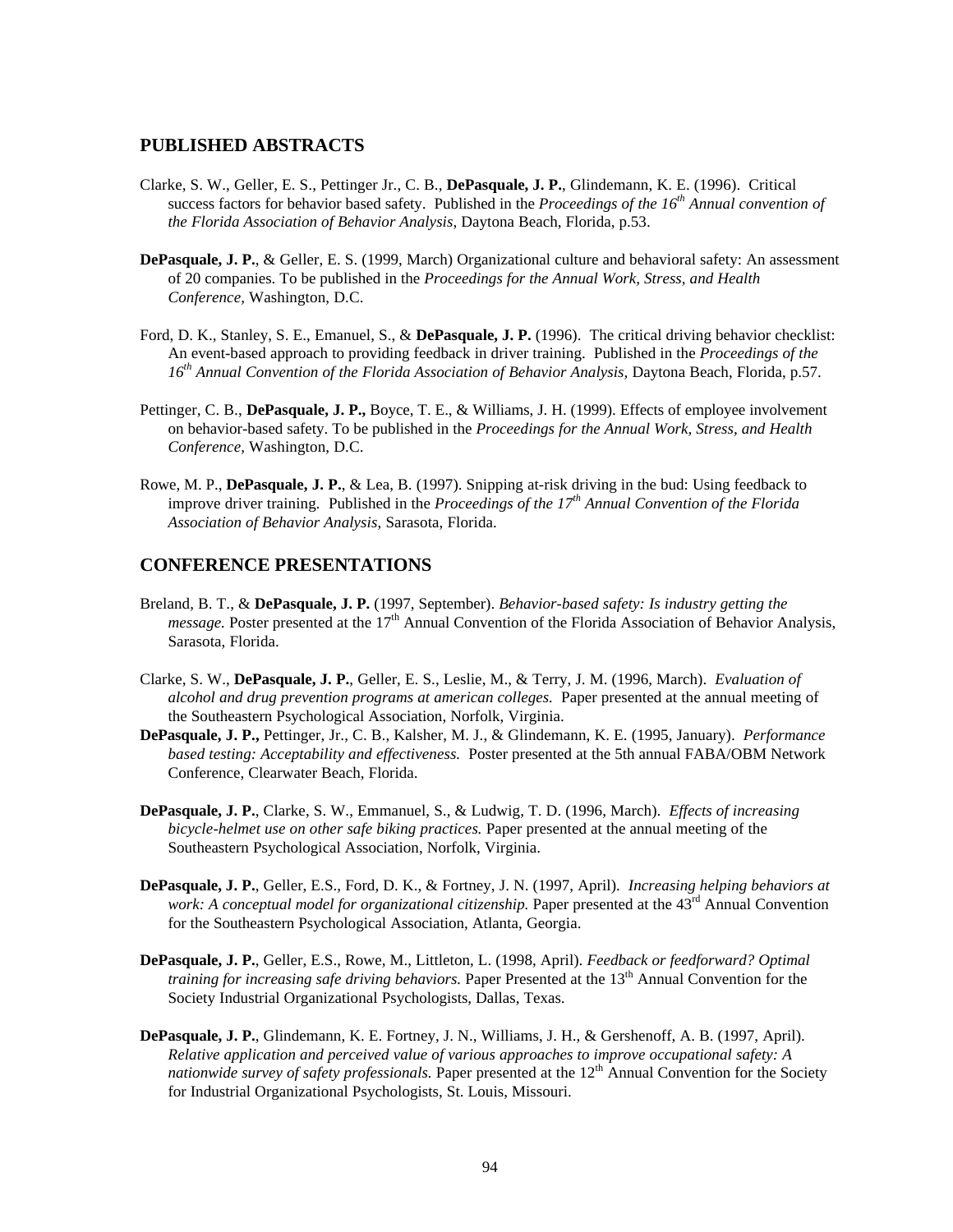## PUBLISHED ABSTRACTS

Clarke, S. W., Geller, E. S., Pettinger Jr., C. B., **DePasquale, J. P.**, Glindemann, K. E. (1996). Critical success factors for behavior based safety. Published in the *Proceedings of the 16th Annual convention of the Florida Association of Behavior Analysis,* Daytona Beach, Florida, p.53.

**DePasquale, J. P.**, & Geller, E. S. (1999, March) Organizational culture and behavioral safety: An assessment of 20 companies. To be published in the *Proceedings for the Annual Work, Stress, and Health Conference,* Washington, D.C.

Ford, D. K., Stanley, S. E., Emanuel, S., & **DePasquale, J. P.** (1996). The critical driving behavior checklist: An event-based approach to providing feedback in driver training. Published in the *Proceedings of the 16th Annual Convention of the Florida Association of Behavior Analysis,* Daytona Beach, Florida, p.57.

Pettinger, C. B., **DePasquale, J. P.,** Boyce, T. E., & Williams, J. H. (1999). Effects of employee involvement on behavior-based safety. To be published in the *Proceedings for the Annual Work, Stress, and Health Conference,* Washington, D.C.

Rowe, M. P., **DePasquale, J. P.**, & Lea, B. (1997). Snipping at-risk driving in the bud: Using feedback to improve driver training. Published in the *Proceedings of the 17th Annual Convention of the Florida Association of Behavior Analysis,* Sarasota, Florida.

## CONFERENCE PRESENTATIONS

Breland, B. T., & **DePasquale, J. P.** (1997, September). *Behavior-based safety: Is industry getting the message.* Poster presented at the 17th Annual Convention of the Florida Association of Behavior Analysis, Sarasota, Florida.

Clarke, S. W., **DePasquale, J. P.**, Geller, E. S., Leslie, M., & Terry, J. M. (1996, March). *Evaluation of alcohol and drug prevention programs at american colleges.* Paper presented at the annual meeting of the Southeastern Psychological Association, Norfolk, Virginia.

**DePasquale, J. P.,** Pettinger, Jr., C. B., Kalsher, M. J., & Glindemann, K. E. (1995, January). *Performance based testing: Acceptability and effectiveness.* Poster presented at the 5th annual FABA/OBM Network Conference, Clearwater Beach, Florida.

**DePasquale, J. P.**, Clarke, S. W., Emmanuel, S., & Ludwig, T. D. (1996, March). *Effects of increasing bicycle-helmet use on other safe biking practices.* Paper presented at the annual meeting of the Southeastern Psychological Association, Norfolk, Virginia.

**DePasquale, J. P.**, Geller, E.S., Ford, D. K., & Fortney, J. N. (1997, April). *Increasing helping behaviors at work: A conceptual model for organizational citizenship.* Paper presented at the 43rd Annual Convention for the Southeastern Psychological Association, Atlanta, Georgia.

**DePasquale, J. P.**, Geller, E.S., Rowe, M., Littleton, L. (1998, April). *Feedback or feedforward? Optimal training for increasing safe driving behaviors.* Paper Presented at the 13th Annual Convention for the Society Industrial Organizational Psychologists, Dallas, Texas.

**DePasquale, J. P.**, Glindemann, K. E. Fortney, J. N., Williams, J. H., & Gershenoff, A. B. (1997, April). *Relative application and perceived value of various approaches to improve occupational safety: A nationwide survey of safety professionals.* Paper presented at the 12th Annual Convention for the Society for Industrial Organizational Psychologists, St. Louis, Missouri.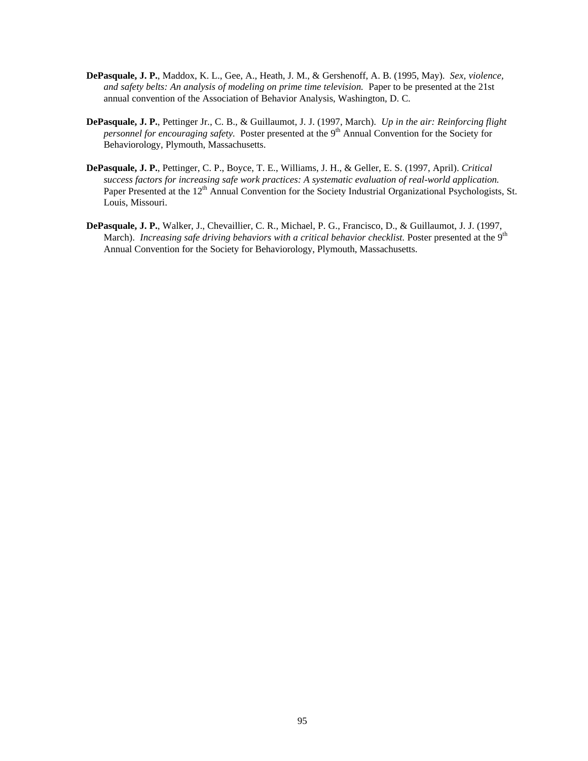**DePasquale, J. P.**, Maddox, K. L., Gee, A., Heath, J. M., & Gershenoff, A. B. (1995, May). *Sex, violence, and safety belts: An analysis of modeling on prime time television.* Paper to be presented at the 21st annual convention of the Association of Behavior Analysis, Washington, D. C.

**DePasquale, J. P.**, Pettinger Jr., C. B., & Guillaumot, J. J. (1997, March). *Up in the air: Reinforcing flight personnel for encouraging safety.* Poster presented at the 9th Annual Convention for the Society for Behaviorology, Plymouth, Massachusetts.

**DePasquale, J. P.**, Pettinger, C. P., Boyce, T. E., Williams, J. H., & Geller, E. S. (1997, April). *Critical success factors for increasing safe work practices: A systematic evaluation of real-world application.* Paper Presented at the 12th Annual Convention for the Society Industrial Organizational Psychologists, St. Louis, Missouri.

**DePasquale, J. P.**, Walker, J., Chevaillier, C. R., Michael, P. G., Francisco, D., & Guillaumot, J. J. (1997, March). *Increasing safe driving behaviors with a critical behavior checklist.* Poster presented at the 9th Annual Convention for the Society for Behaviorology, Plymouth, Massachusetts.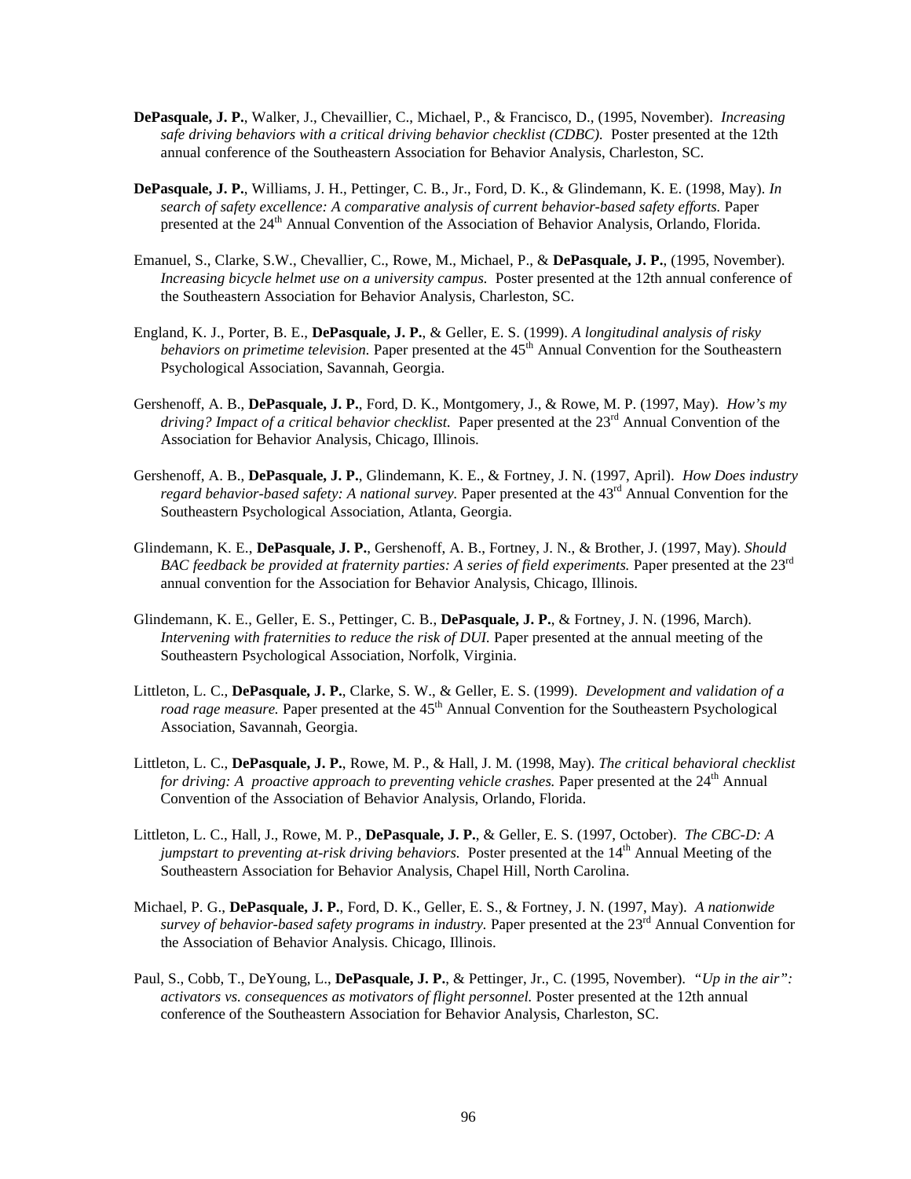**DePasquale, J. P.**, Walker, J., Chevaillier, C., Michael, P., & Francisco, D., (1995, November). *Increasing safe driving behaviors with a critical driving behavior checklist (CDBC).* Poster presented at the 12th annual conference of the Southeastern Association for Behavior Analysis, Charleston, SC.

**DePasquale, J. P.**, Williams, J. H., Pettinger, C. B., Jr., Ford, D. K., & Glindemann, K. E. (1998, May). *In search of safety excellence: A comparative analysis of current behavior-based safety efforts.* Paper presented at the 24th Annual Convention of the Association of Behavior Analysis, Orlando, Florida.

Emanuel, S., Clarke, S.W., Chevallier, C., Rowe, M., Michael, P., & **DePasquale, J. P.**, (1995, November). *Increasing bicycle helmet use on a university campus.* Poster presented at the 12th annual conference of the Southeastern Association for Behavior Analysis, Charleston, SC.

England, K. J., Porter, B. E., **DePasquale, J. P.**, & Geller, E. S. (1999). *A longitudinal analysis of risky behaviors on primetime television.* Paper presented at the 45th Annual Convention for the Southeastern Psychological Association, Savannah, Georgia.

Gershenoff, A. B., **DePasquale, J. P.**, Ford, D. K., Montgomery, J., & Rowe, M. P. (1997, May). *How's my driving? Impact of a critical behavior checklist.* Paper presented at the 23rd Annual Convention of the Association for Behavior Analysis, Chicago, Illinois.

Gershenoff, A. B., **DePasquale, J. P.**, Glindemann, K. E., & Fortney, J. N. (1997, April). *How Does industry regard behavior-based safety: A national survey.* Paper presented at the 43rd Annual Convention for the Southeastern Psychological Association, Atlanta, Georgia.

Glindemann, K. E., **DePasquale, J. P.**, Gershenoff, A. B., Fortney, J. N., & Brother, J. (1997, May). *Should BAC feedback be provided at fraternity parties: A series of field experiments.* Paper presented at the 23rd annual convention for the Association for Behavior Analysis, Chicago, Illinois.

Glindemann, K. E., Geller, E. S., Pettinger, C. B., **DePasquale, J. P.**, & Fortney, J. N. (1996, March). *Intervening with fraternities to reduce the risk of DUI.* Paper presented at the annual meeting of the Southeastern Psychological Association, Norfolk, Virginia.

Littleton, L. C., **DePasquale, J. P.**, Clarke, S. W., & Geller, E. S. (1999). *Development and validation of a road rage measure.* Paper presented at the 45th Annual Convention for the Southeastern Psychological Association, Savannah, Georgia.

Littleton, L. C., **DePasquale, J. P.**, Rowe, M. P., & Hall, J. M. (1998, May). *The critical behavioral checklist for driving: A proactive approach to preventing vehicle crashes.* Paper presented at the 24th Annual Convention of the Association of Behavior Analysis, Orlando, Florida.

Littleton, L. C., Hall, J., Rowe, M. P., **DePasquale, J. P.**, & Geller, E. S. (1997, October). *The CBC-D: A jumpstart to preventing at-risk driving behaviors.* Poster presented at the 14th Annual Meeting of the Southeastern Association for Behavior Analysis, Chapel Hill, North Carolina.

Michael, P. G., **DePasquale, J. P.**, Ford, D. K., Geller, E. S., & Fortney, J. N. (1997, May). *A nationwide survey of behavior-based safety programs in industry.* Paper presented at the 23rd Annual Convention for the Association of Behavior Analysis. Chicago, Illinois.

Paul, S., Cobb, T., DeYoung, L., **DePasquale, J. P.**, & Pettinger, Jr., C. (1995, November). *"Up in the air": activators vs. consequences as motivators of flight personnel.* Poster presented at the 12th annual conference of the Southeastern Association for Behavior Analysis, Charleston, SC.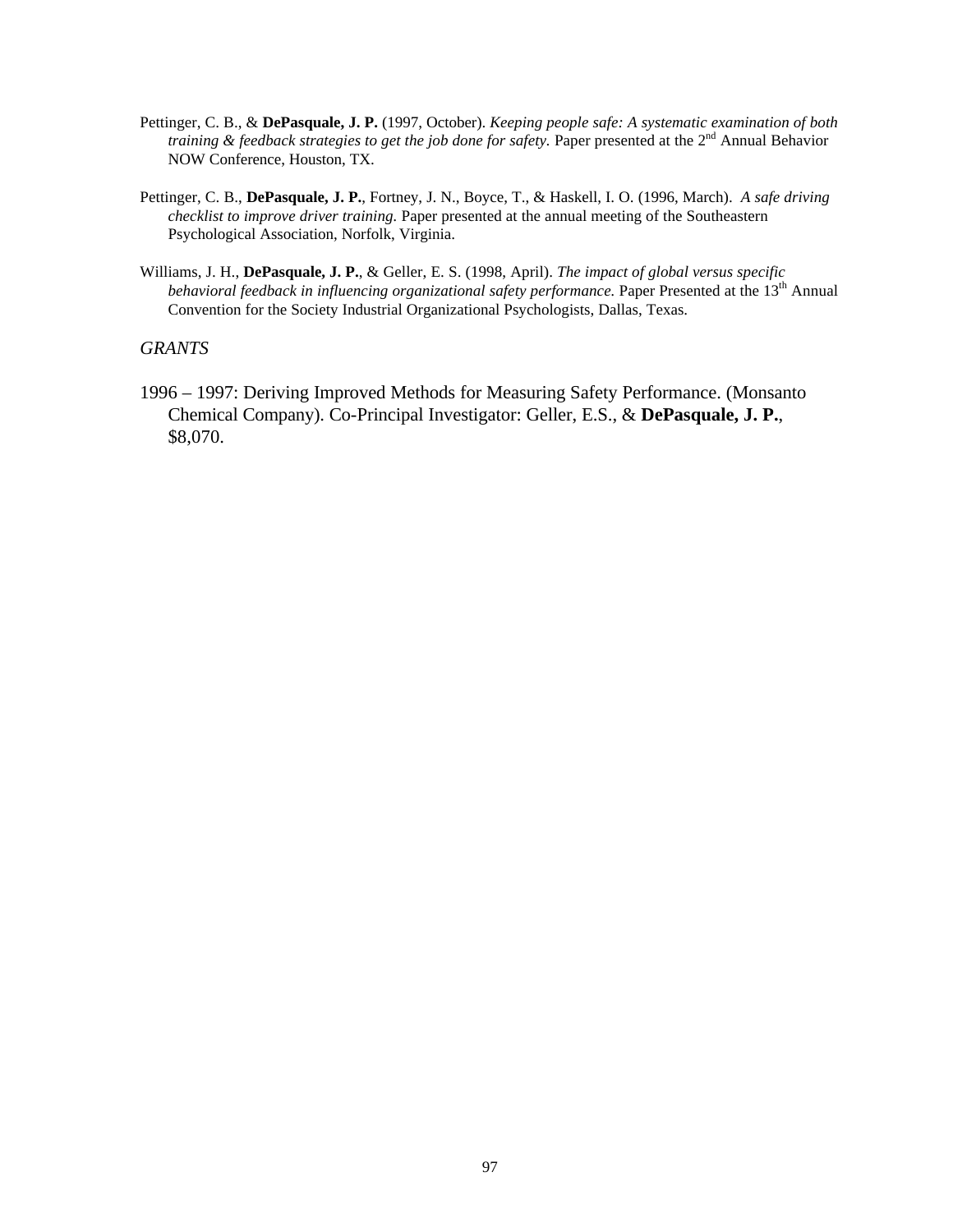Pettinger, C. B., & **DePasquale, J. P.** (1997, October). *Keeping people safe: A systematic examination of both training & feedback strategies to get the job done for safety.* Paper presented at the 2nd Annual Behavior NOW Conference, Houston, TX.

Pettinger, C. B., **DePasquale, J. P.**, Fortney, J. N., Boyce, T., & Haskell, I. O. (1996, March). *A safe driving checklist to improve driver training.* Paper presented at the annual meeting of the Southeastern Psychological Association, Norfolk, Virginia.

Williams, J. H., **DePasquale, J. P.**, & Geller, E. S. (1998, April). *The impact of global versus specific behavioral feedback in influencing organizational safety performance.* Paper Presented at the 13th Annual Convention for the Society Industrial Organizational Psychologists, Dallas, Texas.

*GRANTS*

1996 – 1997: Deriving Improved Methods for Measuring Safety Performance. (Monsanto Chemical Company). Co-Principal Investigator: Geller, E.S., & **DePasquale, J. P.**, $8,070.